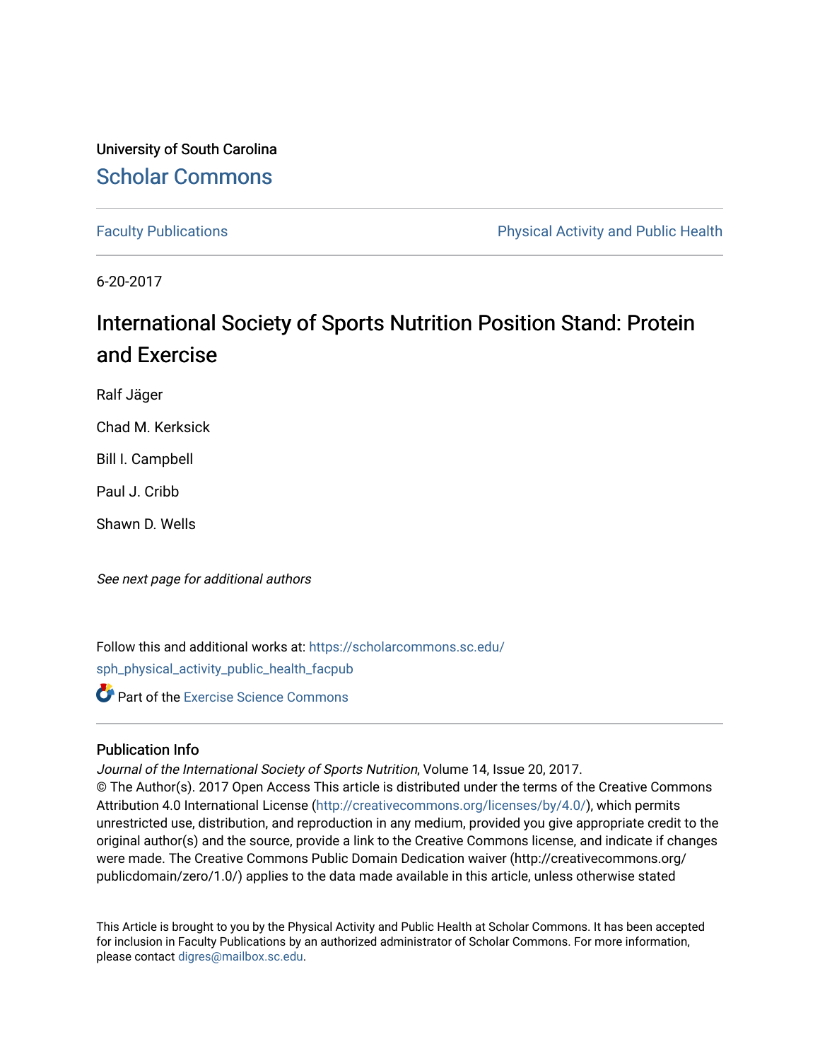University of South Carolina

# Scholar Commons

Faculty Publications | Physical Activity and Public Health

6-20-2017

# International Society of Sports Nutrition Position Stand: Protein and Exercise

Ralf Jäger

Chad M. Kerksick

Bill I. Campbell

Paul J. Cribb

Shawn D. Wells

*See next page for additional authors*

Follow this and additional works at: https://scholarcommons.sc.edu/sph_physical_activity_public_health_facpub

Part of the Exercise Science Commons

## Publication Info

*Journal of the International Society of Sports Nutrition*, Volume 14, Issue 20, 2017.
© The Author(s). 2017 Open Access This article is distributed under the terms of the Creative Commons Attribution 4.0 International License (http://creativecommons.org/licenses/by/4.0/), which permits unrestricted use, distribution, and reproduction in any medium, provided you give appropriate credit to the original author(s) and the source, provide a link to the Creative Commons license, and indicate if changes were made. The Creative Commons Public Domain Dedication waiver (http://creativecommons.org/publicdomain/zero/1.0/) applies to the data made available in this article, unless otherwise stated

This Article is brought to you by the Physical Activity and Public Health at Scholar Commons. It has been accepted for inclusion in Faculty Publications by an authorized administrator of Scholar Commons. For more information, please contact digres@mailbox.sc.edu.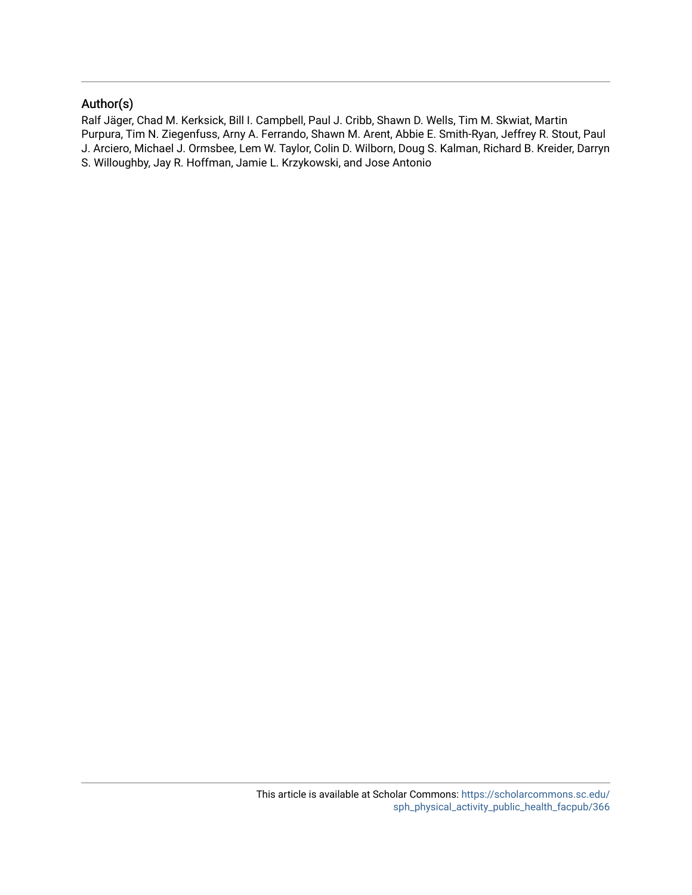## Author(s)

Ralf Jäger, Chad M. Kerksick, Bill I. Campbell, Paul J. Cribb, Shawn D. Wells, Tim M. Skwiat, Martin Purpura, Tim N. Ziegenfuss, Arny A. Ferrando, Shawn M. Arent, Abbie E. Smith-Ryan, Jeffrey R. Stout, Paul J. Arciero, Michael J. Ormsbee, Lem W. Taylor, Colin D. Wilborn, Doug S. Kalman, Richard B. Kreider, Darryn S. Willoughby, Jay R. Hoffman, Jamie L. Krzykowski, and Jose Antonio

This article is available at Scholar Commons: https://scholarcommons.sc.edu/sph_physical_activity_public_health_facpub/366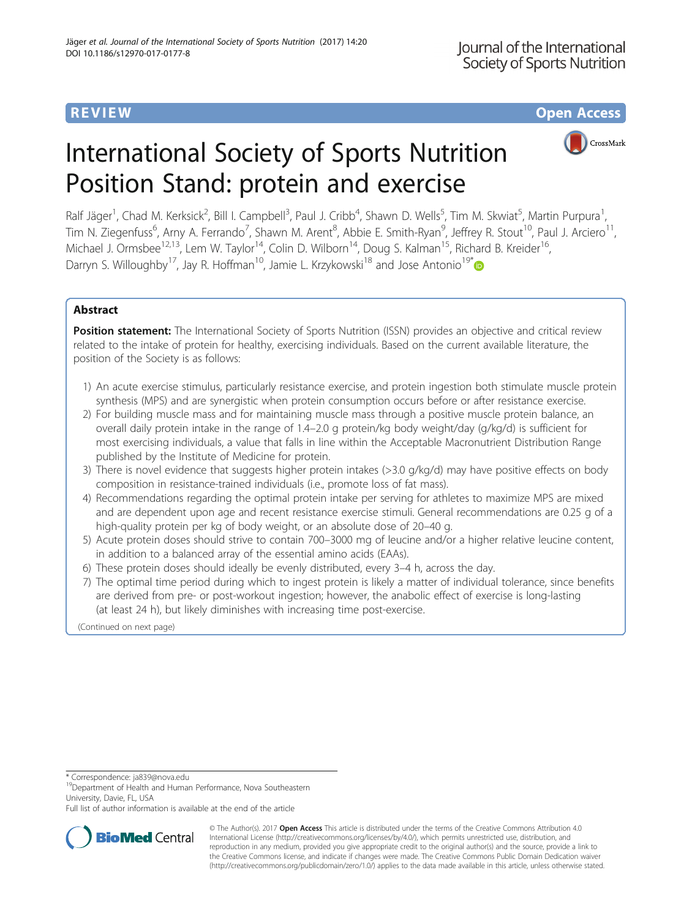# REVIEW Open Access

# International Society of Sports Nutrition Position Stand: protein and exercise

Ralf Jäger[1], Chad M. Kerksick[2], Bill I. Campbell[3], Paul J. Cribb[4], Shawn D. Wells[5], Tim M. Skwiat[5], Martin Purpura[1], Tim N. Ziegenfuss[6], Arny A. Ferrando[7], Shawn M. Arent[8], Abbie E. Smith-Ryan[9], Jeffrey R. Stout[10], Paul J. Arciero[11], Michael J. Ormsbee[12,13], Lem W. Taylor[14], Colin D. Wilborn[14], Doug S. Kalman[15], Richard B. Kreider[16], Darryn S. Willoughby[17], Jay R. Hoffman[10], Jamie L. Krzykowski[18] and Jose Antonio[19*]

## Abstract

**Position statement:** The International Society of Sports Nutrition (ISSN) provides an objective and critical review related to the intake of protein for healthy, exercising individuals. Based on the current available literature, the position of the Society is as follows:

1) An acute exercise stimulus, particularly resistance exercise, and protein ingestion both stimulate muscle protein synthesis (MPS) and are synergistic when protein consumption occurs before or after resistance exercise.
2) For building muscle mass and for maintaining muscle mass through a positive muscle protein balance, an overall daily protein intake in the range of 1.4–2.0 g protein/kg body weight/day (g/kg/d) is sufficient for most exercising individuals, a value that falls in line within the Acceptable Macronutrient Distribution Range published by the Institute of Medicine for protein.
3) There is novel evidence that suggests higher protein intakes (>3.0 g/kg/d) may have positive effects on body composition in resistance-trained individuals (i.e., promote loss of fat mass).
4) Recommendations regarding the optimal protein intake per serving for athletes to maximize MPS are mixed and are dependent upon age and recent resistance exercise stimuli. General recommendations are 0.25 g of a high-quality protein per kg of body weight, or an absolute dose of 20–40 g.
5) Acute protein doses should strive to contain 700–3000 mg of leucine and/or a higher relative leucine content, in addition to a balanced array of the essential amino acids (EAAs).
6) These protein doses should ideally be evenly distributed, every 3–4 h, across the day.
7) The optimal time period during which to ingest protein is likely a matter of individual tolerance, since benefits are derived from pre- or post-workout ingestion; however, the anabolic effect of exercise is long-lasting (at least 24 h), but likely diminishes with increasing time post-exercise.

(Continued on next page)

* Correspondence: ja839@nova.edu
[19]Department of Health and Human Performance, Nova Southeastern University, Davie, FL, USA
Full list of author information is available at the end of the article

© The Author(s). 2017 **Open Access** This article is distributed under the terms of the Creative Commons Attribution 4.0 International License (http://creativecommons.org/licenses/by/4.0/), which permits unrestricted use, distribution, and reproduction in any medium, provided you give appropriate credit to the original author(s) and the source, provide a link to the Creative Commons license, and indicate if changes were made. The Creative Commons Public Domain Dedication waiver (http://creativecommons.org/publicdomain/zero/1.0/) applies to the data made available in this article, unless otherwise stated.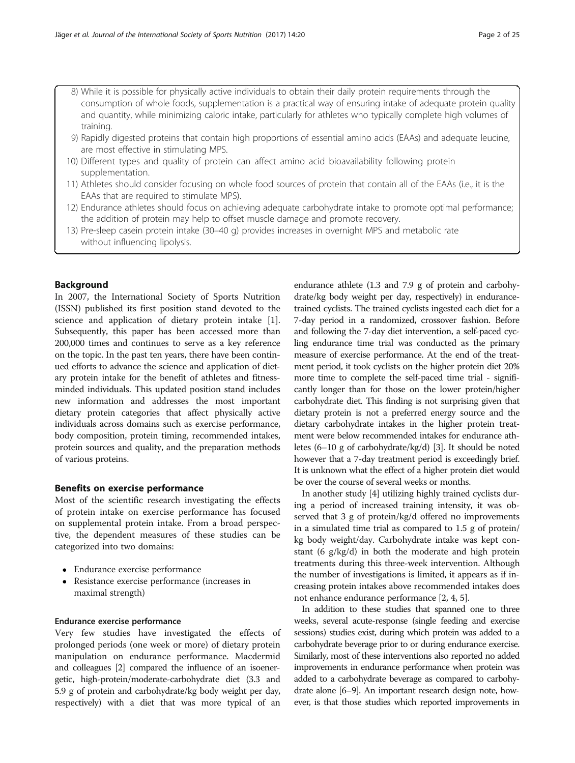8) While it is possible for physically active individuals to obtain their daily protein requirements through the consumption of whole foods, supplementation is a practical way of ensuring intake of adequate protein quality and quantity, while minimizing caloric intake, particularly for athletes who typically complete high volumes of training.
9) Rapidly digested proteins that contain high proportions of essential amino acids (EAAs) and adequate leucine, are most effective in stimulating MPS.
10) Different types and quality of protein can affect amino acid bioavailability following protein supplementation.
11) Athletes should consider focusing on whole food sources of protein that contain all of the EAAs (i.e., it is the EAAs that are required to stimulate MPS).
12) Endurance athletes should focus on achieving adequate carbohydrate intake to promote optimal performance; the addition of protein may help to offset muscle damage and promote recovery.
13) Pre-sleep casein protein intake (30–40 g) provides increases in overnight MPS and metabolic rate without influencing lipolysis.

## Background

In 2007, the International Society of Sports Nutrition (ISSN) published its first position stand devoted to the science and application of dietary protein intake [1]. Subsequently, this paper has been accessed more than 200,000 times and continues to serve as a key reference on the topic. In the past ten years, there have been continued efforts to advance the science and application of dietary protein intake for the benefit of athletes and fitness-minded individuals. This updated position stand includes new information and addresses the most important dietary protein categories that affect physically active individuals across domains such as exercise performance, body composition, protein timing, recommended intakes, protein sources and quality, and the preparation methods of various proteins.

## Benefits on exercise performance

Most of the scientific research investigating the effects of protein intake on exercise performance has focused on supplemental protein intake. From a broad perspective, the dependent measures of these studies can be categorized into two domains:

- Endurance exercise performance
- Resistance exercise performance (increases in maximal strength)

### Endurance exercise performance

Very few studies have investigated the effects of prolonged periods (one week or more) of dietary protein manipulation on endurance performance. Macdermid and colleagues [2] compared the influence of an isoenergetic, high-protein/moderate-carbohydrate diet (3.3 and 5.9 g of protein and carbohydrate/kg body weight per day, respectively) with a diet that was more typical of an endurance athlete (1.3 and 7.9 g of protein and carbohydrate/kg body weight per day, respectively) in endurance-trained cyclists. The trained cyclists ingested each diet for a 7-day period in a randomized, crossover fashion. Before and following the 7-day diet intervention, a self-paced cycling endurance time trial was conducted as the primary measure of exercise performance. At the end of the treatment period, it took cyclists on the higher protein diet 20% more time to complete the self-paced time trial - significantly longer than for those on the lower protein/higher carbohydrate diet. This finding is not surprising given that dietary protein is not a preferred energy source and the dietary carbohydrate intakes in the higher protein treatment were below recommended intakes for endurance athletes (6–10 g of carbohydrate/kg/d) [3]. It should be noted however that a 7-day treatment period is exceedingly brief. It is unknown what the effect of a higher protein diet would be over the course of several weeks or months.

In another study [4] utilizing highly trained cyclists during a period of increased training intensity, it was observed that 3 g of protein/kg/d offered no improvements in a simulated time trial as compared to 1.5 g of protein/kg body weight/day. Carbohydrate intake was kept constant (6 g/kg/d) in both the moderate and high protein treatments during this three-week intervention. Although the number of investigations is limited, it appears as if increasing protein intakes above recommended intakes does not enhance endurance performance [2, 4, 5].

In addition to these studies that spanned one to three weeks, several acute-response (single feeding and exercise sessions) studies exist, during which protein was added to a carbohydrate beverage prior to or during endurance exercise. Similarly, most of these interventions also reported no added improvements in endurance performance when protein was added to a carbohydrate beverage as compared to carbohydrate alone [6–9]. An important research design note, however, is that those studies which reported improvements in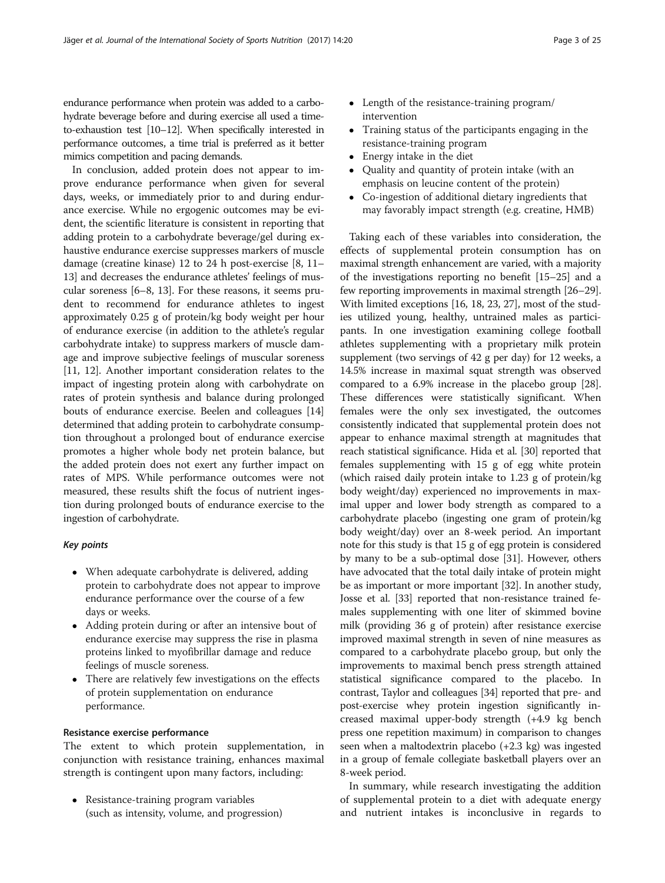endurance performance when protein was added to a carbohydrate beverage before and during exercise all used a time-to-exhaustion test [10–12]. When specifically interested in performance outcomes, a time trial is preferred as it better mimics competition and pacing demands.

In conclusion, added protein does not appear to improve endurance performance when given for several days, weeks, or immediately prior to and during endurance exercise. While no ergogenic outcomes may be evident, the scientific literature is consistent in reporting that adding protein to a carbohydrate beverage/gel during exhaustive endurance exercise suppresses markers of muscle damage (creatine kinase) 12 to 24 h post-exercise [8, 11–13] and decreases the endurance athletes' feelings of muscular soreness [6–8, 13]. For these reasons, it seems prudent to recommend for endurance athletes to ingest approximately 0.25 g of protein/kg body weight per hour of endurance exercise (in addition to the athlete's regular carbohydrate intake) to suppress markers of muscle damage and improve subjective feelings of muscular soreness [11, 12]. Another important consideration relates to the impact of ingesting protein along with carbohydrate on rates of protein synthesis and balance during prolonged bouts of endurance exercise. Beelen and colleagues [14] determined that adding protein to carbohydrate consumption throughout a prolonged bout of endurance exercise promotes a higher whole body net protein balance, but the added protein does not exert any further impact on rates of MPS. While performance outcomes were not measured, these results shift the focus of nutrient ingestion during prolonged bouts of endurance exercise to the ingestion of carbohydrate.

#### Key points

- When adequate carbohydrate is delivered, adding protein to carbohydrate does not appear to improve endurance performance over the course of a few days or weeks.
- Adding protein during or after an intensive bout of endurance exercise may suppress the rise in plasma proteins linked to myofibrillar damage and reduce feelings of muscle soreness.
- There are relatively few investigations on the effects of protein supplementation on endurance performance.

### Resistance exercise performance

The extent to which protein supplementation, in conjunction with resistance training, enhances maximal strength is contingent upon many factors, including:

- Resistance-training program variables (such as intensity, volume, and progression)
- Length of the resistance-training program/intervention
- Training status of the participants engaging in the resistance-training program
- Energy intake in the diet
- Quality and quantity of protein intake (with an emphasis on leucine content of the protein)
- Co-ingestion of additional dietary ingredients that may favorably impact strength (e.g. creatine, HMB)

Taking each of these variables into consideration, the effects of supplemental protein consumption has on maximal strength enhancement are varied, with a majority of the investigations reporting no benefit [15–25] and a few reporting improvements in maximal strength [26–29]. With limited exceptions [16, 18, 23, 27], most of the studies utilized young, healthy, untrained males as participants. In one investigation examining college football athletes supplementing with a proprietary milk protein supplement (two servings of 42 g per day) for 12 weeks, a 14.5% increase in maximal squat strength was observed compared to a 6.9% increase in the placebo group [28]. These differences were statistically significant. When females were the only sex investigated, the outcomes consistently indicated that supplemental protein does not appear to enhance maximal strength at magnitudes that reach statistical significance. Hida et al. [30] reported that females supplementing with 15 g of egg white protein (which raised daily protein intake to 1.23 g of protein/kg body weight/day) experienced no improvements in maximal upper and lower body strength as compared to a carbohydrate placebo (ingesting one gram of protein/kg body weight/day) over an 8-week period. An important note for this study is that 15 g of egg protein is considered by many to be a sub-optimal dose [31]. However, others have advocated that the total daily intake of protein might be as important or more important [32]. In another study, Josse et al. [33] reported that non-resistance trained females supplementing with one liter of skimmed bovine milk (providing 36 g of protein) after resistance exercise improved maximal strength in seven of nine measures as compared to a carbohydrate placebo group, but only the improvements to maximal bench press strength attained statistical significance compared to the placebo. In contrast, Taylor and colleagues [34] reported that pre- and post-exercise whey protein ingestion significantly increased maximal upper-body strength (+4.9 kg bench press one repetition maximum) in comparison to changes seen when a maltodextrin placebo (+2.3 kg) was ingested in a group of female collegiate basketball players over an 8-week period.

In summary, while research investigating the addition of supplemental protein to a diet with adequate energy and nutrient intakes is inconclusive in regards to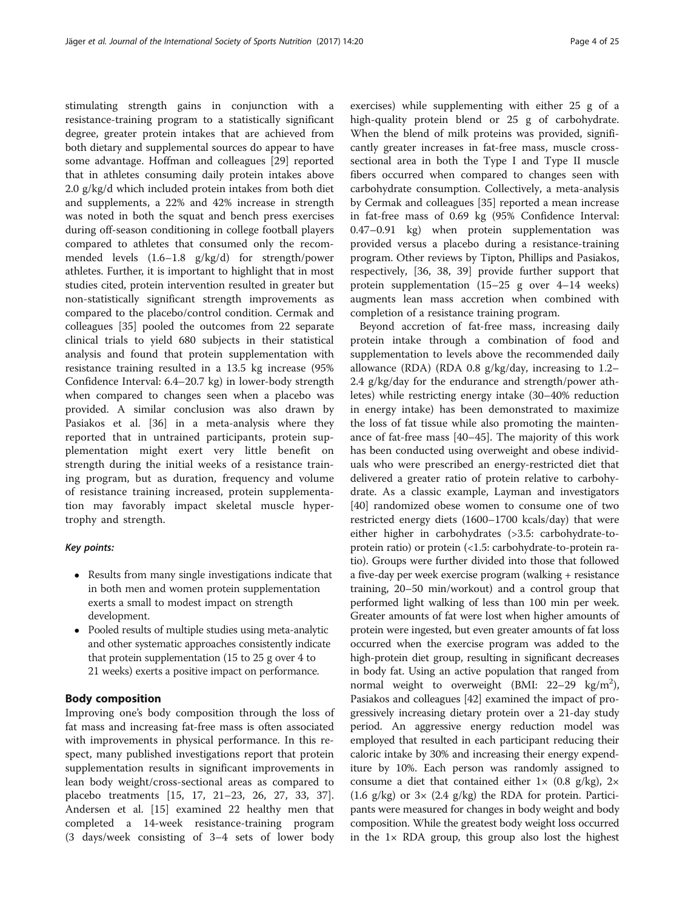stimulating strength gains in conjunction with a resistance-training program to a statistically significant degree, greater protein intakes that are achieved from both dietary and supplemental sources do appear to have some advantage. Hoffman and colleagues [29] reported that in athletes consuming daily protein intakes above 2.0 g/kg/d which included protein intakes from both diet and supplements, a 22% and 42% increase in strength was noted in both the squat and bench press exercises during off-season conditioning in college football players compared to athletes that consumed only the recommended levels (1.6–1.8 g/kg/d) for strength/power athletes. Further, it is important to highlight that in most studies cited, protein intervention resulted in greater but non-statistically significant strength improvements as compared to the placebo/control condition. Cermak and colleagues [35] pooled the outcomes from 22 separate clinical trials to yield 680 subjects in their statistical analysis and found that protein supplementation with resistance training resulted in a 13.5 kg increase (95% Confidence Interval: 6.4–20.7 kg) in lower-body strength when compared to changes seen when a placebo was provided. A similar conclusion was also drawn by Pasiakos et al. [36] in a meta-analysis where they reported that in untrained participants, protein supplementation might exert very little benefit on strength during the initial weeks of a resistance training program, but as duration, frequency and volume of resistance training increased, protein supplementation may favorably impact skeletal muscle hypertrophy and strength.

***Key points:***

- Results from many single investigations indicate that in both men and women protein supplementation exerts a small to modest impact on strength development.
- Pooled results of multiple studies using meta-analytic and other systematic approaches consistently indicate that protein supplementation (15 to 25 g over 4 to 21 weeks) exerts a positive impact on performance.

## Body composition

Improving one's body composition through the loss of fat mass and increasing fat-free mass is often associated with improvements in physical performance. In this respect, many published investigations report that protein supplementation results in significant improvements in lean body weight/cross-sectional areas as compared to placebo treatments [15, 17, 21–23, 26, 27, 33, 37]. Andersen et al. [15] examined 22 healthy men that completed a 14-week resistance-training program (3 days/week consisting of 3–4 sets of lower body exercises) while supplementing with either 25 g of a high-quality protein blend or 25 g of carbohydrate. When the blend of milk proteins was provided, significantly greater increases in fat-free mass, muscle cross-sectional area in both the Type I and Type II muscle fibers occurred when compared to changes seen with carbohydrate consumption. Collectively, a meta-analysis by Cermak and colleagues [35] reported a mean increase in fat-free mass of 0.69 kg (95% Confidence Interval: 0.47–0.91 kg) when protein supplementation was provided versus a placebo during a resistance-training program. Other reviews by Tipton, Phillips and Pasiakos, respectively, [36, 38, 39] provide further support that protein supplementation (15–25 g over 4–14 weeks) augments lean mass accretion when combined with completion of a resistance training program.

Beyond accretion of fat-free mass, increasing daily protein intake through a combination of food and supplementation to levels above the recommended daily allowance (RDA) (RDA 0.8 g/kg/day, increasing to 1.2–2.4 g/kg/day for the endurance and strength/power athletes) while restricting energy intake (30–40% reduction in energy intake) has been demonstrated to maximize the loss of fat tissue while also promoting the maintenance of fat-free mass [40–45]. The majority of this work has been conducted using overweight and obese individuals who were prescribed an energy-restricted diet that delivered a greater ratio of protein relative to carbohydrate. As a classic example, Layman and investigators [40] randomized obese women to consume one of two restricted energy diets (1600–1700 kcals/day) that were either higher in carbohydrates (>3.5: carbohydrate-to-protein ratio) or protein (<1.5: carbohydrate-to-protein ratio). Groups were further divided into those that followed a five-day per week exercise program (walking + resistance training, 20–50 min/workout) and a control group that performed light walking of less than 100 min per week. Greater amounts of fat were lost when higher amounts of protein were ingested, but even greater amounts of fat loss occurred when the exercise program was added to the high-protein diet group, resulting in significant decreases in body fat. Using an active population that ranged from normal weight to overweight (BMI: 22–29 kg/m$^2$), Pasiakos and colleagues [42] examined the impact of progressively increasing dietary protein over a 21-day study period. An aggressive energy reduction model was employed that resulted in each participant reducing their caloric intake by 30% and increasing their energy expenditure by 10%. Each person was randomly assigned to consume a diet that contained either 1× (0.8 g/kg), 2× (1.6 g/kg) or 3× (2.4 g/kg) the RDA for protein. Participants were measured for changes in body weight and body composition. While the greatest body weight loss occurred in the 1× RDA group, this group also lost the highest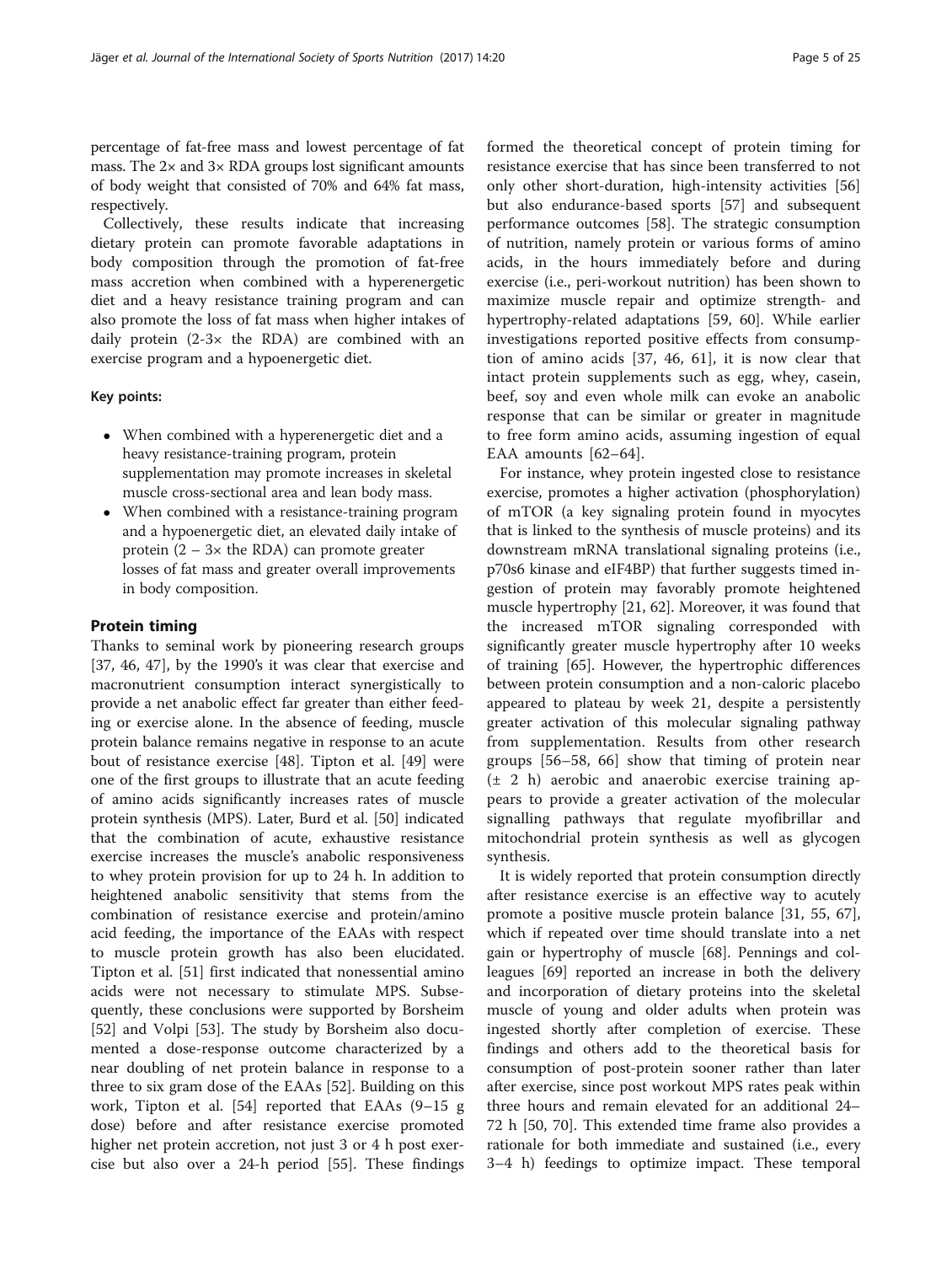percentage of fat-free mass and lowest percentage of fat mass. The 2× and 3× RDA groups lost significant amounts of body weight that consisted of 70% and 64% fat mass, respectively.

Collectively, these results indicate that increasing dietary protein can promote favorable adaptations in body composition through the promotion of fat-free mass accretion when combined with a hyperenergetic diet and a heavy resistance training program and can also promote the loss of fat mass when higher intakes of daily protein (2-3× the RDA) are combined with an exercise program and a hypoenergetic diet.

### Key points:

- When combined with a hyperenergetic diet and a heavy resistance-training program, protein supplementation may promote increases in skeletal muscle cross-sectional area and lean body mass.
- When combined with a resistance-training program and a hypoenergetic diet, an elevated daily intake of protein (2 – 3× the RDA) can promote greater losses of fat mass and greater overall improvements in body composition.

## Protein timing

Thanks to seminal work by pioneering research groups [37, 46, 47], by the 1990's it was clear that exercise and macronutrient consumption interact synergistically to provide a net anabolic effect far greater than either feeding or exercise alone. In the absence of feeding, muscle protein balance remains negative in response to an acute bout of resistance exercise [48]. Tipton et al. [49] were one of the first groups to illustrate that an acute feeding of amino acids significantly increases rates of muscle protein synthesis (MPS). Later, Burd et al. [50] indicated that the combination of acute, exhaustive resistance exercise increases the muscle's anabolic responsiveness to whey protein provision for up to 24 h. In addition to heightened anabolic sensitivity that stems from the combination of resistance exercise and protein/amino acid feeding, the importance of the EAAs with respect to muscle protein growth has also been elucidated. Tipton et al. [51] first indicated that nonessential amino acids were not necessary to stimulate MPS. Subsequently, these conclusions were supported by Borsheim [52] and Volpi [53]. The study by Borsheim also documented a dose-response outcome characterized by a near doubling of net protein balance in response to a three to six gram dose of the EAAs [52]. Building on this work, Tipton et al. [54] reported that EAAs (9–15 g dose) before and after resistance exercise promoted higher net protein accretion, not just 3 or 4 h post exercise but also over a 24-h period [55]. These findings formed the theoretical concept of protein timing for resistance exercise that has since been transferred to not only other short-duration, high-intensity activities [56] but also endurance-based sports [57] and subsequent performance outcomes [58]. The strategic consumption of nutrition, namely protein or various forms of amino acids, in the hours immediately before and during exercise (i.e., peri-workout nutrition) has been shown to maximize muscle repair and optimize strength- and hypertrophy-related adaptations [59, 60]. While earlier investigations reported positive effects from consumption of amino acids [37, 46, 61], it is now clear that intact protein supplements such as egg, whey, casein, beef, soy and even whole milk can evoke an anabolic response that can be similar or greater in magnitude to free form amino acids, assuming ingestion of equal EAA amounts [62–64].

For instance, whey protein ingested close to resistance exercise, promotes a higher activation (phosphorylation) of mTOR (a key signaling protein found in myocytes that is linked to the synthesis of muscle proteins) and its downstream mRNA translational signaling proteins (i.e., p70s6 kinase and eIF4BP) that further suggests timed ingestion of protein may favorably promote heightened muscle hypertrophy [21, 62]. Moreover, it was found that the increased mTOR signaling corresponded with significantly greater muscle hypertrophy after 10 weeks of training [65]. However, the hypertrophic differences between protein consumption and a non-caloric placebo appeared to plateau by week 21, despite a persistently greater activation of this molecular signaling pathway from supplementation. Results from other research groups [56–58, 66] show that timing of protein near (± 2 h) aerobic and anaerobic exercise training appears to provide a greater activation of the molecular signalling pathways that regulate myofibrillar and mitochondrial protein synthesis as well as glycogen synthesis.

It is widely reported that protein consumption directly after resistance exercise is an effective way to acutely promote a positive muscle protein balance [31, 55, 67], which if repeated over time should translate into a net gain or hypertrophy of muscle [68]. Pennings and colleagues [69] reported an increase in both the delivery and incorporation of dietary proteins into the skeletal muscle of young and older adults when protein was ingested shortly after completion of exercise. These findings and others add to the theoretical basis for consumption of post-protein sooner rather than later after exercise, since post workout MPS rates peak within three hours and remain elevated for an additional 24–72 h [50, 70]. This extended time frame also provides a rationale for both immediate and sustained (i.e., every 3–4 h) feedings to optimize impact. These temporal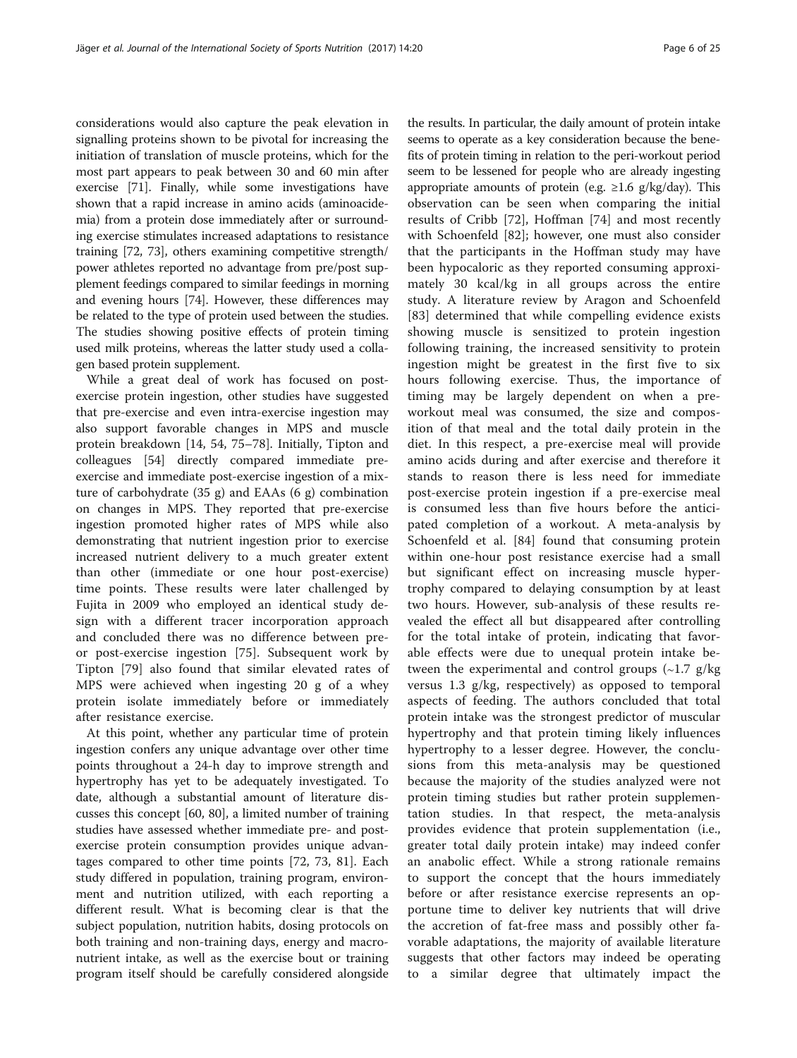considerations would also capture the peak elevation in signalling proteins shown to be pivotal for increasing the initiation of translation of muscle proteins, which for the most part appears to peak between 30 and 60 min after exercise [71]. Finally, while some investigations have shown that a rapid increase in amino acids (aminoacidemia) from a protein dose immediately after or surrounding exercise stimulates increased adaptations to resistance training [72, 73], others examining competitive strength/power athletes reported no advantage from pre/post supplement feedings compared to similar feedings in morning and evening hours [74]. However, these differences may be related to the type of protein used between the studies. The studies showing positive effects of protein timing used milk proteins, whereas the latter study used a collagen based protein supplement.

While a great deal of work has focused on post-exercise protein ingestion, other studies have suggested that pre-exercise and even intra-exercise ingestion may also support favorable changes in MPS and muscle protein breakdown [14, 54, 75–78]. Initially, Tipton and colleagues [54] directly compared immediate pre-exercise and immediate post-exercise ingestion of a mixture of carbohydrate (35 g) and EAAs (6 g) combination on changes in MPS. They reported that pre-exercise ingestion promoted higher rates of MPS while also demonstrating that nutrient ingestion prior to exercise increased nutrient delivery to a much greater extent than other (immediate or one hour post-exercise) time points. These results were later challenged by Fujita in 2009 who employed an identical study design with a different tracer incorporation approach and concluded there was no difference between pre- or post-exercise ingestion [75]. Subsequent work by Tipton [79] also found that similar elevated rates of MPS were achieved when ingesting 20 g of a whey protein isolate immediately before or immediately after resistance exercise.

At this point, whether any particular time of protein ingestion confers any unique advantage over other time points throughout a 24-h day to improve strength and hypertrophy has yet to be adequately investigated. To date, although a substantial amount of literature discusses this concept [60, 80], a limited number of training studies have assessed whether immediate pre- and post-exercise protein consumption provides unique advantages compared to other time points [72, 73, 81]. Each study differed in population, training program, environment and nutrition utilized, with each reporting a different result. What is becoming clear is that the subject population, nutrition habits, dosing protocols on both training and non-training days, energy and macronutrient intake, as well as the exercise bout or training program itself should be carefully considered alongside the results. In particular, the daily amount of protein intake seems to operate as a key consideration because the benefits of protein timing in relation to the peri-workout period seem to be lessened for people who are already ingesting appropriate amounts of protein (e.g. ≥1.6 g/kg/day). This observation can be seen when comparing the initial results of Cribb [72], Hoffman [74] and most recently with Schoenfeld [82]; however, one must also consider that the participants in the Hoffman study may have been hypocaloric as they reported consuming approximately 30 kcal/kg in all groups across the entire study. A literature review by Aragon and Schoenfeld [83] determined that while compelling evidence exists showing muscle is sensitized to protein ingestion following training, the increased sensitivity to protein ingestion might be greatest in the first five to six hours following exercise. Thus, the importance of timing may be largely dependent on when a pre-workout meal was consumed, the size and composition of that meal and the total daily protein in the diet. In this respect, a pre-exercise meal will provide amino acids during and after exercise and therefore it stands to reason there is less need for immediate post-exercise protein ingestion if a pre-exercise meal is consumed less than five hours before the anticipated completion of a workout. A meta-analysis by Schoenfeld et al. [84] found that consuming protein within one-hour post resistance exercise had a small but significant effect on increasing muscle hypertrophy compared to delaying consumption by at least two hours. However, sub-analysis of these results revealed the effect all but disappeared after controlling for the total intake of protein, indicating that favorable effects were due to unequal protein intake between the experimental and control groups (~1.7 g/kg versus 1.3 g/kg, respectively) as opposed to temporal aspects of feeding. The authors concluded that total protein intake was the strongest predictor of muscular hypertrophy and that protein timing likely influences hypertrophy to a lesser degree. However, the conclusions from this meta-analysis may be questioned because the majority of the studies analyzed were not protein timing studies but rather protein supplementation studies. In that respect, the meta-analysis provides evidence that protein supplementation (i.e., greater total daily protein intake) may indeed confer an anabolic effect. While a strong rationale remains to support the concept that the hours immediately before or after resistance exercise represents an opportune time to deliver key nutrients that will drive the accretion of fat-free mass and possibly other favorable adaptations, the majority of available literature suggests that other factors may indeed be operating to a similar degree that ultimately impact the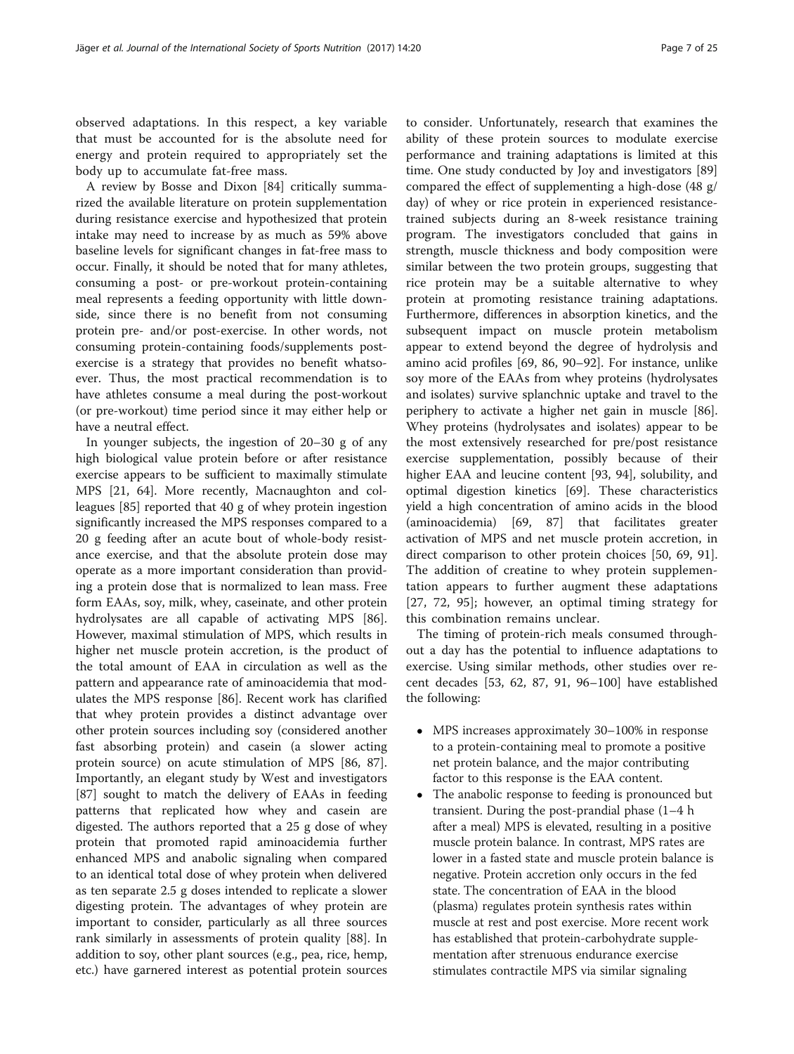observed adaptations. In this respect, a key variable that must be accounted for is the absolute need for energy and protein required to appropriately set the body up to accumulate fat-free mass.

A review by Bosse and Dixon [84] critically summarized the available literature on protein supplementation during resistance exercise and hypothesized that protein intake may need to increase by as much as 59% above baseline levels for significant changes in fat-free mass to occur. Finally, it should be noted that for many athletes, consuming a post- or pre-workout protein-containing meal represents a feeding opportunity with little downside, since there is no benefit from not consuming protein pre- and/or post-exercise. In other words, not consuming protein-containing foods/supplements post-exercise is a strategy that provides no benefit whatsoever. Thus, the most practical recommendation is to have athletes consume a meal during the post-workout (or pre-workout) time period since it may either help or have a neutral effect.

In younger subjects, the ingestion of 20–30 g of any high biological value protein before or after resistance exercise appears to be sufficient to maximally stimulate MPS [21, 64]. More recently, Macnaughton and colleagues [85] reported that 40 g of whey protein ingestion significantly increased the MPS responses compared to a 20 g feeding after an acute bout of whole-body resistance exercise, and that the absolute protein dose may operate as a more important consideration than providing a protein dose that is normalized to lean mass. Free form EAAs, soy, milk, whey, caseinate, and other protein hydrolysates are all capable of activating MPS [86]. However, maximal stimulation of MPS, which results in higher net muscle protein accretion, is the product of the total amount of EAA in circulation as well as the pattern and appearance rate of aminoacidemia that modulates the MPS response [86]. Recent work has clarified that whey protein provides a distinct advantage over other protein sources including soy (considered another fast absorbing protein) and casein (a slower acting protein source) on acute stimulation of MPS [86, 87]. Importantly, an elegant study by West and investigators [87] sought to match the delivery of EAAs in feeding patterns that replicated how whey and casein are digested. The authors reported that a 25 g dose of whey protein that promoted rapid aminoacidemia further enhanced MPS and anabolic signaling when compared to an identical total dose of whey protein when delivered as ten separate 2.5 g doses intended to replicate a slower digesting protein. The advantages of whey protein are important to consider, particularly as all three sources rank similarly in assessments of protein quality [88]. In addition to soy, other plant sources (e.g., pea, rice, hemp, etc.) have garnered interest as potential protein sources to consider. Unfortunately, research that examines the ability of these protein sources to modulate exercise performance and training adaptations is limited at this time. One study conducted by Joy and investigators [89] compared the effect of supplementing a high-dose (48 g/day) of whey or rice protein in experienced resistance-trained subjects during an 8-week resistance training program. The investigators concluded that gains in strength, muscle thickness and body composition were similar between the two protein groups, suggesting that rice protein may be a suitable alternative to whey protein at promoting resistance training adaptations. Furthermore, differences in absorption kinetics, and the subsequent impact on muscle protein metabolism appear to extend beyond the degree of hydrolysis and amino acid profiles [69, 86, 90–92]. For instance, unlike soy more of the EAAs from whey proteins (hydrolysates and isolates) survive splanchnic uptake and travel to the periphery to activate a higher net gain in muscle [86]. Whey proteins (hydrolysates and isolates) appear to be the most extensively researched for pre/post resistance exercise supplementation, possibly because of their higher EAA and leucine content [93, 94], solubility, and optimal digestion kinetics [69]. These characteristics yield a high concentration of amino acids in the blood (aminoacidemia) [69, 87] that facilitates greater activation of MPS and net muscle protein accretion, in direct comparison to other protein choices [50, 69, 91]. The addition of creatine to whey protein supplementation appears to further augment these adaptations [27, 72, 95]; however, an optimal timing strategy for this combination remains unclear.

The timing of protein-rich meals consumed throughout a day has the potential to influence adaptations to exercise. Using similar methods, other studies over recent decades [53, 62, 87, 91, 96–100] have established the following:

- MPS increases approximately 30–100% in response to a protein-containing meal to promote a positive net protein balance, and the major contributing factor to this response is the EAA content.
- The anabolic response to feeding is pronounced but transient. During the post-prandial phase (1–4 h after a meal) MPS is elevated, resulting in a positive muscle protein balance. In contrast, MPS rates are lower in a fasted state and muscle protein balance is negative. Protein accretion only occurs in the fed state. The concentration of EAA in the blood (plasma) regulates protein synthesis rates within muscle at rest and post exercise. More recent work has established that protein-carbohydrate supplementation after strenuous endurance exercise stimulates contractile MPS via similar signaling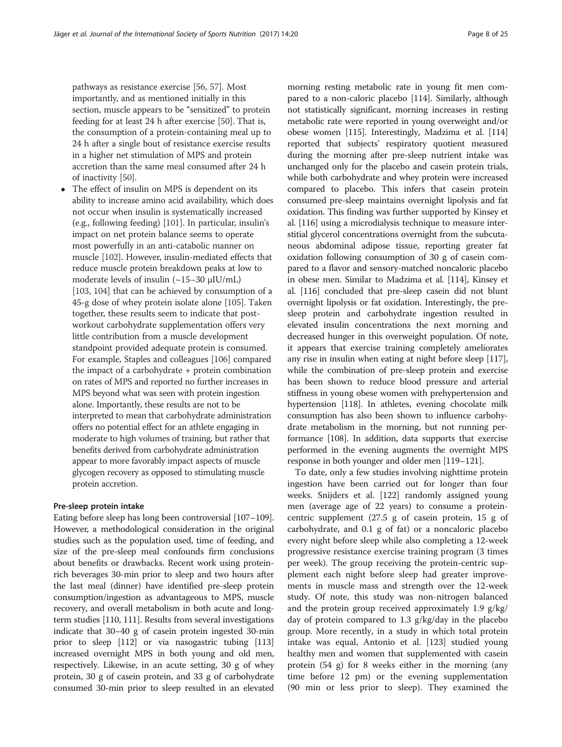pathways as resistance exercise [56, 57]. Most importantly, and as mentioned initially in this section, muscle appears to be "sensitized" to protein feeding for at least 24 h after exercise [50]. That is, the consumption of a protein-containing meal up to 24 h after a single bout of resistance exercise results in a higher net stimulation of MPS and protein accretion than the same meal consumed after 24 h of inactivity [50].

- The effect of insulin on MPS is dependent on its ability to increase amino acid availability, which does not occur when insulin is systematically increased (e.g., following feeding) [101]. In particular, insulin's impact on net protein balance seems to operate most powerfully in an anti-catabolic manner on muscle [102]. However, insulin-mediated effects that reduce muscle protein breakdown peaks at low to moderate levels of insulin (~15–30 μIU/mL) [103, 104] that can be achieved by consumption of a 45-g dose of whey protein isolate alone [105]. Taken together, these results seem to indicate that post-workout carbohydrate supplementation offers very little contribution from a muscle development standpoint provided adequate protein is consumed. For example, Staples and colleagues [106] compared the impact of a carbohydrate + protein combination on rates of MPS and reported no further increases in MPS beyond what was seen with protein ingestion alone. Importantly, these results are not to be interpreted to mean that carbohydrate administration offers no potential effect for an athlete engaging in moderate to high volumes of training, but rather that benefits derived from carbohydrate administration appear to more favorably impact aspects of muscle glycogen recovery as opposed to stimulating muscle protein accretion.

### Pre-sleep protein intake

Eating before sleep has long been controversial [107–109]. However, a methodological consideration in the original studies such as the population used, time of feeding, and size of the pre-sleep meal confounds firm conclusions about benefits or drawbacks. Recent work using protein-rich beverages 30-min prior to sleep and two hours after the last meal (dinner) have identified pre-sleep protein consumption/ingestion as advantageous to MPS, muscle recovery, and overall metabolism in both acute and long-term studies [110, 111]. Results from several investigations indicate that 30–40 g of casein protein ingested 30-min prior to sleep [112] or via nasogastric tubing [113] increased overnight MPS in both young and old men, respectively. Likewise, in an acute setting, 30 g of whey protein, 30 g of casein protein, and 33 g of carbohydrate consumed 30-min prior to sleep resulted in an elevated morning resting metabolic rate in young fit men compared to a non-caloric placebo [114]. Similarly, although not statistically significant, morning increases in resting metabolic rate were reported in young overweight and/or obese women [115]. Interestingly, Madzima et al. [114] reported that subjects' respiratory quotient measured during the morning after pre-sleep nutrient intake was unchanged only for the placebo and casein protein trials, while both carbohydrate and whey protein were increased compared to placebo. This infers that casein protein consumed pre-sleep maintains overnight lipolysis and fat oxidation. This finding was further supported by Kinsey et al. [116] using a microdialysis technique to measure interstitial glycerol concentrations overnight from the subcutaneous abdominal adipose tissue, reporting greater fat oxidation following consumption of 30 g of casein compared to a flavor and sensory-matched noncaloric placebo in obese men. Similar to Madzima et al. [114], Kinsey et al. [116] concluded that pre-sleep casein did not blunt overnight lipolysis or fat oxidation. Interestingly, the pre-sleep protein and carbohydrate ingestion resulted in elevated insulin concentrations the next morning and decreased hunger in this overweight population. Of note, it appears that exercise training completely ameliorates any rise in insulin when eating at night before sleep [117], while the combination of pre-sleep protein and exercise has been shown to reduce blood pressure and arterial stiffness in young obese women with prehypertension and hypertension [118]. In athletes, evening chocolate milk consumption has also been shown to influence carbohydrate metabolism in the morning, but not running performance [108]. In addition, data supports that exercise performed in the evening augments the overnight MPS response in both younger and older men [119–121].

To date, only a few studies involving nighttime protein ingestion have been carried out for longer than four weeks. Snijders et al. [122] randomly assigned young men (average age of 22 years) to consume a protein-centric supplement (27.5 g of casein protein, 15 g of carbohydrate, and 0.1 g of fat) or a noncaloric placebo every night before sleep while also completing a 12-week progressive resistance exercise training program (3 times per week). The group receiving the protein-centric supplement each night before sleep had greater improvements in muscle mass and strength over the 12-week study. Of note, this study was non-nitrogen balanced and the protein group received approximately 1.9 g/kg/day of protein compared to 1.3 g/kg/day in the placebo group. More recently, in a study in which total protein intake was equal, Antonio et al. [123] studied young healthy men and women that supplemented with casein protein (54 g) for 8 weeks either in the morning (any time before 12 pm) or the evening supplementation (90 min or less prior to sleep). They examined the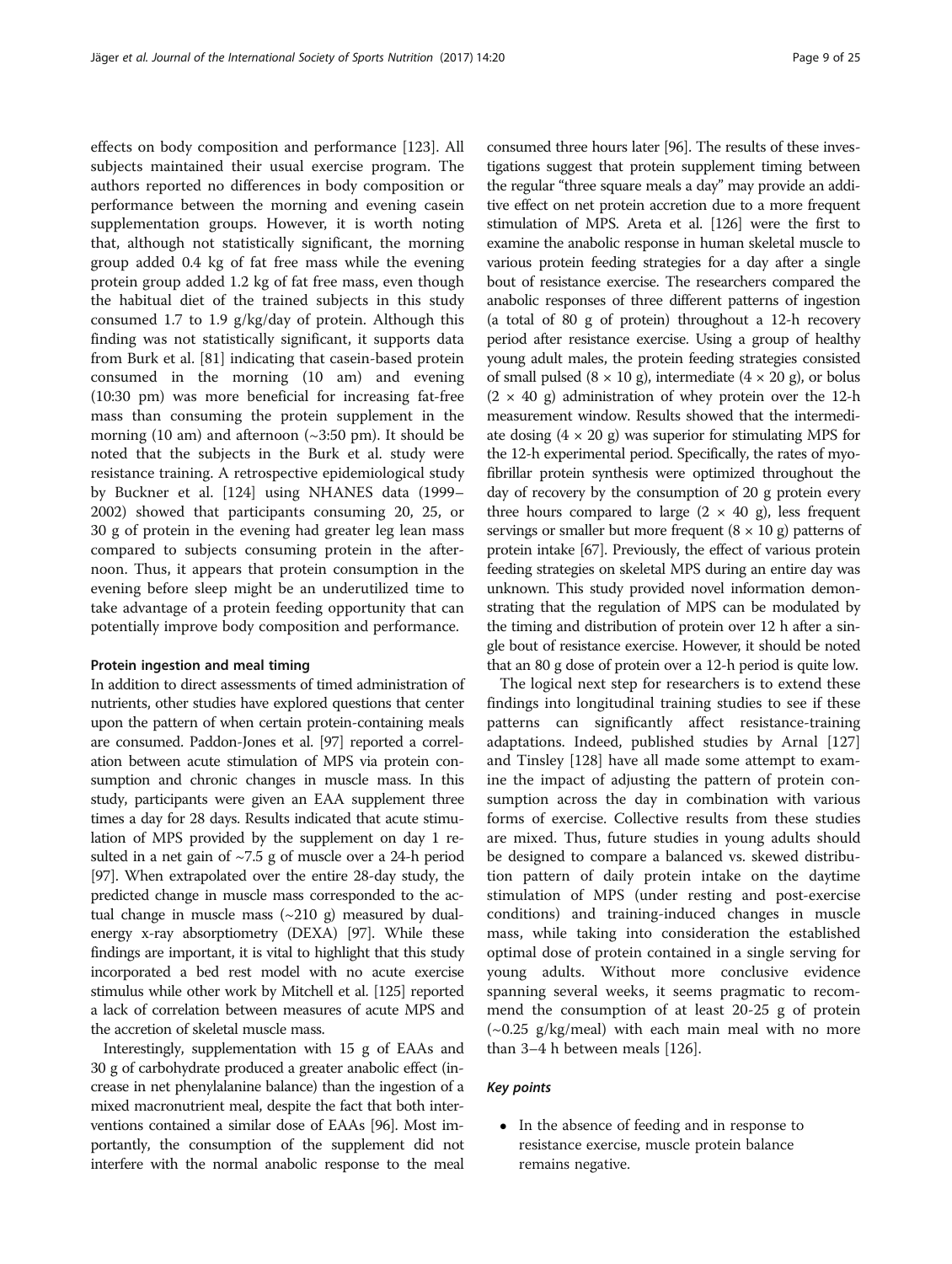effects on body composition and performance [123]. All subjects maintained their usual exercise program. The authors reported no differences in body composition or performance between the morning and evening casein supplementation groups. However, it is worth noting that, although not statistically significant, the morning group added 0.4 kg of fat free mass while the evening protein group added 1.2 kg of fat free mass, even though the habitual diet of the trained subjects in this study consumed 1.7 to 1.9 g/kg/day of protein. Although this finding was not statistically significant, it supports data from Burk et al. [81] indicating that casein-based protein consumed in the morning (10 am) and evening (10:30 pm) was more beneficial for increasing fat-free mass than consuming the protein supplement in the morning (10 am) and afternoon (~3:50 pm). It should be noted that the subjects in the Burk et al. study were resistance training. A retrospective epidemiological study by Buckner et al. [124] using NHANES data (1999–2002) showed that participants consuming 20, 25, or 30 g of protein in the evening had greater leg lean mass compared to subjects consuming protein in the afternoon. Thus, it appears that protein consumption in the evening before sleep might be an underutilized time to take advantage of a protein feeding opportunity that can potentially improve body composition and performance.

#### Protein ingestion and meal timing

In addition to direct assessments of timed administration of nutrients, other studies have explored questions that center upon the pattern of when certain protein-containing meals are consumed. Paddon-Jones et al. [97] reported a correlation between acute stimulation of MPS via protein consumption and chronic changes in muscle mass. In this study, participants were given an EAA supplement three times a day for 28 days. Results indicated that acute stimulation of MPS provided by the supplement on day 1 resulted in a net gain of ~7.5 g of muscle over a 24-h period [97]. When extrapolated over the entire 28-day study, the predicted change in muscle mass corresponded to the actual change in muscle mass (~210 g) measured by dual-energy x-ray absorptiometry (DEXA) [97]. While these findings are important, it is vital to highlight that this study incorporated a bed rest model with no acute exercise stimulus while other work by Mitchell et al. [125] reported a lack of correlation between measures of acute MPS and the accretion of skeletal muscle mass.

Interestingly, supplementation with 15 g of EAAs and 30 g of carbohydrate produced a greater anabolic effect (increase in net phenylalanine balance) than the ingestion of a mixed macronutrient meal, despite the fact that both interventions contained a similar dose of EAAs [96]. Most importantly, the consumption of the supplement did not interfere with the normal anabolic response to the meal consumed three hours later [96]. The results of these investigations suggest that protein supplement timing between the regular "three square meals a day" may provide an additive effect on net protein accretion due to a more frequent stimulation of MPS. Areta et al. [126] were the first to examine the anabolic response in human skeletal muscle to various protein feeding strategies for a day after a single bout of resistance exercise. The researchers compared the anabolic responses of three different patterns of ingestion (a total of 80 g of protein) throughout a 12-h recovery period after resistance exercise. Using a group of healthy young adult males, the protein feeding strategies consisted of small pulsed ($8 \times 10$ g), intermediate ($4 \times 20$ g), or bolus ($2 \times 40$ g) administration of whey protein over the 12-h measurement window. Results showed that the intermediate dosing ($4 \times 20$ g) was superior for stimulating MPS for the 12-h experimental period. Specifically, the rates of myofibrillar protein synthesis were optimized throughout the day of recovery by the consumption of 20 g protein every three hours compared to large ($2 \times 40$ g), less frequent servings or smaller but more frequent ($8 \times 10$ g) patterns of protein intake [67]. Previously, the effect of various protein feeding strategies on skeletal MPS during an entire day was unknown. This study provided novel information demonstrating that the regulation of MPS can be modulated by the timing and distribution of protein over 12 h after a single bout of resistance exercise. However, it should be noted that an 80 g dose of protein over a 12-h period is quite low.

The logical next step for researchers is to extend these findings into longitudinal training studies to see if these patterns can significantly affect resistance-training adaptations. Indeed, published studies by Arnal [127] and Tinsley [128] have all made some attempt to examine the impact of adjusting the pattern of protein consumption across the day in combination with various forms of exercise. Collective results from these studies are mixed. Thus, future studies in young adults should be designed to compare a balanced vs. skewed distribution pattern of daily protein intake on the daytime stimulation of MPS (under resting and post-exercise conditions) and training-induced changes in muscle mass, while taking into consideration the established optimal dose of protein contained in a single serving for young adults. Without more conclusive evidence spanning several weeks, it seems pragmatic to recommend the consumption of at least 20-25 g of protein (~0.25 g/kg/meal) with each main meal with no more than 3–4 h between meals [126].

#### *Key points*

- In the absence of feeding and in response to resistance exercise, muscle protein balance remains negative.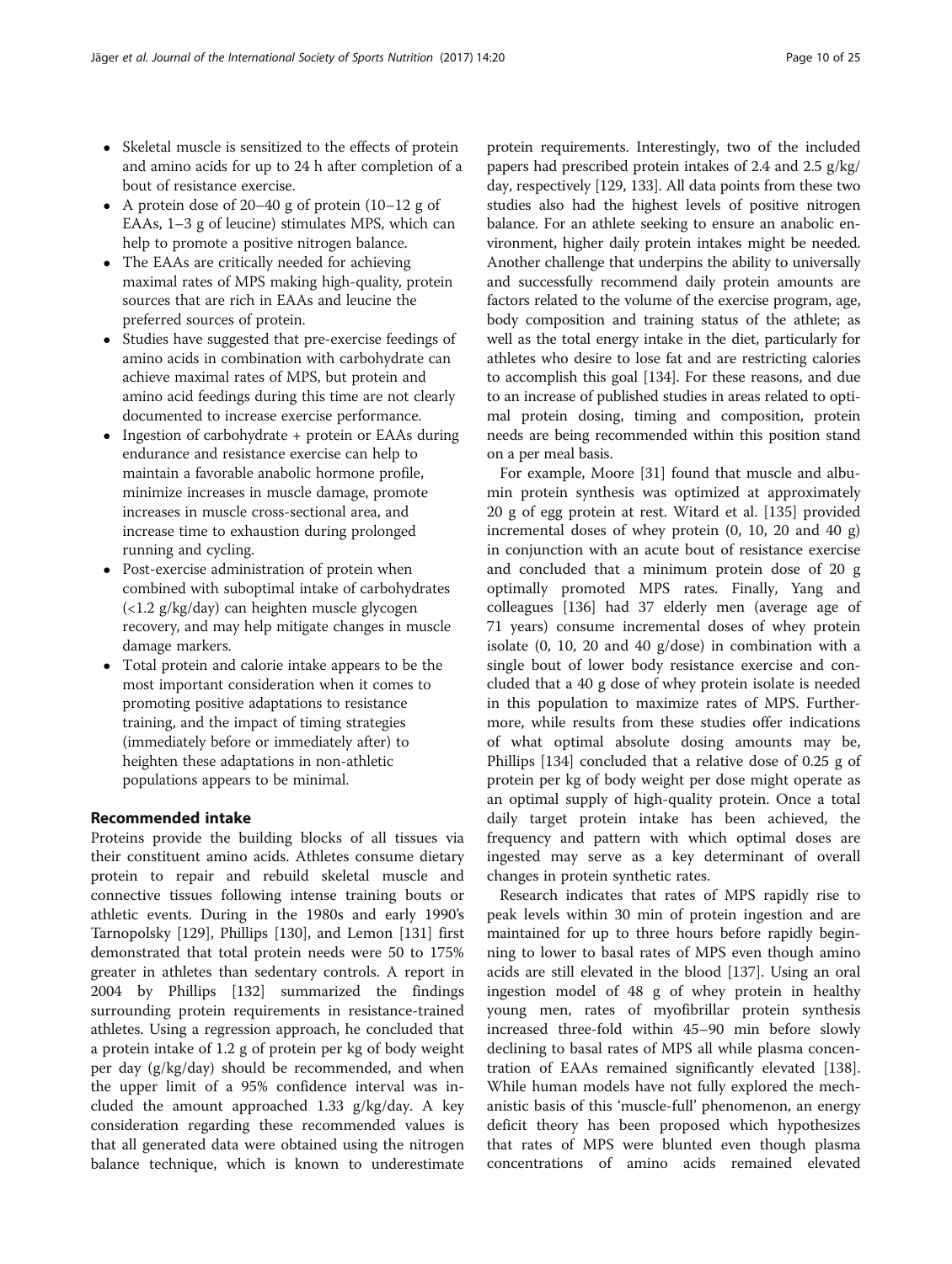- Skeletal muscle is sensitized to the effects of protein and amino acids for up to 24 h after completion of a bout of resistance exercise.
- A protein dose of 20–40 g of protein (10–12 g of EAAs, 1–3 g of leucine) stimulates MPS, which can help to promote a positive nitrogen balance.
- The EAAs are critically needed for achieving maximal rates of MPS making high-quality, protein sources that are rich in EAAs and leucine the preferred sources of protein.
- Studies have suggested that pre-exercise feedings of amino acids in combination with carbohydrate can achieve maximal rates of MPS, but protein and amino acid feedings during this time are not clearly documented to increase exercise performance.
- Ingestion of carbohydrate + protein or EAAs during endurance and resistance exercise can help to maintain a favorable anabolic hormone profile, minimize increases in muscle damage, promote increases in muscle cross-sectional area, and increase time to exhaustion during prolonged running and cycling.
- Post-exercise administration of protein when combined with suboptimal intake of carbohydrates (<1.2 g/kg/day) can heighten muscle glycogen recovery, and may help mitigate changes in muscle damage markers.
- Total protein and calorie intake appears to be the most important consideration when it comes to promoting positive adaptations to resistance training, and the impact of timing strategies (immediately before or immediately after) to heighten these adaptations in non-athletic populations appears to be minimal.

## Recommended intake

Proteins provide the building blocks of all tissues via their constituent amino acids. Athletes consume dietary protein to repair and rebuild skeletal muscle and connective tissues following intense training bouts or athletic events. During in the 1980s and early 1990's Tarnopolsky [129], Phillips [130], and Lemon [131] first demonstrated that total protein needs were 50 to 175% greater in athletes than sedentary controls. A report in 2004 by Phillips [132] summarized the findings surrounding protein requirements in resistance-trained athletes. Using a regression approach, he concluded that a protein intake of 1.2 g of protein per kg of body weight per day (g/kg/day) should be recommended, and when the upper limit of a 95% confidence interval was included the amount approached 1.33 g/kg/day. A key consideration regarding these recommended values is that all generated data were obtained using the nitrogen balance technique, which is known to underestimate protein requirements. Interestingly, two of the included papers had prescribed protein intakes of 2.4 and 2.5 g/kg/day, respectively [129, 133]. All data points from these two studies also had the highest levels of positive nitrogen balance. For an athlete seeking to ensure an anabolic environment, higher daily protein intakes might be needed. Another challenge that underpins the ability to universally and successfully recommend daily protein amounts are factors related to the volume of the exercise program, age, body composition and training status of the athlete; as well as the total energy intake in the diet, particularly for athletes who desire to lose fat and are restricting calories to accomplish this goal [134]. For these reasons, and due to an increase of published studies in areas related to optimal protein dosing, timing and composition, protein needs are being recommended within this position stand on a per meal basis.

For example, Moore [31] found that muscle and albumin protein synthesis was optimized at approximately 20 g of egg protein at rest. Witard et al. [135] provided incremental doses of whey protein (0, 10, 20 and 40 g) in conjunction with an acute bout of resistance exercise and concluded that a minimum protein dose of 20 g optimally promoted MPS rates. Finally, Yang and colleagues [136] had 37 elderly men (average age of 71 years) consume incremental doses of whey protein isolate (0, 10, 20 and 40 g/dose) in combination with a single bout of lower body resistance exercise and concluded that a 40 g dose of whey protein isolate is needed in this population to maximize rates of MPS. Furthermore, while results from these studies offer indications of what optimal absolute dosing amounts may be, Phillips [134] concluded that a relative dose of 0.25 g of protein per kg of body weight per dose might operate as an optimal supply of high-quality protein. Once a total daily target protein intake has been achieved, the frequency and pattern with which optimal doses are ingested may serve as a key determinant of overall changes in protein synthetic rates.

Research indicates that rates of MPS rapidly rise to peak levels within 30 min of protein ingestion and are maintained for up to three hours before rapidly beginning to lower to basal rates of MPS even though amino acids are still elevated in the blood [137]. Using an oral ingestion model of 48 g of whey protein in healthy young men, rates of myofibrillar protein synthesis increased three-fold within 45–90 min before slowly declining to basal rates of MPS all while plasma concentration of EAAs remained significantly elevated [138]. While human models have not fully explored the mechanistic basis of this 'muscle-full' phenomenon, an energy deficit theory has been proposed which hypothesizes that rates of MPS were blunted even though plasma concentrations of amino acids remained elevated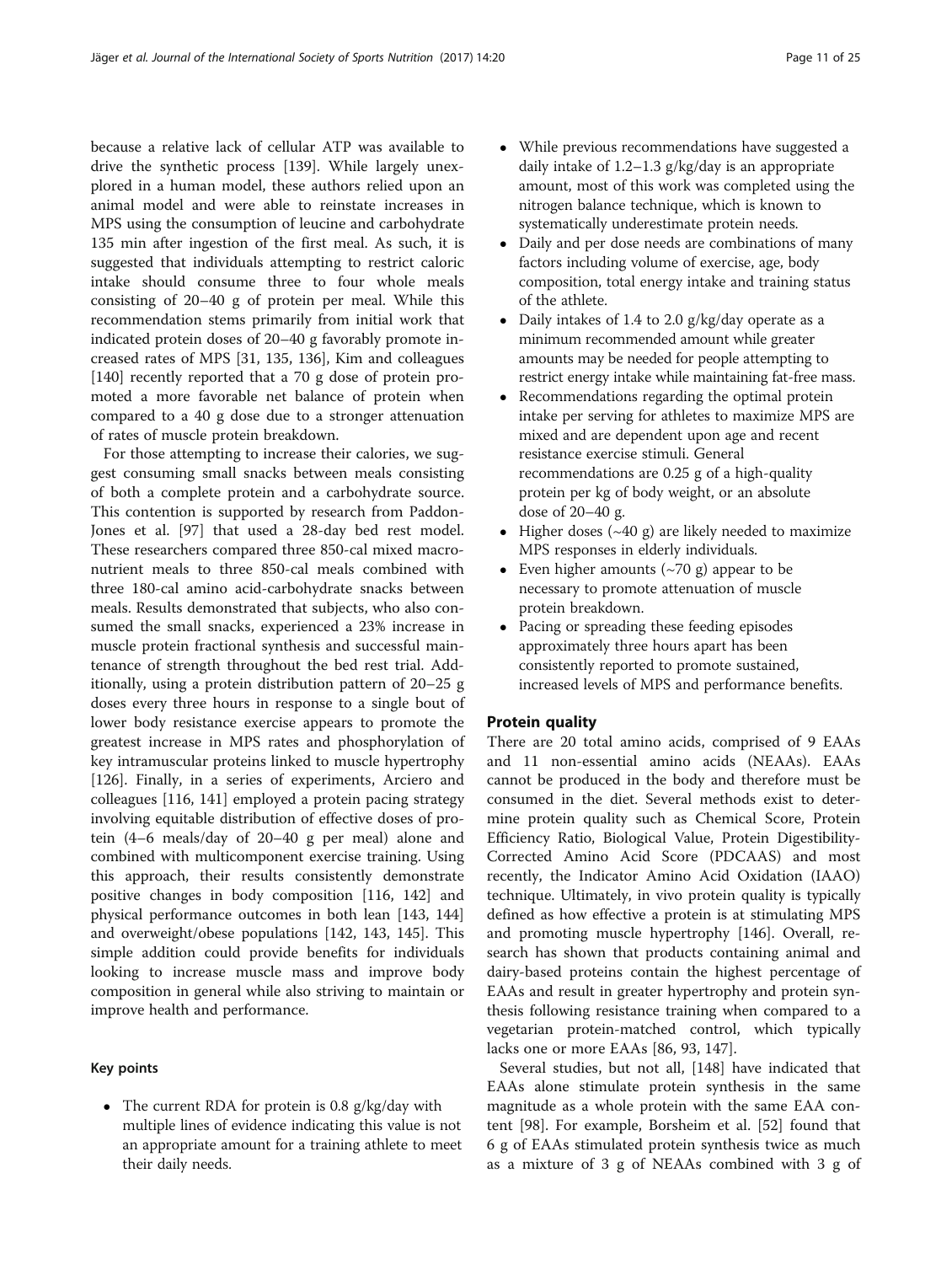because a relative lack of cellular ATP was available to drive the synthetic process [139]. While largely unexplored in a human model, these authors relied upon an animal model and were able to reinstate increases in MPS using the consumption of leucine and carbohydrate 135 min after ingestion of the first meal. As such, it is suggested that individuals attempting to restrict caloric intake should consume three to four whole meals consisting of 20–40 g of protein per meal. While this recommendation stems primarily from initial work that indicated protein doses of 20–40 g favorably promote increased rates of MPS [31, 135, 136], Kim and colleagues [140] recently reported that a 70 g dose of protein promoted a more favorable net balance of protein when compared to a 40 g dose due to a stronger attenuation of rates of muscle protein breakdown.

For those attempting to increase their calories, we suggest consuming small snacks between meals consisting of both a complete protein and a carbohydrate source. This contention is supported by research from Paddon-Jones et al. [97] that used a 28-day bed rest model. These researchers compared three 850-cal mixed macronutrient meals to three 850-cal meals combined with three 180-cal amino acid-carbohydrate snacks between meals. Results demonstrated that subjects, who also consumed the small snacks, experienced a 23% increase in muscle protein fractional synthesis and successful maintenance of strength throughout the bed rest trial. Additionally, using a protein distribution pattern of 20–25 g doses every three hours in response to a single bout of lower body resistance exercise appears to promote the greatest increase in MPS rates and phosphorylation of key intramuscular proteins linked to muscle hypertrophy [126]. Finally, in a series of experiments, Arciero and colleagues [116, 141] employed a protein pacing strategy involving equitable distribution of effective doses of protein (4–6 meals/day of 20–40 g per meal) alone and combined with multicomponent exercise training. Using this approach, their results consistently demonstrate positive changes in body composition [116, 142] and physical performance outcomes in both lean [143, 144] and overweight/obese populations [142, 143, 145]. This simple addition could provide benefits for individuals looking to increase muscle mass and improve body composition in general while also striving to maintain or improve health and performance.

#### Key points

- The current RDA for protein is 0.8 g/kg/day with multiple lines of evidence indicating this value is not an appropriate amount for a training athlete to meet their daily needs.
- While previous recommendations have suggested a daily intake of 1.2–1.3 g/kg/day is an appropriate amount, most of this work was completed using the nitrogen balance technique, which is known to systematically underestimate protein needs.
- Daily and per dose needs are combinations of many factors including volume of exercise, age, body composition, total energy intake and training status of the athlete.
- Daily intakes of 1.4 to 2.0 g/kg/day operate as a minimum recommended amount while greater amounts may be needed for people attempting to restrict energy intake while maintaining fat-free mass.
- Recommendations regarding the optimal protein intake per serving for athletes to maximize MPS are mixed and are dependent upon age and recent resistance exercise stimuli. General recommendations are 0.25 g of a high-quality protein per kg of body weight, or an absolute dose of 20–40 g.
- Higher doses (~40 g) are likely needed to maximize MPS responses in elderly individuals.
- Even higher amounts (~70 g) appear to be necessary to promote attenuation of muscle protein breakdown.
- Pacing or spreading these feeding episodes approximately three hours apart has been consistently reported to promote sustained, increased levels of MPS and performance benefits.

### Protein quality

There are 20 total amino acids, comprised of 9 EAAs and 11 non-essential amino acids (NEAAs). EAAs cannot be produced in the body and therefore must be consumed in the diet. Several methods exist to determine protein quality such as Chemical Score, Protein Efficiency Ratio, Biological Value, Protein Digestibility-Corrected Amino Acid Score (PDCAAS) and most recently, the Indicator Amino Acid Oxidation (IAAO) technique. Ultimately, in vivo protein quality is typically defined as how effective a protein is at stimulating MPS and promoting muscle hypertrophy [146]. Overall, research has shown that products containing animal and dairy-based proteins contain the highest percentage of EAAs and result in greater hypertrophy and protein synthesis following resistance training when compared to a vegetarian protein-matched control, which typically lacks one or more EAAs [86, 93, 147].

Several studies, but not all, [148] have indicated that EAAs alone stimulate protein synthesis in the same magnitude as a whole protein with the same EAA content [98]. For example, Borsheim et al. [52] found that 6 g of EAAs stimulated protein synthesis twice as much as a mixture of 3 g of NEAAs combined with 3 g of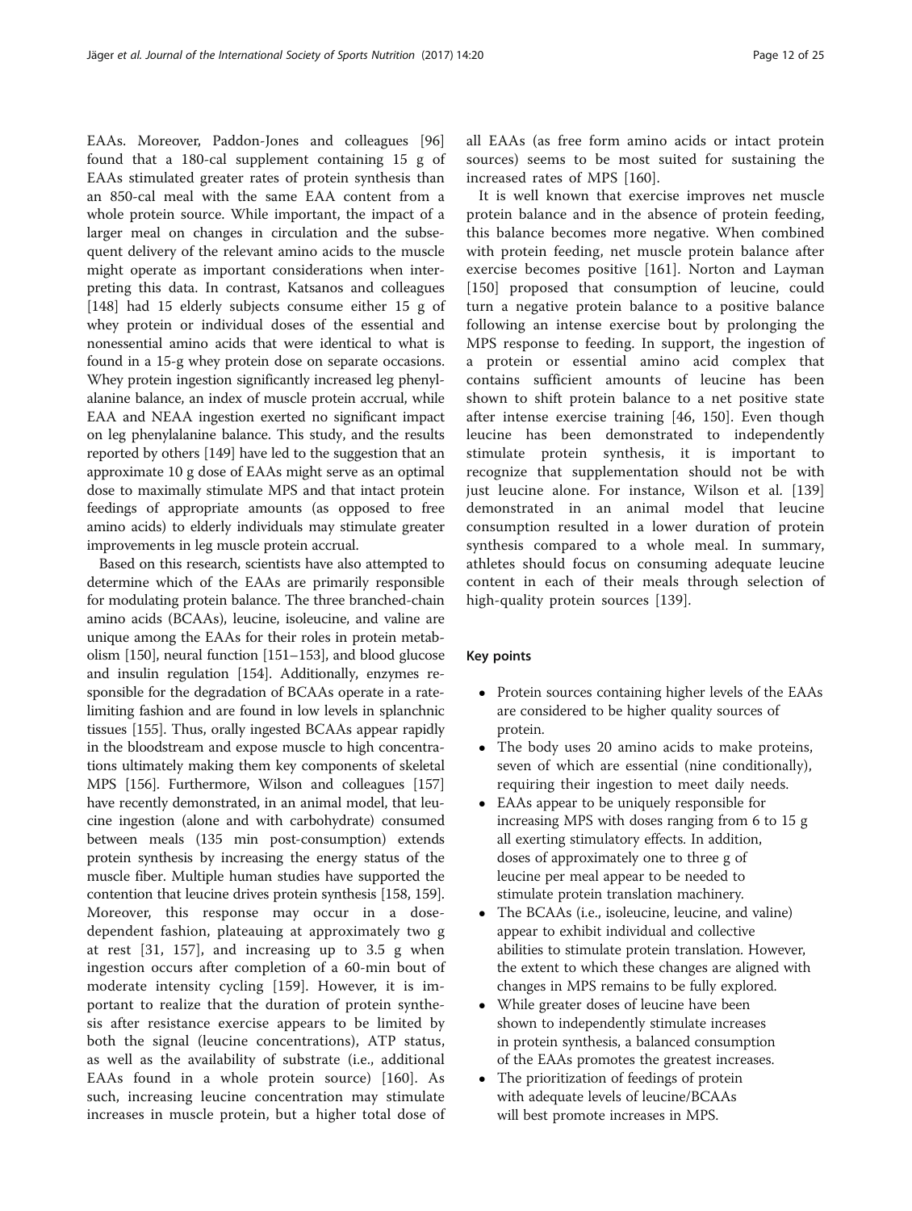EAAs. Moreover, Paddon-Jones and colleagues [96] found that a 180-cal supplement containing 15 g of EAAs stimulated greater rates of protein synthesis than an 850-cal meal with the same EAA content from a whole protein source. While important, the impact of a larger meal on changes in circulation and the subsequent delivery of the relevant amino acids to the muscle might operate as important considerations when interpreting this data. In contrast, Katsanos and colleagues [148] had 15 elderly subjects consume either 15 g of whey protein or individual doses of the essential and nonessential amino acids that were identical to what is found in a 15-g whey protein dose on separate occasions. Whey protein ingestion significantly increased leg phenylalanine balance, an index of muscle protein accrual, while EAA and NEAA ingestion exerted no significant impact on leg phenylalanine balance. This study, and the results reported by others [149] have led to the suggestion that an approximate 10 g dose of EAAs might serve as an optimal dose to maximally stimulate MPS and that intact protein feedings of appropriate amounts (as opposed to free amino acids) to elderly individuals may stimulate greater improvements in leg muscle protein accrual.

Based on this research, scientists have also attempted to determine which of the EAAs are primarily responsible for modulating protein balance. The three branched-chain amino acids (BCAAs), leucine, isoleucine, and valine are unique among the EAAs for their roles in protein metabolism [150], neural function [151–153], and blood glucose and insulin regulation [154]. Additionally, enzymes responsible for the degradation of BCAAs operate in a rate-limiting fashion and are found in low levels in splanchnic tissues [155]. Thus, orally ingested BCAAs appear rapidly in the bloodstream and expose muscle to high concentrations ultimately making them key components of skeletal MPS [156]. Furthermore, Wilson and colleagues [157] have recently demonstrated, in an animal model, that leucine ingestion (alone and with carbohydrate) consumed between meals (135 min post-consumption) extends protein synthesis by increasing the energy status of the muscle fiber. Multiple human studies have supported the contention that leucine drives protein synthesis [158, 159]. Moreover, this response may occur in a dose-dependent fashion, plateauing at approximately two g at rest [31, 157], and increasing up to 3.5 g when ingestion occurs after completion of a 60-min bout of moderate intensity cycling [159]. However, it is important to realize that the duration of protein synthesis after resistance exercise appears to be limited by both the signal (leucine concentrations), ATP status, as well as the availability of substrate (i.e., additional EAAs found in a whole protein source) [160]. As such, increasing leucine concentration may stimulate increases in muscle protein, but a higher total dose of all EAAs (as free form amino acids or intact protein sources) seems to be most suited for sustaining the increased rates of MPS [160].

It is well known that exercise improves net muscle protein balance and in the absence of protein feeding, this balance becomes more negative. When combined with protein feeding, net muscle protein balance after exercise becomes positive [161]. Norton and Layman [150] proposed that consumption of leucine, could turn a negative protein balance to a positive balance following an intense exercise bout by prolonging the MPS response to feeding. In support, the ingestion of a protein or essential amino acid complex that contains sufficient amounts of leucine has been shown to shift protein balance to a net positive state after intense exercise training [46, 150]. Even though leucine has been demonstrated to independently stimulate protein synthesis, it is important to recognize that supplementation should not be with just leucine alone. For instance, Wilson et al. [139] demonstrated in an animal model that leucine consumption resulted in a lower duration of protein synthesis compared to a whole meal. In summary, athletes should focus on consuming adequate leucine content in each of their meals through selection of high-quality protein sources [139].

### Key points

- Protein sources containing higher levels of the EAAs are considered to be higher quality sources of protein.
- The body uses 20 amino acids to make proteins, seven of which are essential (nine conditionally), requiring their ingestion to meet daily needs.
- EAAs appear to be uniquely responsible for increasing MPS with doses ranging from 6 to 15 g all exerting stimulatory effects. In addition, doses of approximately one to three g of leucine per meal appear to be needed to stimulate protein translation machinery.
- The BCAAs (i.e., isoleucine, leucine, and valine) appear to exhibit individual and collective abilities to stimulate protein translation. However, the extent to which these changes are aligned with changes in MPS remains to be fully explored.
- While greater doses of leucine have been shown to independently stimulate increases in protein synthesis, a balanced consumption of the EAAs promotes the greatest increases.
- The prioritization of feedings of protein with adequate levels of leucine/BCAAs will best promote increases in MPS.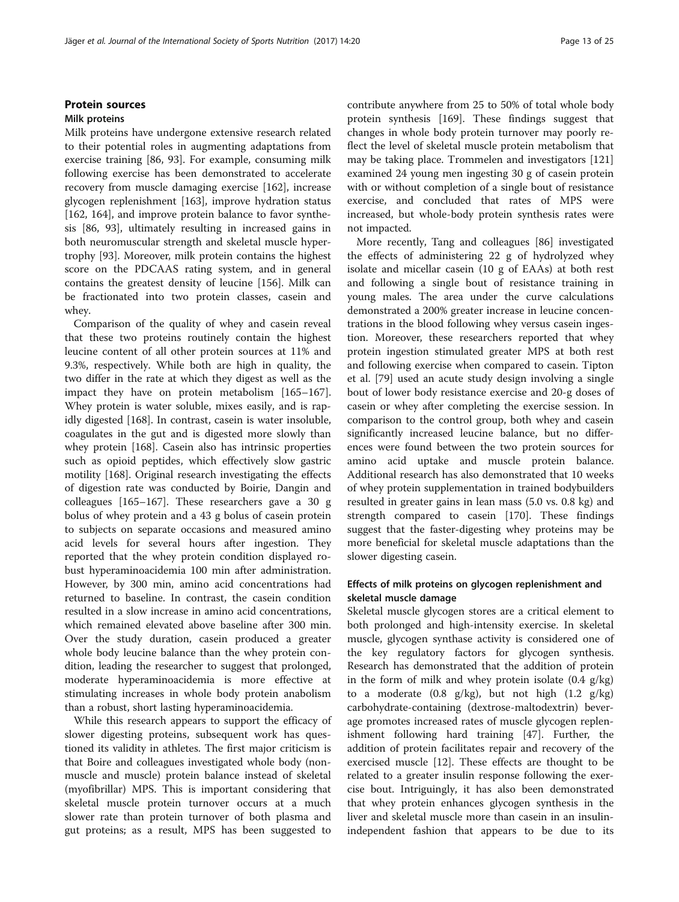## Protein sources

### Milk proteins

Milk proteins have undergone extensive research related to their potential roles in augmenting adaptations from exercise training [86, 93]. For example, consuming milk following exercise has been demonstrated to accelerate recovery from muscle damaging exercise [162], increase glycogen replenishment [163], improve hydration status [162, 164], and improve protein balance to favor synthesis [86, 93], ultimately resulting in increased gains in both neuromuscular strength and skeletal muscle hypertrophy [93]. Moreover, milk protein contains the highest score on the PDCAAS rating system, and in general contains the greatest density of leucine [156]. Milk can be fractionated into two protein classes, casein and whey.

Comparison of the quality of whey and casein reveal that these two proteins routinely contain the highest leucine content of all other protein sources at 11% and 9.3%, respectively. While both are high in quality, the two differ in the rate at which they digest as well as the impact they have on protein metabolism [165–167]. Whey protein is water soluble, mixes easily, and is rapidly digested [168]. In contrast, casein is water insoluble, coagulates in the gut and is digested more slowly than whey protein [168]. Casein also has intrinsic properties such as opioid peptides, which effectively slow gastric motility [168]. Original research investigating the effects of digestion rate was conducted by Boirie, Dangin and colleagues [165–167]. These researchers gave a 30 g bolus of whey protein and a 43 g bolus of casein protein to subjects on separate occasions and measured amino acid levels for several hours after ingestion. They reported that the whey protein condition displayed robust hyperaminoacidemia 100 min after administration. However, by 300 min, amino acid concentrations had returned to baseline. In contrast, the casein condition resulted in a slow increase in amino acid concentrations, which remained elevated above baseline after 300 min. Over the study duration, casein produced a greater whole body leucine balance than the whey protein condition, leading the researcher to suggest that prolonged, moderate hyperaminoacidemia is more effective at stimulating increases in whole body protein anabolism than a robust, short lasting hyperaminoacidemia.

While this research appears to support the efficacy of slower digesting proteins, subsequent work has questioned its validity in athletes. The first major criticism is that Boire and colleagues investigated whole body (non-muscle and muscle) protein balance instead of skeletal (myofibrillar) MPS. This is important considering that skeletal muscle protein turnover occurs at a much slower rate than protein turnover of both plasma and gut proteins; as a result, MPS has been suggested to contribute anywhere from 25 to 50% of total whole body protein synthesis [169]. These findings suggest that changes in whole body protein turnover may poorly reflect the level of skeletal muscle protein metabolism that may be taking place. Trommelen and investigators [121] examined 24 young men ingesting 30 g of casein protein with or without completion of a single bout of resistance exercise, and concluded that rates of MPS were increased, but whole-body protein synthesis rates were not impacted.

More recently, Tang and colleagues [86] investigated the effects of administering 22 g of hydrolyzed whey isolate and micellar casein (10 g of EAAs) at both rest and following a single bout of resistance training in young males. The area under the curve calculations demonstrated a 200% greater increase in leucine concentrations in the blood following whey versus casein ingestion. Moreover, these researchers reported that whey protein ingestion stimulated greater MPS at both rest and following exercise when compared to casein. Tipton et al. [79] used an acute study design involving a single bout of lower body resistance exercise and 20-g doses of casein or whey after completing the exercise session. In comparison to the control group, both whey and casein significantly increased leucine balance, but no differences were found between the two protein sources for amino acid uptake and muscle protein balance. Additional research has also demonstrated that 10 weeks of whey protein supplementation in trained bodybuilders resulted in greater gains in lean mass (5.0 vs. 0.8 kg) and strength compared to casein [170]. These findings suggest that the faster-digesting whey proteins may be more beneficial for skeletal muscle adaptations than the slower digesting casein.

### Effects of milk proteins on glycogen replenishment and skeletal muscle damage

Skeletal muscle glycogen stores are a critical element to both prolonged and high-intensity exercise. In skeletal muscle, glycogen synthase activity is considered one of the key regulatory factors for glycogen synthesis. Research has demonstrated that the addition of protein in the form of milk and whey protein isolate (0.4 g/kg) to a moderate (0.8 g/kg), but not high (1.2 g/kg) carbohydrate-containing (dextrose-maltodextrin) beverage promotes increased rates of muscle glycogen replenishment following hard training [47]. Further, the addition of protein facilitates repair and recovery of the exercised muscle [12]. These effects are thought to be related to a greater insulin response following the exercise bout. Intriguingly, it has also been demonstrated that whey protein enhances glycogen synthesis in the liver and skeletal muscle more than casein in an insulin-independent fashion that appears to be due to its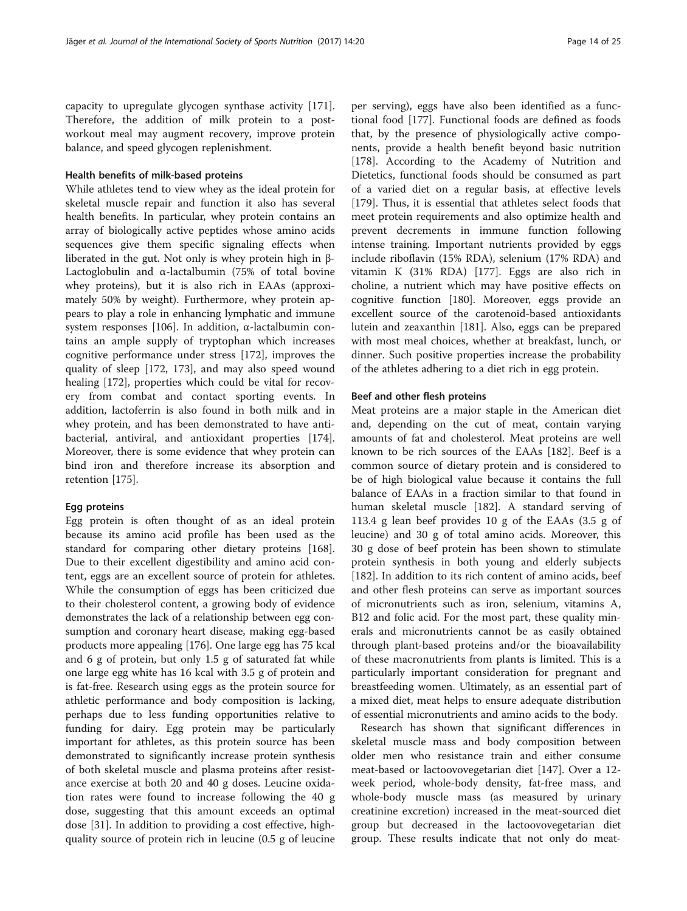capacity to upregulate glycogen synthase activity [171]. Therefore, the addition of milk protein to a post-workout meal may augment recovery, improve protein balance, and speed glycogen replenishment.

#### Health benefits of milk-based proteins

While athletes tend to view whey as the ideal protein for skeletal muscle repair and function it also has several health benefits. In particular, whey protein contains an array of biologically active peptides whose amino acids sequences give them specific signaling effects when liberated in the gut. Not only is whey protein high in β-Lactoglobulin and α-lactalbumin (75% of total bovine whey proteins), but it is also rich in EAAs (approximately 50% by weight). Furthermore, whey protein appears to play a role in enhancing lymphatic and immune system responses [106]. In addition, α-lactalbumin contains an ample supply of tryptophan which increases cognitive performance under stress [172], improves the quality of sleep [172, 173], and may also speed wound healing [172], properties which could be vital for recovery from combat and contact sporting events. In addition, lactoferrin is also found in both milk and in whey protein, and has been demonstrated to have anti-bacterial, antiviral, and antioxidant properties [174]. Moreover, there is some evidence that whey protein can bind iron and therefore increase its absorption and retention [175].

#### Egg proteins

Egg protein is often thought of as an ideal protein because its amino acid profile has been used as the standard for comparing other dietary proteins [168]. Due to their excellent digestibility and amino acid content, eggs are an excellent source of protein for athletes. While the consumption of eggs has been criticized due to their cholesterol content, a growing body of evidence demonstrates the lack of a relationship between egg consumption and coronary heart disease, making egg-based products more appealing [176]. One large egg has 75 kcal and 6 g of protein, but only 1.5 g of saturated fat while one large egg white has 16 kcal with 3.5 g of protein and is fat-free. Research using eggs as the protein source for athletic performance and body composition is lacking, perhaps due to less funding opportunities relative to funding for dairy. Egg protein may be particularly important for athletes, as this protein source has been demonstrated to significantly increase protein synthesis of both skeletal muscle and plasma proteins after resistance exercise at both 20 and 40 g doses. Leucine oxidation rates were found to increase following the 40 g dose, suggesting that this amount exceeds an optimal dose [31]. In addition to providing a cost effective, high-quality source of protein rich in leucine (0.5 g of leucine per serving), eggs have also been identified as a functional food [177]. Functional foods are defined as foods that, by the presence of physiologically active components, provide a health benefit beyond basic nutrition [178]. According to the Academy of Nutrition and Dietetics, functional foods should be consumed as part of a varied diet on a regular basis, at effective levels [179]. Thus, it is essential that athletes select foods that meet protein requirements and also optimize health and prevent decrements in immune function following intense training. Important nutrients provided by eggs include riboflavin (15% RDA), selenium (17% RDA) and vitamin K (31% RDA) [177]. Eggs are also rich in choline, a nutrient which may have positive effects on cognitive function [180]. Moreover, eggs provide an excellent source of the carotenoid-based antioxidants lutein and zeaxanthin [181]. Also, eggs can be prepared with most meal choices, whether at breakfast, lunch, or dinner. Such positive properties increase the probability of the athletes adhering to a diet rich in egg protein.

#### Beef and other flesh proteins

Meat proteins are a major staple in the American diet and, depending on the cut of meat, contain varying amounts of fat and cholesterol. Meat proteins are well known to be rich sources of the EAAs [182]. Beef is a common source of dietary protein and is considered to be of high biological value because it contains the full balance of EAAs in a fraction similar to that found in human skeletal muscle [182]. A standard serving of 113.4 g lean beef provides 10 g of the EAAs (3.5 g of leucine) and 30 g of total amino acids. Moreover, this 30 g dose of beef protein has been shown to stimulate protein synthesis in both young and elderly subjects [182]. In addition to its rich content of amino acids, beef and other flesh proteins can serve as important sources of micronutrients such as iron, selenium, vitamins A, B12 and folic acid. For the most part, these quality minerals and micronutrients cannot be as easily obtained through plant-based proteins and/or the bioavailability of these macronutrients from plants is limited. This is a particularly important consideration for pregnant and breastfeeding women. Ultimately, as an essential part of a mixed diet, meat helps to ensure adequate distribution of essential micronutrients and amino acids to the body.

Research has shown that significant differences in skeletal muscle mass and body composition between older men who resistance train and either consume meat-based or lactoovovegetarian diet [147]. Over a 12-week period, whole-body density, fat-free mass, and whole-body muscle mass (as measured by urinary creatinine excretion) increased in the meat-sourced diet group but decreased in the lactoovovegetarian diet group. These results indicate that not only do meat-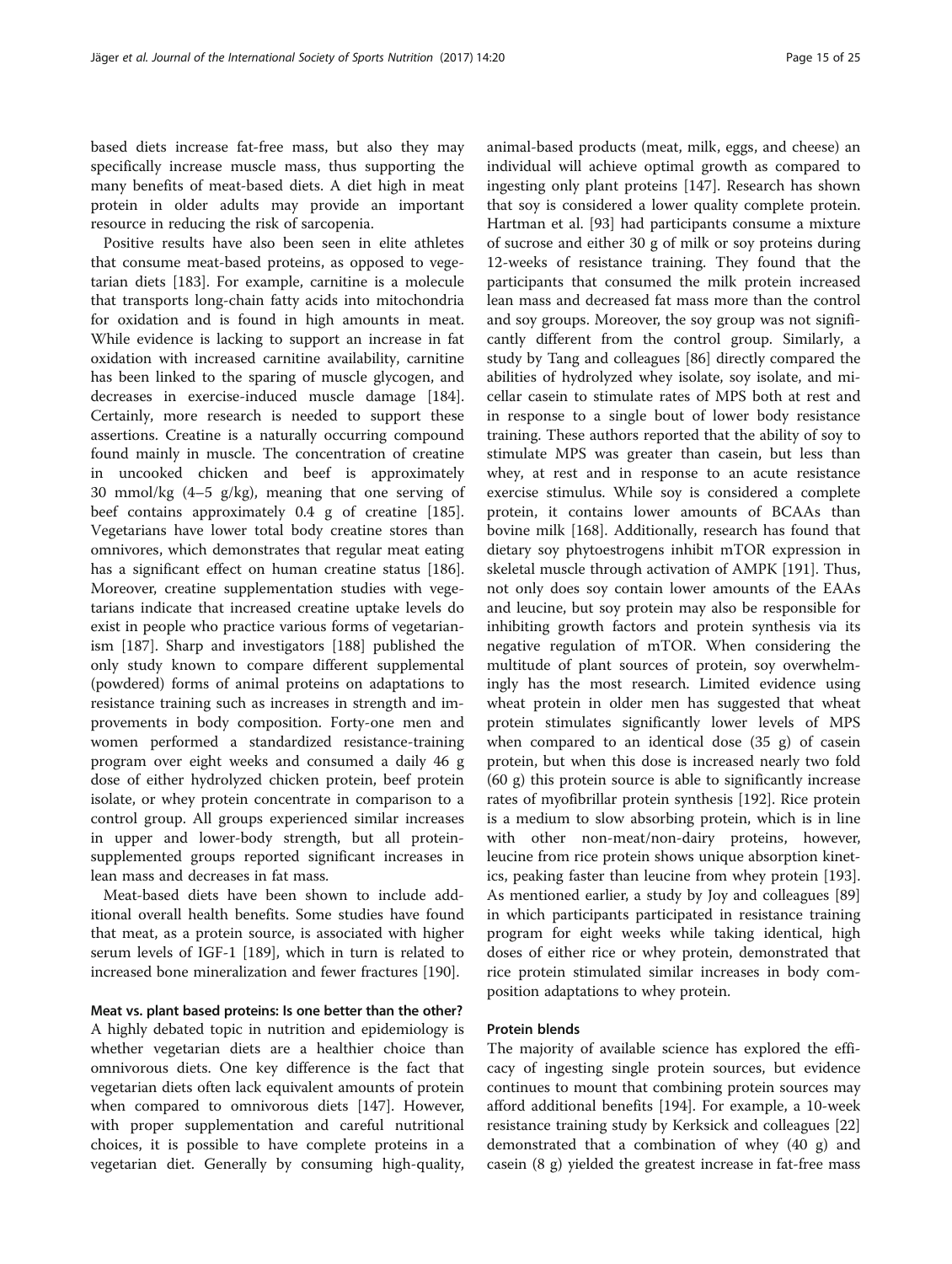based diets increase fat-free mass, but also they may specifically increase muscle mass, thus supporting the many benefits of meat-based diets. A diet high in meat protein in older adults may provide an important resource in reducing the risk of sarcopenia.

Positive results have also been seen in elite athletes that consume meat-based proteins, as opposed to vegetarian diets [183]. For example, carnitine is a molecule that transports long-chain fatty acids into mitochondria for oxidation and is found in high amounts in meat. While evidence is lacking to support an increase in fat oxidation with increased carnitine availability, carnitine has been linked to the sparing of muscle glycogen, and decreases in exercise-induced muscle damage [184]. Certainly, more research is needed to support these assertions. Creatine is a naturally occurring compound found mainly in muscle. The concentration of creatine in uncooked chicken and beef is approximately 30 mmol/kg (4–5 g/kg), meaning that one serving of beef contains approximately 0.4 g of creatine [185]. Vegetarians have lower total body creatine stores than omnivores, which demonstrates that regular meat eating has a significant effect on human creatine status [186]. Moreover, creatine supplementation studies with vegetarians indicate that increased creatine uptake levels do exist in people who practice various forms of vegetarianism [187]. Sharp and investigators [188] published the only study known to compare different supplemental (powdered) forms of animal proteins on adaptations to resistance training such as increases in strength and improvements in body composition. Forty-one men and women performed a standardized resistance-training program over eight weeks and consumed a daily 46 g dose of either hydrolyzed chicken protein, beef protein isolate, or whey protein concentrate in comparison to a control group. All groups experienced similar increases in upper and lower-body strength, but all protein-supplemented groups reported significant increases in lean mass and decreases in fat mass.

Meat-based diets have been shown to include additional overall health benefits. Some studies have found that meat, as a protein source, is associated with higher serum levels of IGF-1 [189], which in turn is related to increased bone mineralization and fewer fractures [190].

#### Meat vs. plant based proteins: Is one better than the other?

A highly debated topic in nutrition and epidemiology is whether vegetarian diets are a healthier choice than omnivorous diets. One key difference is the fact that vegetarian diets often lack equivalent amounts of protein when compared to omnivorous diets [147]. However, with proper supplementation and careful nutritional choices, it is possible to have complete proteins in a vegetarian diet. Generally by consuming high-quality, animal-based products (meat, milk, eggs, and cheese) an individual will achieve optimal growth as compared to ingesting only plant proteins [147]. Research has shown that soy is considered a lower quality complete protein. Hartman et al. [93] had participants consume a mixture of sucrose and either 30 g of milk or soy proteins during 12-weeks of resistance training. They found that the participants that consumed the milk protein increased lean mass and decreased fat mass more than the control and soy groups. Moreover, the soy group was not significantly different from the control group. Similarly, a study by Tang and colleagues [86] directly compared the abilities of hydrolyzed whey isolate, soy isolate, and micellar casein to stimulate rates of MPS both at rest and in response to a single bout of lower body resistance training. These authors reported that the ability of soy to stimulate MPS was greater than casein, but less than whey, at rest and in response to an acute resistance exercise stimulus. While soy is considered a complete protein, it contains lower amounts of BCAAs than bovine milk [168]. Additionally, research has found that dietary soy phytoestrogens inhibit mTOR expression in skeletal muscle through activation of AMPK [191]. Thus, not only does soy contain lower amounts of the EAAs and leucine, but soy protein may also be responsible for inhibiting growth factors and protein synthesis via its negative regulation of mTOR. When considering the multitude of plant sources of protein, soy overwhelmingly has the most research. Limited evidence using wheat protein in older men has suggested that wheat protein stimulates significantly lower levels of MPS when compared to an identical dose (35 g) of casein protein, but when this dose is increased nearly two fold (60 g) this protein source is able to significantly increase rates of myofibrillar protein synthesis [192]. Rice protein is a medium to slow absorbing protein, which is in line with other non-meat/non-dairy proteins, however, leucine from rice protein shows unique absorption kinetics, peaking faster than leucine from whey protein [193]. As mentioned earlier, a study by Joy and colleagues [89] in which participants participated in resistance training program for eight weeks while taking identical, high doses of either rice or whey protein, demonstrated that rice protein stimulated similar increases in body composition adaptations to whey protein.

#### Protein blends

The majority of available science has explored the efficacy of ingesting single protein sources, but evidence continues to mount that combining protein sources may afford additional benefits [194]. For example, a 10-week resistance training study by Kerksick and colleagues [22] demonstrated that a combination of whey (40 g) and casein (8 g) yielded the greatest increase in fat-free mass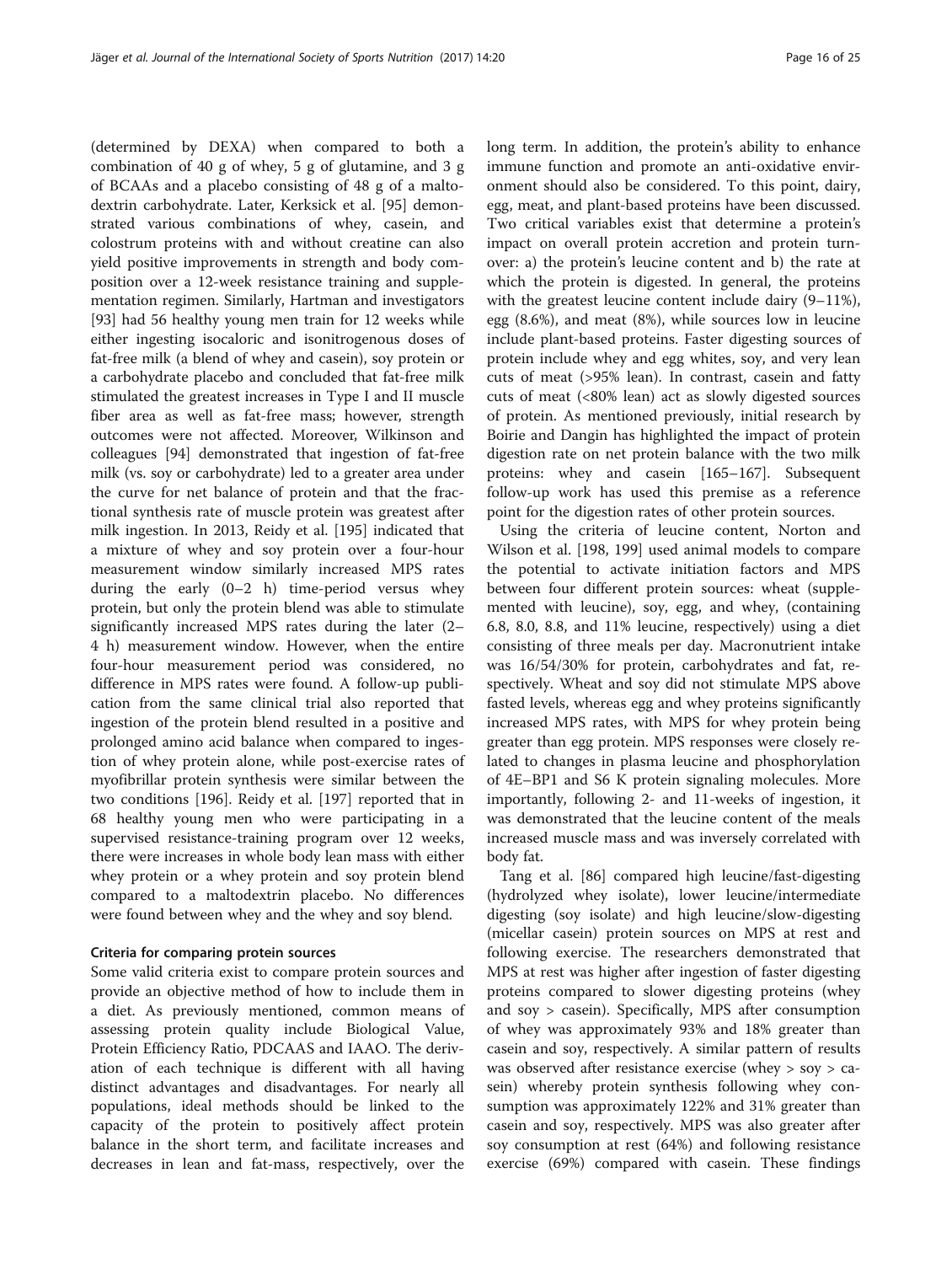(determined by DEXA) when compared to both a combination of 40 g of whey, 5 g of glutamine, and 3 g of BCAAs and a placebo consisting of 48 g of a maltodextrin carbohydrate. Later, Kerksick et al. [95] demonstrated various combinations of whey, casein, and colostrum proteins with and without creatine can also yield positive improvements in strength and body composition over a 12-week resistance training and supplementation regimen. Similarly, Hartman and investigators [93] had 56 healthy young men train for 12 weeks while either ingesting isocaloric and isonitrogenous doses of fat-free milk (a blend of whey and casein), soy protein or a carbohydrate placebo and concluded that fat-free milk stimulated the greatest increases in Type I and II muscle fiber area as well as fat-free mass; however, strength outcomes were not affected. Moreover, Wilkinson and colleagues [94] demonstrated that ingestion of fat-free milk (vs. soy or carbohydrate) led to a greater area under the curve for net balance of protein and that the fractional synthesis rate of muscle protein was greatest after milk ingestion. In 2013, Reidy et al. [195] indicated that a mixture of whey and soy protein over a four-hour measurement window similarly increased MPS rates during the early (0–2 h) time-period versus whey protein, but only the protein blend was able to stimulate significantly increased MPS rates during the later (2–4 h) measurement window. However, when the entire four-hour measurement period was considered, no difference in MPS rates were found. A follow-up publication from the same clinical trial also reported that ingestion of the protein blend resulted in a positive and prolonged amino acid balance when compared to ingestion of whey protein alone, while post-exercise rates of myofibrillar protein synthesis were similar between the two conditions [196]. Reidy et al. [197] reported that in 68 healthy young men who were participating in a supervised resistance-training program over 12 weeks, there were increases in whole body lean mass with either whey protein or a whey protein and soy protein blend compared to a maltodextrin placebo. No differences were found between whey and the whey and soy blend.

### Criteria for comparing protein sources

Some valid criteria exist to compare protein sources and provide an objective method of how to include them in a diet. As previously mentioned, common means of assessing protein quality include Biological Value, Protein Efficiency Ratio, PDCAAS and IAAO. The derivation of each technique is different with all having distinct advantages and disadvantages. For nearly all populations, ideal methods should be linked to the capacity of the protein to positively affect protein balance in the short term, and facilitate increases and decreases in lean and fat-mass, respectively, over the long term. In addition, the protein's ability to enhance immune function and promote an anti-oxidative environment should also be considered. To this point, dairy, egg, meat, and plant-based proteins have been discussed. Two critical variables exist that determine a protein's impact on overall protein accretion and protein turnover: a) the protein's leucine content and b) the rate at which the protein is digested. In general, the proteins with the greatest leucine content include dairy (9–11%), egg (8.6%), and meat (8%), while sources low in leucine include plant-based proteins. Faster digesting sources of protein include whey and egg whites, soy, and very lean cuts of meat (>95% lean). In contrast, casein and fatty cuts of meat (<80% lean) act as slowly digested sources of protein. As mentioned previously, initial research by Boirie and Dangin has highlighted the impact of protein digestion rate on net protein balance with the two milk proteins: whey and casein [165–167]. Subsequent follow-up work has used this premise as a reference point for the digestion rates of other protein sources.

Using the criteria of leucine content, Norton and Wilson et al. [198, 199] used animal models to compare the potential to activate initiation factors and MPS between four different protein sources: wheat (supplemented with leucine), soy, egg, and whey, (containing 6.8, 8.0, 8.8, and 11% leucine, respectively) using a diet consisting of three meals per day. Macronutrient intake was 16/54/30% for protein, carbohydrates and fat, respectively. Wheat and soy did not stimulate MPS above fasted levels, whereas egg and whey proteins significantly increased MPS rates, with MPS for whey protein being greater than egg protein. MPS responses were closely related to changes in plasma leucine and phosphorylation of 4E–BP1 and S6 K protein signaling molecules. More importantly, following 2- and 11-weeks of ingestion, it was demonstrated that the leucine content of the meals increased muscle mass and was inversely correlated with body fat.

Tang et al. [86] compared high leucine/fast-digesting (hydrolyzed whey isolate), lower leucine/intermediate digesting (soy isolate) and high leucine/slow-digesting (micellar casein) protein sources on MPS at rest and following exercise. The researchers demonstrated that MPS at rest was higher after ingestion of faster digesting proteins compared to slower digesting proteins (whey and soy > casein). Specifically, MPS after consumption of whey was approximately 93% and 18% greater than casein and soy, respectively. A similar pattern of results was observed after resistance exercise (whey > soy > casein) whereby protein synthesis following whey consumption was approximately 122% and 31% greater than casein and soy, respectively. MPS was also greater after soy consumption at rest (64%) and following resistance exercise (69%) compared with casein. These findings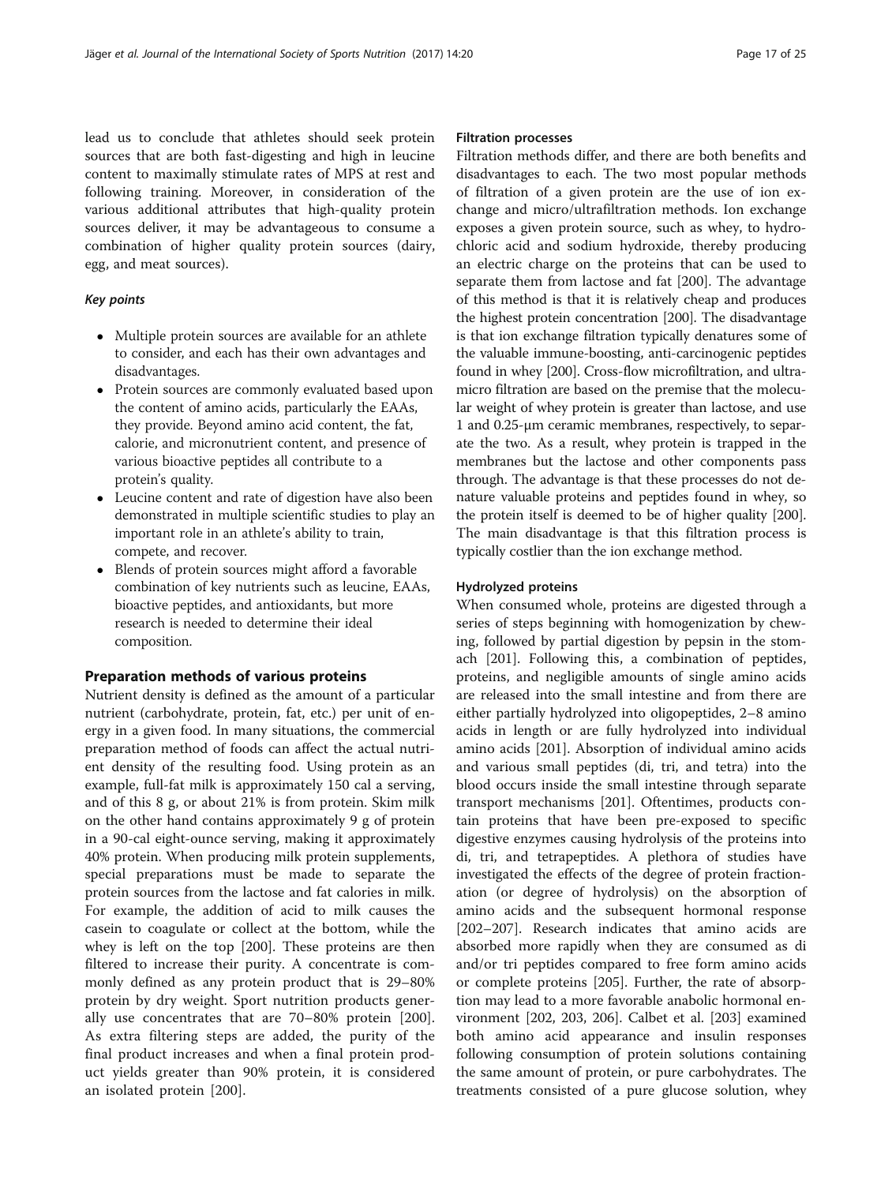lead us to conclude that athletes should seek protein sources that are both fast-digesting and high in leucine content to maximally stimulate rates of MPS at rest and following training. Moreover, in consideration of the various additional attributes that high-quality protein sources deliver, it may be advantageous to consume a combination of higher quality protein sources (dairy, egg, and meat sources).

### *Key points*

- Multiple protein sources are available for an athlete to consider, and each has their own advantages and disadvantages.
- Protein sources are commonly evaluated based upon the content of amino acids, particularly the EAAs, they provide. Beyond amino acid content, the fat, calorie, and micronutrient content, and presence of various bioactive peptides all contribute to a protein's quality.
- Leucine content and rate of digestion have also been demonstrated in multiple scientific studies to play an important role in an athlete's ability to train, compete, and recover.
- Blends of protein sources might afford a favorable combination of key nutrients such as leucine, EAAs, bioactive peptides, and antioxidants, but more research is needed to determine their ideal composition.

## Preparation methods of various proteins

Nutrient density is defined as the amount of a particular nutrient (carbohydrate, protein, fat, etc.) per unit of energy in a given food. In many situations, the commercial preparation method of foods can affect the actual nutrient density of the resulting food. Using protein as an example, full-fat milk is approximately 150 cal a serving, and of this 8 g, or about 21% is from protein. Skim milk on the other hand contains approximately 9 g of protein in a 90-cal eight-ounce serving, making it approximately 40% protein. When producing milk protein supplements, special preparations must be made to separate the protein sources from the lactose and fat calories in milk. For example, the addition of acid to milk causes the casein to coagulate or collect at the bottom, while the whey is left on the top [200]. These proteins are then filtered to increase their purity. A concentrate is commonly defined as any protein product that is 29–80% protein by dry weight. Sport nutrition products generally use concentrates that are 70–80% protein [200]. As extra filtering steps are added, the purity of the final product increases and when a final protein product yields greater than 90% protein, it is considered an isolated protein [200].

### Filtration processes

Filtration methods differ, and there are both benefits and disadvantages to each. The two most popular methods of filtration of a given protein are the use of ion exchange and micro/ultrafiltration methods. Ion exchange exposes a given protein source, such as whey, to hydrochloric acid and sodium hydroxide, thereby producing an electric charge on the proteins that can be used to separate them from lactose and fat [200]. The advantage of this method is that it is relatively cheap and produces the highest protein concentration [200]. The disadvantage is that ion exchange filtration typically denatures some of the valuable immune-boosting, anti-carcinogenic peptides found in whey [200]. Cross-flow microfiltration, and ultra-micro filtration are based on the premise that the molecular weight of whey protein is greater than lactose, and use 1 and 0.25-μm ceramic membranes, respectively, to separate the two. As a result, whey protein is trapped in the membranes but the lactose and other components pass through. The advantage is that these processes do not denature valuable proteins and peptides found in whey, so the protein itself is deemed to be of higher quality [200]. The main disadvantage is that this filtration process is typically costlier than the ion exchange method.

### Hydrolyzed proteins

When consumed whole, proteins are digested through a series of steps beginning with homogenization by chewing, followed by partial digestion by pepsin in the stomach [201]. Following this, a combination of peptides, proteins, and negligible amounts of single amino acids are released into the small intestine and from there are either partially hydrolyzed into oligopeptides, 2–8 amino acids in length or are fully hydrolyzed into individual amino acids [201]. Absorption of individual amino acids and various small peptides (di, tri, and tetra) into the blood occurs inside the small intestine through separate transport mechanisms [201]. Oftentimes, products contain proteins that have been pre-exposed to specific digestive enzymes causing hydrolysis of the proteins into di, tri, and tetrapeptides. A plethora of studies have investigated the effects of the degree of protein fractionation (or degree of hydrolysis) on the absorption of amino acids and the subsequent hormonal response [202–207]. Research indicates that amino acids are absorbed more rapidly when they are consumed as di and/or tri peptides compared to free form amino acids or complete proteins [205]. Further, the rate of absorption may lead to a more favorable anabolic hormonal environment [202, 203, 206]. Calbet et al. [203] examined both amino acid appearance and insulin responses following consumption of protein solutions containing the same amount of protein, or pure carbohydrates. The treatments consisted of a pure glucose solution, whey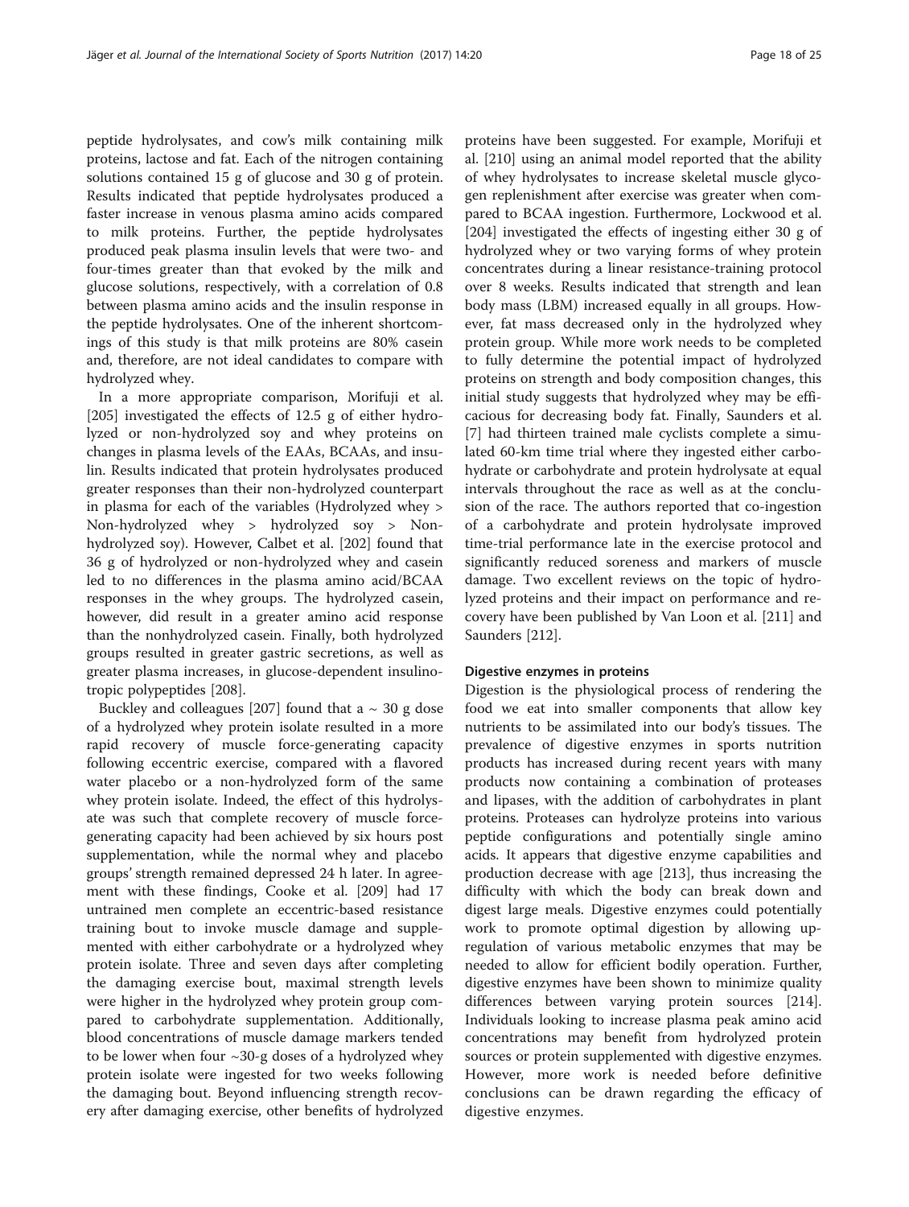peptide hydrolysates, and cow's milk containing milk proteins, lactose and fat. Each of the nitrogen containing solutions contained 15 g of glucose and 30 g of protein. Results indicated that peptide hydrolysates produced a faster increase in venous plasma amino acids compared to milk proteins. Further, the peptide hydrolysates produced peak plasma insulin levels that were two- and four-times greater than that evoked by the milk and glucose solutions, respectively, with a correlation of 0.8 between plasma amino acids and the insulin response in the peptide hydrolysates. One of the inherent shortcomings of this study is that milk proteins are 80% casein and, therefore, are not ideal candidates to compare with hydrolyzed whey.

In a more appropriate comparison, Morifuji et al. [205] investigated the effects of 12.5 g of either hydrolyzed or non-hydrolyzed soy and whey proteins on changes in plasma levels of the EAAs, BCAAs, and insulin. Results indicated that protein hydrolysates produced greater responses than their non-hydrolyzed counterpart in plasma for each of the variables (Hydrolyzed whey > Non-hydrolyzed whey > hydrolyzed soy > Non-hydrolyzed soy). However, Calbet et al. [202] found that 36 g of hydrolyzed or non-hydrolyzed whey and casein led to no differences in the plasma amino acid/BCAA responses in the whey groups. The hydrolyzed casein, however, did result in a greater amino acid response than the nonhydrolyzed casein. Finally, both hydrolyzed groups resulted in greater gastric secretions, as well as greater plasma increases, in glucose-dependent insulinotropic polypeptides [208].

Buckley and colleagues [207] found that a ~ 30 g dose of a hydrolyzed whey protein isolate resulted in a more rapid recovery of muscle force-generating capacity following eccentric exercise, compared with a flavored water placebo or a non-hydrolyzed form of the same whey protein isolate. Indeed, the effect of this hydrolysate was such that complete recovery of muscle force-generating capacity had been achieved by six hours post supplementation, while the normal whey and placebo groups' strength remained depressed 24 h later. In agreement with these findings, Cooke et al. [209] had 17 untrained men complete an eccentric-based resistance training bout to invoke muscle damage and supplemented with either carbohydrate or a hydrolyzed whey protein isolate. Three and seven days after completing the damaging exercise bout, maximal strength levels were higher in the hydrolyzed whey protein group compared to carbohydrate supplementation. Additionally, blood concentrations of muscle damage markers tended to be lower when four ~30-g doses of a hydrolyzed whey protein isolate were ingested for two weeks following the damaging bout. Beyond influencing strength recovery after damaging exercise, other benefits of hydrolyzed proteins have been suggested. For example, Morifuji et al. [210] using an animal model reported that the ability of whey hydrolysates to increase skeletal muscle glycogen replenishment after exercise was greater when compared to BCAA ingestion. Furthermore, Lockwood et al. [204] investigated the effects of ingesting either 30 g of hydrolyzed whey or two varying forms of whey protein concentrates during a linear resistance-training protocol over 8 weeks. Results indicated that strength and lean body mass (LBM) increased equally in all groups. However, fat mass decreased only in the hydrolyzed whey protein group. While more work needs to be completed to fully determine the potential impact of hydrolyzed proteins on strength and body composition changes, this initial study suggests that hydrolyzed whey may be efficacious for decreasing body fat. Finally, Saunders et al. [7] had thirteen trained male cyclists complete a simulated 60-km time trial where they ingested either carbohydrate or carbohydrate and protein hydrolysate at equal intervals throughout the race as well as at the conclusion of the race. The authors reported that co-ingestion of a carbohydrate and protein hydrolysate improved time-trial performance late in the exercise protocol and significantly reduced soreness and markers of muscle damage. Two excellent reviews on the topic of hydrolyzed proteins and their impact on performance and recovery have been published by Van Loon et al. [211] and Saunders [212].

#### Digestive enzymes in proteins

Digestion is the physiological process of rendering the food we eat into smaller components that allow key nutrients to be assimilated into our body's tissues. The prevalence of digestive enzymes in sports nutrition products has increased during recent years with many products now containing a combination of proteases and lipases, with the addition of carbohydrates in plant proteins. Proteases can hydrolyze proteins into various peptide configurations and potentially single amino acids. It appears that digestive enzyme capabilities and production decrease with age [213], thus increasing the difficulty with which the body can break down and digest large meals. Digestive enzymes could potentially work to promote optimal digestion by allowing upregulation of various metabolic enzymes that may be needed to allow for efficient bodily operation. Further, digestive enzymes have been shown to minimize quality differences between varying protein sources [214]. Individuals looking to increase plasma peak amino acid concentrations may benefit from hydrolyzed protein sources or protein supplemented with digestive enzymes. However, more work is needed before definitive conclusions can be drawn regarding the efficacy of digestive enzymes.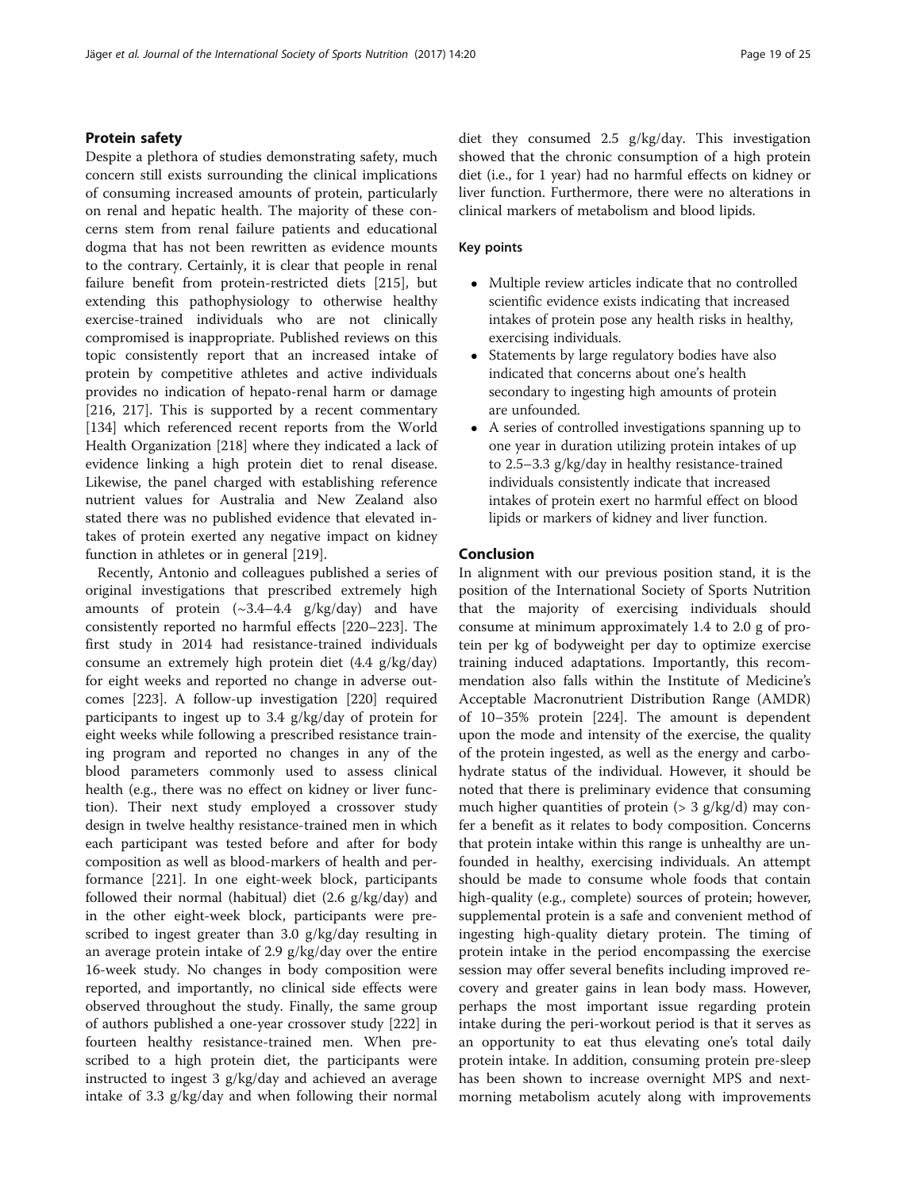## Protein safety

Despite a plethora of studies demonstrating safety, much concern still exists surrounding the clinical implications of consuming increased amounts of protein, particularly on renal and hepatic health. The majority of these concerns stem from renal failure patients and educational dogma that has not been rewritten as evidence mounts to the contrary. Certainly, it is clear that people in renal failure benefit from protein-restricted diets [215], but extending this pathophysiology to otherwise healthy exercise-trained individuals who are not clinically compromised is inappropriate. Published reviews on this topic consistently report that an increased intake of protein by competitive athletes and active individuals provides no indication of hepato-renal harm or damage [216, 217]. This is supported by a recent commentary [134] which referenced recent reports from the World Health Organization [218] where they indicated a lack of evidence linking a high protein diet to renal disease. Likewise, the panel charged with establishing reference nutrient values for Australia and New Zealand also stated there was no published evidence that elevated intakes of protein exerted any negative impact on kidney function in athletes or in general [219].

Recently, Antonio and colleagues published a series of original investigations that prescribed extremely high amounts of protein (~3.4–4.4 g/kg/day) and have consistently reported no harmful effects [220–223]. The first study in 2014 had resistance-trained individuals consume an extremely high protein diet (4.4 g/kg/day) for eight weeks and reported no change in adverse outcomes [223]. A follow-up investigation [220] required participants to ingest up to 3.4 g/kg/day of protein for eight weeks while following a prescribed resistance training program and reported no changes in any of the blood parameters commonly used to assess clinical health (e.g., there was no effect on kidney or liver function). Their next study employed a crossover study design in twelve healthy resistance-trained men in which each participant was tested before and after for body composition as well as blood-markers of health and performance [221]. In one eight-week block, participants followed their normal (habitual) diet (2.6 g/kg/day) and in the other eight-week block, participants were prescribed to ingest greater than 3.0 g/kg/day resulting in an average protein intake of 2.9 g/kg/day over the entire 16-week study. No changes in body composition were reported, and importantly, no clinical side effects were observed throughout the study. Finally, the same group of authors published a one-year crossover study [222] in fourteen healthy resistance-trained men. When prescribed to a high protein diet, the participants were instructed to ingest 3 g/kg/day and achieved an average intake of 3.3 g/kg/day and when following their normal diet they consumed 2.5 g/kg/day. This investigation showed that the chronic consumption of a high protein diet (i.e., for 1 year) had no harmful effects on kidney or liver function. Furthermore, there were no alterations in clinical markers of metabolism and blood lipids.

### Key points

- Multiple review articles indicate that no controlled scientific evidence exists indicating that increased intakes of protein pose any health risks in healthy, exercising individuals.
- Statements by large regulatory bodies have also indicated that concerns about one's health secondary to ingesting high amounts of protein are unfounded.
- A series of controlled investigations spanning up to one year in duration utilizing protein intakes of up to 2.5–3.3 g/kg/day in healthy resistance-trained individuals consistently indicate that increased intakes of protein exert no harmful effect on blood lipids or markers of kidney and liver function.

## Conclusion

In alignment with our previous position stand, it is the position of the International Society of Sports Nutrition that the majority of exercising individuals should consume at minimum approximately 1.4 to 2.0 g of protein per kg of bodyweight per day to optimize exercise training induced adaptations. Importantly, this recommendation also falls within the Institute of Medicine's Acceptable Macronutrient Distribution Range (AMDR) of 10–35% protein [224]. The amount is dependent upon the mode and intensity of the exercise, the quality of the protein ingested, as well as the energy and carbohydrate status of the individual. However, it should be noted that there is preliminary evidence that consuming much higher quantities of protein (> 3 g/kg/d) may confer a benefit as it relates to body composition. Concerns that protein intake within this range is unhealthy are unfounded in healthy, exercising individuals. An attempt should be made to consume whole foods that contain high-quality (e.g., complete) sources of protein; however, supplemental protein is a safe and convenient method of ingesting high-quality dietary protein. The timing of protein intake in the period encompassing the exercise session may offer several benefits including improved recovery and greater gains in lean body mass. However, perhaps the most important issue regarding protein intake during the peri-workout period is that it serves as an opportunity to eat thus elevating one's total daily protein intake. In addition, consuming protein pre-sleep has been shown to increase overnight MPS and next-morning metabolism acutely along with improvements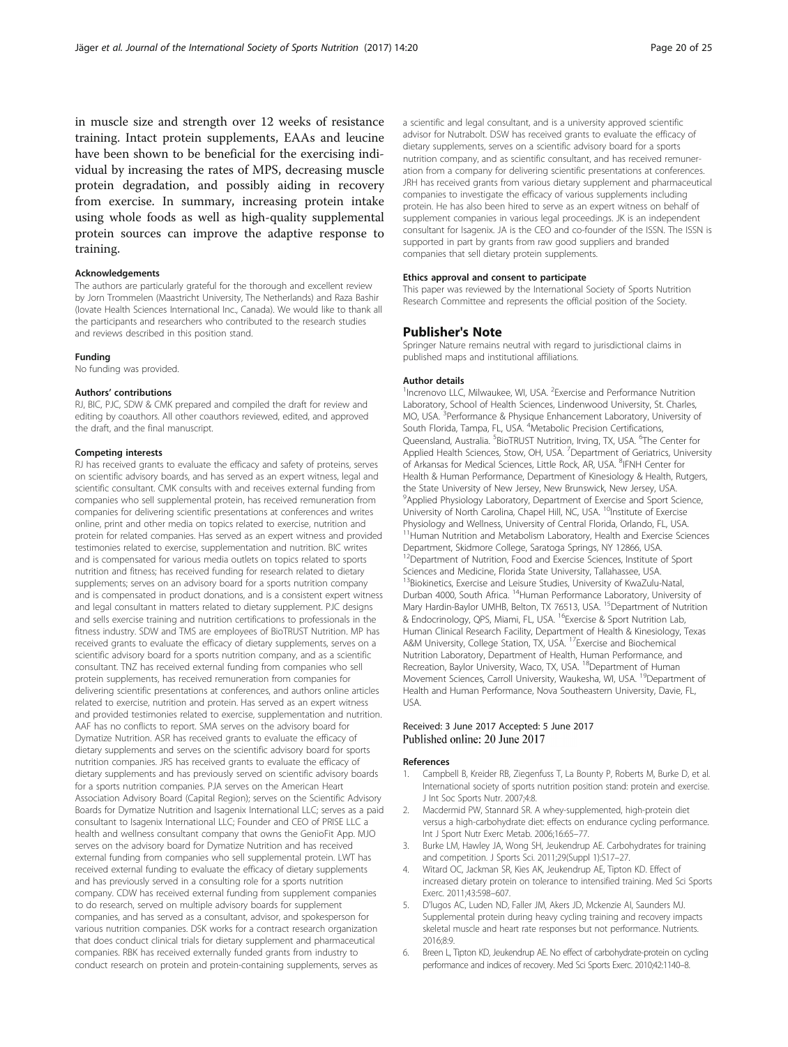in muscle size and strength over 12 weeks of resistance training. Intact protein supplements, EAAs and leucine have been shown to be beneficial for the exercising individual by increasing the rates of MPS, decreasing muscle protein degradation, and possibly aiding in recovery from exercise. In summary, increasing protein intake using whole foods as well as high-quality supplemental protein sources can improve the adaptive response to training.

#### Acknowledgements

The authors are particularly grateful for the thorough and excellent review by Jorn Trommelen (Maastricht University, The Netherlands) and Raza Bashir (Iovate Health Sciences International Inc., Canada). We would like to thank all the participants and researchers who contributed to the research studies and reviews described in this position stand.

#### Funding

No funding was provided.

#### Authors' contributions

RJ, BIC, PJC, SDW & CMK prepared and compiled the draft for review and editing by coauthors. All other coauthors reviewed, edited, and approved the draft, and the final manuscript.

#### Competing interests

RJ has received grants to evaluate the efficacy and safety of proteins, serves on scientific advisory boards, and has served as an expert witness, legal and scientific consultant. CMK consults with and receives external funding from companies who sell supplemental protein, has received remuneration from companies for delivering scientific presentations at conferences and writes online, print and other media on topics related to exercise, nutrition and protein for related companies. Has served as an expert witness and provided testimonies related to exercise, supplementation and nutrition. BIC writes and is compensated for various media outlets on topics related to sports nutrition and fitness; has received funding for research related to dietary supplements; serves on an advisory board for a sports nutrition company and is compensated in product donations, and is a consistent expert witness and legal consultant in matters related to dietary supplement. PJC designs and sells exercise training and nutrition certifications to professionals in the fitness industry. SDW and TMS are employees of BioTRUST Nutrition. MP has received grants to evaluate the efficacy of dietary supplements, serves on a scientific advisory board for a sports nutrition company, and as a scientific consultant. TNZ has received external funding from companies who sell protein supplements, has received remuneration from companies for delivering scientific presentations at conferences, and authors online articles related to exercise, nutrition and protein. Has served as an expert witness and provided testimonies related to exercise, supplementation and nutrition. AAF has no conflicts to report. SMA serves on the advisory board for Dymatize Nutrition. ASR has received grants to evaluate the efficacy of dietary supplements and serves on the scientific advisory board for sports nutrition companies. JRS has received grants to evaluate the efficacy of dietary supplements and has previously served on scientific advisory boards for a sports nutrition companies. PJA serves on the American Heart Association Advisory Board (Capital Region); serves on the Scientific Advisory Boards for Dymatize Nutrition and Isagenix International LLC; serves as a paid consultant to Isagenix International LLC; Founder and CEO of PRISE LLC a health and wellness consultant company that owns the GenioFit App. MJO serves on the advisory board for Dymatize Nutrition and has received external funding from companies who sell supplemental protein. LWT has received external funding to evaluate the efficacy of dietary supplements and has previously served in a consulting role for a sports nutrition company. CDW has received external funding from supplement companies to do research, served on multiple advisory boards for supplement companies, and has served as a consultant, advisor, and spokesperson for various nutrition companies. DSK works for a contract research organization that does conduct clinical trials for dietary supplement and pharmaceutical companies. RBK has received externally funded grants from industry to conduct research on protein and protein-containing supplements, serves as a scientific and legal consultant, and is a university approved scientific advisor for Nutrabolt. DSW has received grants to evaluate the efficacy of dietary supplements, serves on a scientific advisory board for a sports nutrition company, and as scientific consultant, and has received remuneration from a company for delivering scientific presentations at conferences. JRH has received grants from various dietary supplement and pharmaceutical companies to investigate the efficacy of various supplements including protein. He has also been hired to serve as an expert witness on behalf of supplement companies in various legal proceedings. JK is an independent consultant for Isagenix. JA is the CEO and co-founder of the ISSN. The ISSN is supported in part by grants from raw good suppliers and branded companies that sell dietary protein supplements.

#### Ethics approval and consent to participate

This paper was reviewed by the International Society of Sports Nutrition Research Committee and represents the official position of the Society.

## Publisher's Note

Springer Nature remains neutral with regard to jurisdictional claims in published maps and institutional affiliations.

#### Author details

[1]Increnovo LLC, Milwaukee, WI, USA. [2]Exercise and Performance Nutrition Laboratory, School of Health Sciences, Lindenwood University, St. Charles, MO, USA. [3]Performance & Physique Enhancement Laboratory, University of South Florida, Tampa, FL, USA. [4]Metabolic Precision Certifications, Queensland, Australia. [5]BioTRUST Nutrition, Irving, TX, USA. [6]The Center for Applied Health Sciences, Stow, OH, USA. [7]Department of Geriatrics, University of Arkansas for Medical Sciences, Little Rock, AR, USA. [8]IFNH Center for Health & Human Performance, Department of Kinesiology & Health, Rutgers, the State University of New Jersey, New Brunswick, New Jersey, USA. [9]Applied Physiology Laboratory, Department of Exercise and Sport Science, University of North Carolina, Chapel Hill, NC, USA. [10]Institute of Exercise Physiology and Wellness, University of Central Florida, Orlando, FL, USA. [11]Human Nutrition and Metabolism Laboratory, Health and Exercise Sciences Department, Skidmore College, Saratoga Springs, NY 12866, USA. [12]Department of Nutrition, Food and Exercise Sciences, Institute of Sport Sciences and Medicine, Florida State University, Tallahassee, USA. [13]Biokinetics, Exercise and Leisure Studies, University of KwaZulu-Natal, Durban 4000, South Africa. [14]Human Performance Laboratory, University of Mary Hardin-Baylor UMHB, Belton, TX 76513, USA. [15]Department of Nutrition & Endocrinology, QPS, Miami, FL, USA. [16]Exercise & Sport Nutrition Lab, Human Clinical Research Facility, Department of Health & Kinesiology, Texas A&M University, College Station, TX, USA. [17]Exercise and Biochemical Nutrition Laboratory, Department of Health, Human Performance, and Recreation, Baylor University, Waco, TX, USA. [18]Department of Human Movement Sciences, Carroll University, Waukesha, WI, USA. [19]Department of Health and Human Performance, Nova Southeastern University, Davie, FL, USA.

Received: 3 June 2017 Accepted: 5 June 2017
Published online: 20 June 2017

#### References

1. Campbell B, Kreider RB, Ziegenfuss T, La Bounty P, Roberts M, Burke D, et al. International society of sports nutrition position stand: protein and exercise. J Int Soc Sports Nutr. 2007;4:8.
2. Macdermid PW, Stannard SR. A whey-supplemented, high-protein diet versus a high-carbohydrate diet: effects on endurance cycling performance. Int J Sport Nutr Exerc Metab. 2006;16:65–77.
3. Burke LM, Hawley JA, Wong SH, Jeukendrup AE. Carbohydrates for training and competition. J Sports Sci. 2011;29(Suppl 1):S17–27.
4. Witard OC, Jackman SR, Kies AK, Jeukendrup AE, Tipton KD. Effect of increased dietary protein on tolerance to intensified training. Med Sci Sports Exerc. 2011;43:598–607.
5. D'lugos AC, Luden ND, Faller JM, Akers JD, Mckenzie AI, Saunders MJ. Supplemental protein during heavy cycling training and recovery impacts skeletal muscle and heart rate responses but not performance. Nutrients. 2016;8:9.
6. Breen L, Tipton KD, Jeukendrup AE. No effect of carbohydrate-protein on cycling performance and indices of recovery. Med Sci Sports Exerc. 2010;42:1140–8.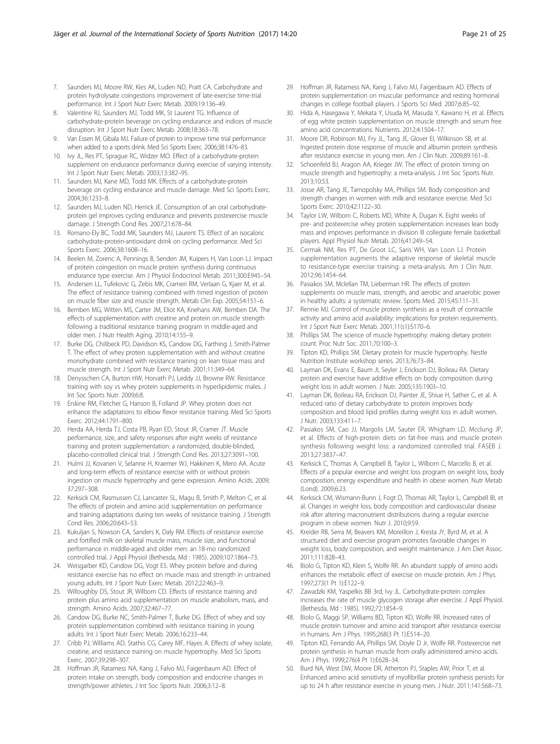7. Saunders MJ, Moore RW, Kies AK, Luden ND, Pratt CA. Carbohydrate and protein hydrolysate coingestions improvement of late-exercise time-trial performance. Int J Sport Nutr Exerc Metab. 2009;19:136–49.
8. Valentine RJ, Saunders MJ, Todd MK, St Laurent TG. Influence of carbohydrate-protein beverage on cycling endurance and indices of muscle disruption. Int J Sport Nutr Exerc Metab. 2008;18:363–78.
9. Van Essen M, Gibala MJ. Failure of protein to improve time trial performance when added to a sports drink. Med Sci Sports Exerc. 2006;38:1476–83.
10. Ivy JL, Res PT, Sprague RC, Widzer MO. Effect of a carbohydrate-protein supplement on endurance performance during exercise of varying intensity. Int J Sport Nutr Exerc Metab. 2003;13:382–95.
11. Saunders MJ, Kane MD, Todd MK. Effects of a carbohydrate-protein beverage on cycling endurance and muscle damage. Med Sci Sports Exerc. 2004;36:1233–8.
12. Saunders MJ, Luden ND, Herrick JE. Consumption of an oral carbohydrate-protein gel improves cycling endurance and prevents postexercise muscle damage. J Strength Cond Res. 2007;21:678–84.
13. Romano-Ely BC, Todd MK, Saunders MJ, Laurent TS. Effect of an isocaloric carbohydrate-protein-antioxidant drink on cycling performance. Med Sci Sports Exerc. 2006;38:1608–16.
14. Beelen M, Zorenc A, Pennings B, Senden JM, Kuipers H, Van Loon LJ. Impact of protein coingestion on muscle protein synthesis during continuous endurance type exercise. Am J Physiol Endocrinol Metab. 2011;300:E945–54.
15. Andersen LL, Tufekovic G, Zebis MK, Crameri RM, Verlaan G, Kjaer M, et al. The effect of resistance training combined with timed ingestion of protein on muscle fiber size and muscle strength. Metab Clin Exp. 2005;54:151–6.
16. Bemben MG, Witten MS, Carter JM, Eliot KA, Knehans AW, Bemben DA. The effects of supplementation with creatine and protein on muscle strength following a traditional resistance training program in middle-aged and older men. J Nutr Health Aging. 2010;14:155–9.
17. Burke DG, Chilibeck PD, Davidson KS, Candow DG, Farthing J, Smith-Palmer T. The effect of whey protein supplementation with and without creatine monohydrate combined with resistance training on lean tissue mass and muscle strength. Int J Sport Nutr Exerc Metab. 2001;11:349–64.
18. Denysschen CA, Burton HW, Horvath PJ, Leddy JJ, Browne RW. Resistance training with soy vs whey protein supplements in hyperlipidemic males. J Int Soc Sports Nutr. 2009;6:8.
19. Erskine RM, Fletcher G, Hanson B, Folland JP. Whey protein does not enhance the adaptations to elbow flexor resistance training. Med Sci Sports Exerc. 2012;44:1791–800.
20. Herda AA, Herda TJ, Costa PB, Ryan ED, Stout JR, Cramer JT. Muscle performance, size, and safety responses after eight weeks of resistance training and protein supplementation: a randomized, double-blinded, placebo-controlled clinical trial. J Strength Cond Res. 2013;27:3091–100.
21. Hulmi JJ, Kovanen V, Selanne H, Kraemer WJ, Hakkinen K, Mero AA. Acute and long-term effects of resistance exercise with or without protein ingestion on muscle hypertrophy and gene expression. Amino Acids. 2009;37:297–308.
22. Kerksick CM, Rasmussen CJ, Lancaster SL, Magu B, Smith P, Melton C, et al. The effects of protein and amino acid supplementation on performance and training adaptations during ten weeks of resistance training. J Strength Cond Res. 2006;20:643–53.
23. Kukuljan S, Nowson CA, Sanders K, Daly RM. Effects of resistance exercise and fortified milk on skeletal muscle mass, muscle size, and functional performance in middle-aged and older men: an 18-mo randomized controlled trial. J Appl Physiol (Bethesda, Md : 1985). 2009;107:1864–73.
24. Weisgarber KD, Candow DG, Vogt ES. Whey protein before and during resistance exercise has no effect on muscle mass and strength in untrained young adults. Int J Sport Nutr Exerc Metab. 2012;22:463–9.
25. Willoughby DS, Stout JR, Wilborn CD. Effects of resistance training and protein plus amino acid supplementation on muscle anabolism, mass, and strength. Amino Acids. 2007;32:467–77.
26. Candow DG, Burke NC, Smith-Palmer T, Burke DG. Effect of whey and soy protein supplementation combined with resistance training in young adults. Int J Sport Nutr Exerc Metab. 2006;16:233–44.
27. Cribb PJ, Williams AD, Stathis CG, Carey MF, Hayes A. Effects of whey isolate, creatine, and resistance training on muscle hypertrophy. Med Sci Sports Exerc. 2007;39:298–307.
28. Hoffman JR, Ratamess NA, Kang J, Falvo MJ, Faigenbaum AD. Effect of protein intake on strength, body composition and endocrine changes in strength/power athletes. J Int Soc Sports Nutr. 2006;3:12–8.
29. Hoffman JR, Ratamess NA, Kang J, Falvo MJ, Faigenbaum AD. Effects of protein supplementation on muscular performance and resting hormonal changes in college football players. J Sports Sci Med. 2007;6:85–92.
30. Hida A, Hasegawa Y, Mekata Y, Usuda M, Masuda Y, Kawano H, et al. Effects of egg white protein supplementation on muscle strength and serum free amino acid concentrations. Nutrients. 2012;4:1504–17.
31. Moore DR, Robinson MJ, Fry JL, Tang JE, Glover EI, Wilkinson SB, et al. Ingested protein dose response of muscle and albumin protein synthesis after resistance exercise in young men. Am J Clin Nutr. 2009;89:161–8.
32. Schoenfeld BJ, Aragon AA, Krieger JW. The effect of protein timing on muscle strength and hypertrophy: a meta-analysis. J Int Soc Sports Nutr. 2013;10:53.
33. Josse AR, Tang JE, Tarnopolsky MA, Phillips SM. Body composition and strength changes in women with milk and resistance exercise. Med Sci Sports Exerc. 2010;42:1122–30.
34. Taylor LW, Wilborn C, Roberts MD, White A, Dugan K. Eight weeks of pre- and postexercise whey protein supplementation increases lean body mass and improves performance in division III collegiate female basketball players. Appl Physiol Nutr Metab. 2016;41:249–54.
35. Cermak NM, Res PT, De Groot LC, Saris WH, Van Loon LJ. Protein supplementation augments the adaptive response of skeletal muscle to resistance-type exercise training: a meta-analysis. Am J Clin Nutr. 2012;96:1454–64.
36. Pasiakos SM, Mclellan TM, Lieberman HR. The effects of protein supplements on muscle mass, strength, and aerobic and anaerobic power in healthy adults: a systematic review. Sports Med. 2015;45:111–31.
37. Rennie MJ. Control of muscle protein synthesis as a result of contractile activity and amino acid availability: implications for protein requirements. Int J Sport Nutr Exerc Metab. 2001;11(s1):S170–6.
38. Phillips SM. The science of muscle hypertrophy: making dietary protein count. Proc Nutr Soc. 2011;70:100–3.
39. Tipton KD, Phillips SM. Dietary protein for muscle hypertrophy. Nestle Nutrition Institute workshop series. 2013;76:73–84.
40. Layman DK, Evans E, Baum JI, Seyler J, Erickson DJ, Boileau RA. Dietary protein and exercise have additive effects on body composition during weight loss in adult women. J Nutr. 2005;135:1903–10.
41. Layman DK, Boileau RA, Erickson DJ, Painter JE, Shiue H, Sather C, et al. A reduced ratio of dietary carbohydrate to protein improves body composition and blood lipid profiles during weight loss in adult women. J Nutr. 2003;133:411–7.
42. Pasiakos SM, Cao JJ, Margolis LM, Sauter ER, Whigham LD, Mcclung JP, et al. Effects of high-protein diets on fat-free mass and muscle protein synthesis following weight loss: a randomized controlled trial. FASEB J. 2013;27:3837–47.
43. Kerksick C, Thomas A, Campbell B, Taylor L, Wilborn C, Marcello B, et al. Effects of a popular exercise and weight loss program on weight loss, body composition, energy expenditure and health in obese women. Nutr Metab (Lond). 2009;6:23.
44. Kerksick CM, Wismann-Bunn J, Fogt D, Thomas AR, Taylor L, Campbell BI, et al. Changes in weight loss, body composition and cardiovascular disease risk after altering macronutrient distributions during a regular exercise program in obese women. Nutr J. 2010;9:59.
45. Kreider RB, Serra M, Beavers KM, Moreillon J, Kresta JY, Byrd M, et al. A structured diet and exercise program promotes favorable changes in weight loss, body composition, and weight maintenance. J Am Diet Assoc. 2011;111:828–43.
46. Biolo G, Tipton KD, Klein S, Wolfe RR. An abundant supply of amino acids enhances the metabolic effect of exercise on muscle protein. Am J Phys. 1997;273(1 Pt 1):E122–9.
47. Zawadzki KM, Yaspelkis BB 3rd, Ivy JL. Carbohydrate-protein complex increases the rate of muscle glycogen storage after exercise. J Appl Physiol. (Bethesda, Md : 1985). 1992;72:1854–9.
48. Biolo G, Maggi SP, Williams BD, Tipton KD, Wolfe RR. Increased rates of muscle protein turnover and amino acid transport after resistance exercise in humans. Am J Phys. 1995;268(3 Pt 1):E514–20.
49. Tipton KD, Ferrando AA, Phillips SM, Doyle D Jr, Wolfe RR. Postexercise net protein synthesis in human muscle from orally administered amino acids. Am J Phys. 1999;276(4 Pt 1):E628–34.
50. Burd NA, West DW, Moore DR, Atherton PJ, Staples AW, Prior T, et al. Enhanced amino acid sensitivity of myofibrillar protein synthesis persists for up to 24 h after resistance exercise in young men. J Nutr. 2011;141:568–73.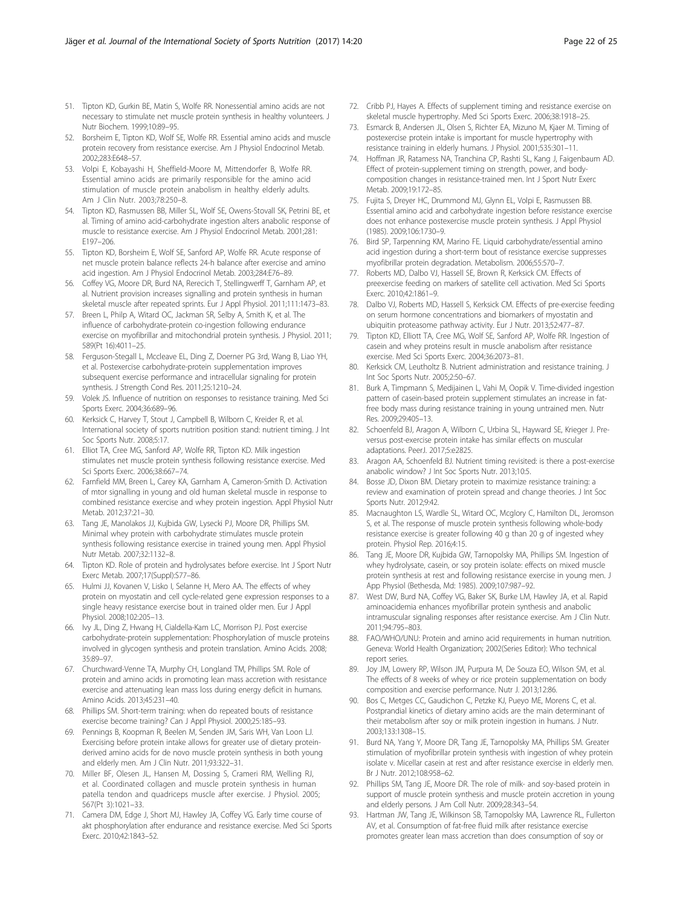51. Tipton KD, Gurkin BE, Matin S, Wolfe RR. Nonessential amino acids are not necessary to stimulate net muscle protein synthesis in healthy volunteers. J Nutr Biochem. 1999;10:89–95.
52. Borsheim E, Tipton KD, Wolf SE, Wolfe RR. Essential amino acids and muscle protein recovery from resistance exercise. Am J Physiol Endocrinol Metab. 2002;283:E648–57.
53. Volpi E, Kobayashi H, Sheffield-Moore M, Mittendorfer B, Wolfe RR. Essential amino acids are primarily responsible for the amino acid stimulation of muscle protein anabolism in healthy elderly adults. Am J Clin Nutr. 2003;78:250–8.
54. Tipton KD, Rasmussen BB, Miller SL, Wolf SE, Owens-Stovall SK, Petrini BE, et al. Timing of amino acid-carbohydrate ingestion alters anabolic response of muscle to resistance exercise. Am J Physiol Endocrinol Metab. 2001;281: E197–206.
55. Tipton KD, Borsheim E, Wolf SE, Sanford AP, Wolfe RR. Acute response of net muscle protein balance reflects 24-h balance after exercise and amino acid ingestion. Am J Physiol Endocrinol Metab. 2003;284:E76–89.
56. Coffey VG, Moore DR, Burd NA, Rerecich T, Stellingwerff T, Garnham AP, et al. Nutrient provision increases signalling and protein synthesis in human skeletal muscle after repeated sprints. Eur J Appl Physiol. 2011;111:1473–83.
57. Breen L, Philp A, Witard OC, Jackman SR, Selby A, Smith K, et al. The influence of carbohydrate-protein co-ingestion following endurance exercise on myofibrillar and mitochondrial protein synthesis. J Physiol. 2011; 589(Pt 16):4011–25.
58. Ferguson-Stegall L, Mccleave EL, Ding Z, Doerner PG 3rd, Wang B, Liao YH, et al. Postexercise carbohydrate-protein supplementation improves subsequent exercise performance and intracellular signaling for protein synthesis. J Strength Cond Res. 2011;25:1210–24.
59. Volek JS. Influence of nutrition on responses to resistance training. Med Sci Sports Exerc. 2004;36:689–96.
60. Kerksick C, Harvey T, Stout J, Campbell B, Wilborn C, Kreider R, et al. International society of sports nutrition position stand: nutrient timing. J Int Soc Sports Nutr. 2008;5:17.
61. Elliot TA, Cree MG, Sanford AP, Wolfe RR, Tipton KD. Milk ingestion stimulates net muscle protein synthesis following resistance exercise. Med Sci Sports Exerc. 2006;38:667–74.
62. Farnfield MM, Breen L, Carey KA, Garnham A, Cameron-Smith D. Activation of mtor signalling in young and old human skeletal muscle in response to combined resistance exercise and whey protein ingestion. Appl Physiol Nutr Metab. 2012;37:21–30.
63. Tang JE, Manolakos JJ, Kujbida GW, Lysecki PJ, Moore DR, Phillips SM. Minimal whey protein with carbohydrate stimulates muscle protein synthesis following resistance exercise in trained young men. Appl Physiol Nutr Metab. 2007;32:1132–8.
64. Tipton KD. Role of protein and hydrolysates before exercise. Int J Sport Nutr Exerc Metab. 2007;17(Suppl):S77–86.
65. Hulmi JJ, Kovanen V, Lisko I, Selanne H, Mero AA. The effects of whey protein on myostatin and cell cycle-related gene expression responses to a single heavy resistance exercise bout in trained older men. Eur J Appl Physiol. 2008;102:205–13.
66. Ivy JL, Ding Z, Hwang H, Cialdella-Kam LC, Morrison PJ. Post exercise carbohydrate-protein supplementation: Phosphorylation of muscle proteins involved in glycogen synthesis and protein translation. Amino Acids. 2008; 35:89–97.
67. Churchward-Venne TA, Murphy CH, Longland TM, Phillips SM. Role of protein and amino acids in promoting lean mass accretion with resistance exercise and attenuating lean mass loss during energy deficit in humans. Amino Acids. 2013;45:231–40.
68. Phillips SM. Short-term training: when do repeated bouts of resistance exercise become training? Can J Appl Physiol. 2000;25:185–93.
69. Pennings B, Koopman R, Beelen M, Senden JM, Saris WH, Van Loon LJ. Exercising before protein intake allows for greater use of dietary protein-derived amino acids for de novo muscle protein synthesis in both young and elderly men. Am J Clin Nutr. 2011;93:322–31.
70. Miller BF, Olesen JL, Hansen M, Dossing S, Crameri RM, Welling RJ, et al. Coordinated collagen and muscle protein synthesis in human patella tendon and quadriceps muscle after exercise. J Physiol. 2005; 567(Pt 3):1021–33.
71. Camera DM, Edge J, Short MJ, Hawley JA, Coffey VG. Early time course of akt phosphorylation after endurance and resistance exercise. Med Sci Sports Exerc. 2010;42:1843–52.
72. Cribb PJ, Hayes A. Effects of supplement timing and resistance exercise on skeletal muscle hypertrophy. Med Sci Sports Exerc. 2006;38:1918–25.
73. Esmarck B, Andersen JL, Olsen S, Richter EA, Mizuno M, Kjaer M. Timing of postexercise protein intake is important for muscle hypertrophy with resistance training in elderly humans. J Physiol. 2001;535:301–11.
74. Hoffman JR, Ratamess NA, Tranchina CP, Rashti SL, Kang J, Faigenbaum AD. Effect of protein-supplement timing on strength, power, and body-composition changes in resistance-trained men. Int J Sport Nutr Exerc Metab. 2009;19:172–85.
75. Fujita S, Dreyer HC, Drummond MJ, Glynn EL, Volpi E, Rasmussen BB. Essential amino acid and carbohydrate ingestion before resistance exercise does not enhance postexercise muscle protein synthesis. J Appl Physiol (1985). 2009;106:1730–9.
76. Bird SP, Tarpenning KM, Marino FE. Liquid carbohydrate/essential amino acid ingestion during a short-term bout of resistance exercise suppresses myofibrillar protein degradation. Metabolism. 2006;55:570–7.
77. Roberts MD, Dalbo VJ, Hassell SE, Brown R, Kerksick CM. Effects of preexercise feeding on markers of satellite cell activation. Med Sci Sports Exerc. 2010;42:1861–9.
78. Dalbo VJ, Roberts MD, Hassell S, Kerksick CM. Effects of pre-exercise feeding on serum hormone concentrations and biomarkers of myostatin and ubiquitin proteasome pathway activity. Eur J Nutr. 2013;52:477–87.
79. Tipton KD, Elliott TA, Cree MG, Wolf SE, Sanford AP, Wolfe RR. Ingestion of casein and whey proteins result in muscle anabolism after resistance exercise. Med Sci Sports Exerc. 2004;36:2073–81.
80. Kerksick CM, Leutholtz B. Nutrient administration and resistance training. J Int Soc Sports Nutr. 2005;2:50–67.
81. Burk A, Timpmann S, Medijainen L, Vahi M, Oopik V. Time-divided ingestion pattern of casein-based protein supplement stimulates an increase in fat-free body mass during resistance training in young untrained men. Nutr Res. 2009;29:405–13.
82. Schoenfeld BJ, Aragon A, Wilborn C, Urbina SL, Hayward SE, Krieger J. Pre-versus post-exercise protein intake has similar effects on muscular adaptations. PeerJ. 2017;5:e2825.
83. Aragon AA, Schoenfeld BJ. Nutrient timing revisited: is there a post-exercise anabolic window? J Int Soc Sports Nutr. 2013;10:5.
84. Bosse JD, Dixon BM. Dietary protein to maximize resistance training: a review and examination of protein spread and change theories. J Int Soc Sports Nutr. 2012;9:42.
85. Macnaughton LS, Wardle SL, Witard OC, Mcglory C, Hamilton DL, Jeromson S, et al. The response of muscle protein synthesis following whole-body resistance exercise is greater following 40 g than 20 g of ingested whey protein. Physiol Rep. 2016;4:15.
86. Tang JE, Moore DR, Kujbida GW, Tarnopolsky MA, Phillips SM. Ingestion of whey hydrolysate, casein, or soy protein isolate: effects on mixed muscle protein synthesis at rest and following resistance exercise in young men. J App Physiol (Bethesda, Md: 1985). 2009;107:987–92.
87. West DW, Burd NA, Coffey VG, Baker SK, Burke LM, Hawley JA, et al. Rapid aminoacidemia enhances myofibrillar protein synthesis and anabolic intramuscular signaling responses after resistance exercise. Am J Clin Nutr. 2011;94:795–803.
88. FAO/WHO/UNU: Protein and amino acid requirements in human nutrition. Geneva: World Health Organization; 2002(Series Editor): Who technical report series.
89. Joy JM, Lowery RP, Wilson JM, Purpura M, De Souza EO, Wilson SM, et al. The effects of 8 weeks of whey or rice protein supplementation on body composition and exercise performance. Nutr J. 2013;12:86.
90. Bos C, Metges CC, Gaudichon C, Petzke KJ, Pueyo ME, Morens C, et al. Postprandial kinetics of dietary amino acids are the main determinant of their metabolism after soy or milk protein ingestion in humans. J Nutr. 2003;133:1308–15.
91. Burd NA, Yang Y, Moore DR, Tang JE, Tarnopolsky MA, Phillips SM. Greater stimulation of myofibrillar protein synthesis with ingestion of whey protein isolate v. Micellar casein at rest and after resistance exercise in elderly men. Br J Nutr. 2012;108:958–62.
92. Phillips SM, Tang JE, Moore DR. The role of milk- and soy-based protein in support of muscle protein synthesis and muscle protein accretion in young and elderly persons. J Am Coll Nutr. 2009;28:343–54.
93. Hartman JW, Tang JE, Wilkinson SB, Tarnopolsky MA, Lawrence RL, Fullerton AV, et al. Consumption of fat-free fluid milk after resistance exercise promotes greater lean mass accretion than does consumption of soy or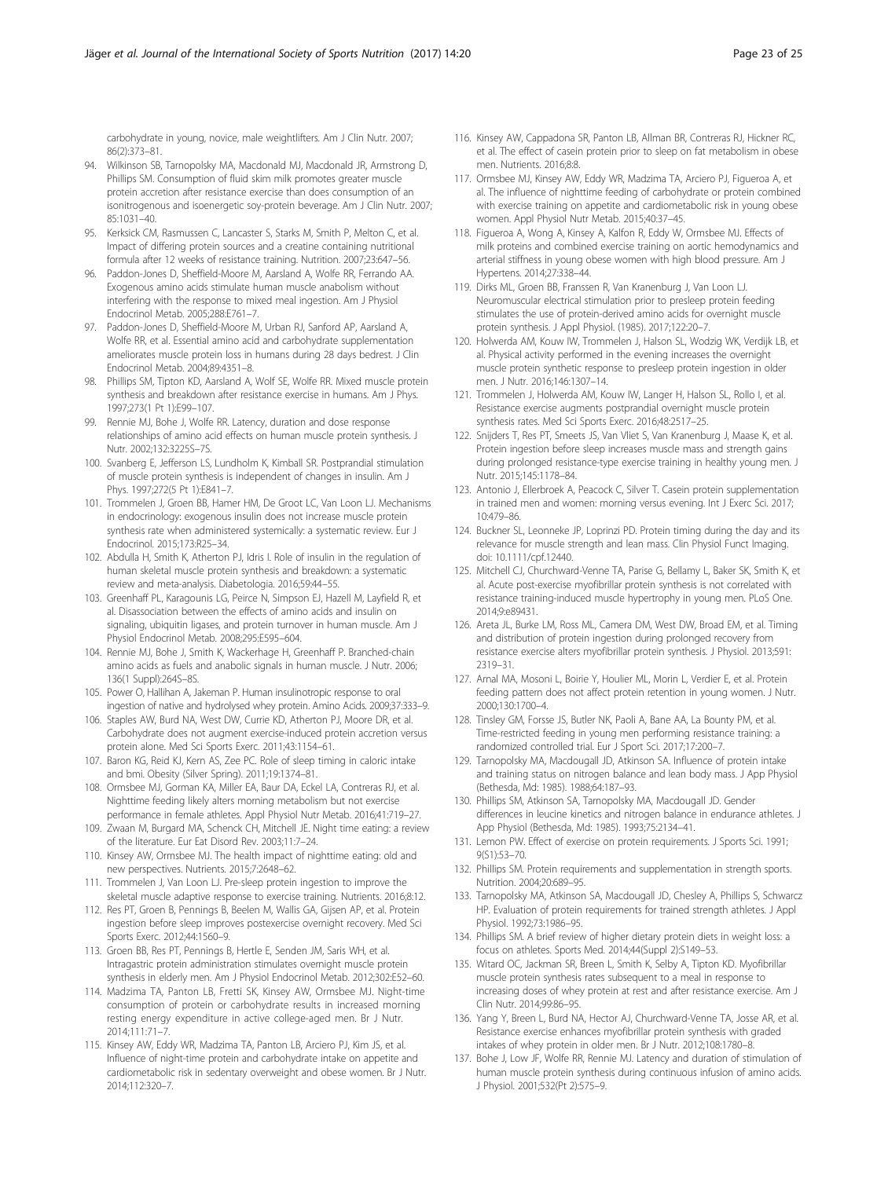carbohydrate in young, novice, male weightlifters. Am J Clin Nutr. 2007; 86(2):373–81.

94. Wilkinson SB, Tarnopolsky MA, Macdonald MJ, Macdonald JR, Armstrong D, Phillips SM. Consumption of fluid skim milk promotes greater muscle protein accretion after resistance exercise than does consumption of an isonitrogenous and isoenergetic soy-protein beverage. Am J Clin Nutr. 2007; 85:1031–40.
95. Kerksick CM, Rasmussen C, Lancaster S, Starks M, Smith P, Melton C, et al. Impact of differing protein sources and a creatine containing nutritional formula after 12 weeks of resistance training. Nutrition. 2007;23:647–56.
96. Paddon-Jones D, Sheffield-Moore M, Aarsland A, Wolfe RR, Ferrando AA. Exogenous amino acids stimulate human muscle anabolism without interfering with the response to mixed meal ingestion. Am J Physiol Endocrinol Metab. 2005;288:E761–7.
97. Paddon-Jones D, Sheffield-Moore M, Urban RJ, Sanford AP, Aarsland A, Wolfe RR, et al. Essential amino acid and carbohydrate supplementation ameliorates muscle protein loss in humans during 28 days bedrest. J Clin Endocrinol Metab. 2004;89:4351–8.
98. Phillips SM, Tipton KD, Aarsland A, Wolf SE, Wolfe RR. Mixed muscle protein synthesis and breakdown after resistance exercise in humans. Am J Phys. 1997;273(1 Pt 1):E99–107.
99. Rennie MJ, Bohe J, Wolfe RR. Latency, duration and dose response relationships of amino acid effects on human muscle protein synthesis. J Nutr. 2002;132:3225S–7S.
100. Svanberg E, Jefferson LS, Lundholm K, Kimball SR. Postprandial stimulation of muscle protein synthesis is independent of changes in insulin. Am J Phys. 1997;272(5 Pt 1):E841–7.
101. Trommelen J, Groen BB, Hamer HM, De Groot LC, Van Loon LJ. Mechanisms in endocrinology: exogenous insulin does not increase muscle protein synthesis rate when administered systemically: a systematic review. Eur J Endocrinol. 2015;173:R25–34.
102. Abdulla H, Smith K, Atherton PJ, Idris I. Role of insulin in the regulation of human skeletal muscle protein synthesis and breakdown: a systematic review and meta-analysis. Diabetologia. 2016;59:44–55.
103. Greenhaff PL, Karagounis LG, Peirce N, Simpson EJ, Hazell M, Layfield R, et al. Disassociation between the effects of amino acids and insulin on signaling, ubiquitin ligases, and protein turnover in human muscle. Am J Physiol Endocrinol Metab. 2008;295:E595–604.
104. Rennie MJ, Bohe J, Smith K, Wackerhage H, Greenhaff P. Branched-chain amino acids as fuels and anabolic signals in human muscle. J Nutr. 2006; 136(1 Suppl):264S–8S.
105. Power O, Hallihan A, Jakeman P. Human insulinotropic response to oral ingestion of native and hydrolysed whey protein. Amino Acids. 2009;37:333–9.
106. Staples AW, Burd NA, West DW, Currie KD, Atherton PJ, Moore DR, et al. Carbohydrate does not augment exercise-induced protein accretion versus protein alone. Med Sci Sports Exerc. 2011;43:1154–61.
107. Baron KG, Reid KJ, Kern AS, Zee PC. Role of sleep timing in caloric intake and bmi. Obesity (Silver Spring). 2011;19:1374–81.
108. Ormsbee MJ, Gorman KA, Miller EA, Baur DA, Eckel LA, Contreras RJ, et al. Nighttime feeding likely alters morning metabolism but not exercise performance in female athletes. Appl Physiol Nutr Metab. 2016;41:719–27.
109. Zwaan M, Burgard MA, Schenck CH, Mitchell JE. Night time eating: a review of the literature. Eur Eat Disord Rev. 2003;11:7–24.
110. Kinsey AW, Ormsbee MJ. The health impact of nighttime eating: old and new perspectives. Nutrients. 2015;7:2648–62.
111. Trommelen J, Van Loon LJ. Pre-sleep protein ingestion to improve the skeletal muscle adaptive response to exercise training. Nutrients. 2016;8:12.
112. Res PT, Groen B, Pennings B, Beelen M, Wallis GA, Gijsen AP, et al. Protein ingestion before sleep improves postexercise overnight recovery. Med Sci Sports Exerc. 2012;44:1560–9.
113. Groen BB, Res PT, Pennings B, Hertle E, Senden JM, Saris WH, et al. Intragastric protein administration stimulates overnight muscle protein synthesis in elderly men. Am J Physiol Endocrinol Metab. 2012;302:E52–60.
114. Madzima TA, Panton LB, Fretti SK, Kinsey AW, Ormsbee MJ. Night-time consumption of protein or carbohydrate results in increased morning resting energy expenditure in active college-aged men. Br J Nutr. 2014;111:71–7.
115. Kinsey AW, Eddy WR, Madzima TA, Panton LB, Arciero PJ, Kim JS, et al. Influence of night-time protein and carbohydrate intake on appetite and cardiometabolic risk in sedentary overweight and obese women. Br J Nutr. 2014;112:320–7.
116. Kinsey AW, Cappadona SR, Panton LB, Allman BR, Contreras RJ, Hickner RC, et al. The effect of casein protein prior to sleep on fat metabolism in obese men. Nutrients. 2016;8:8.
117. Ormsbee MJ, Kinsey AW, Eddy WR, Madzima TA, Arciero PJ, Figueroa A, et al. The influence of nighttime feeding of carbohydrate or protein combined with exercise training on appetite and cardiometabolic risk in young obese women. Appl Physiol Nutr Metab. 2015;40:37–45.
118. Figueroa A, Wong A, Kinsey A, Kalfon R, Eddy W, Ormsbee MJ. Effects of milk proteins and combined exercise training on aortic hemodynamics and arterial stiffness in young obese women with high blood pressure. Am J Hypertens. 2014;27:338–44.
119. Dirks ML, Groen BB, Franssen R, Van Kranenburg J, Van Loon LJ. Neuromuscular electrical stimulation prior to presleep protein feeding stimulates the use of protein-derived amino acids for overnight muscle protein synthesis. J Appl Physiol. (1985). 2017;122:20–7.
120. Holwerda AM, Kouw IW, Trommelen J, Halson SL, Wodzig WK, Verdijk LB, et al. Physical activity performed in the evening increases the overnight muscle protein synthetic response to presleep protein ingestion in older men. J Nutr. 2016;146:1307–14.
121. Trommelen J, Holwerda AM, Kouw IW, Langer H, Halson SL, Rollo I, et al. Resistance exercise augments postprandial overnight muscle protein synthesis rates. Med Sci Sports Exerc. 2016;48:2517–25.
122. Snijders T, Res PT, Smeets JS, Van Vliet S, Van Kranenburg J, Maase K, et al. Protein ingestion before sleep increases muscle mass and strength gains during prolonged resistance-type exercise training in healthy young men. J Nutr. 2015;145:1178–84.
123. Antonio J, Ellerbroek A, Peacock C, Silver T. Casein protein supplementation in trained men and women: morning versus evening. Int J Exerc Sci. 2017; 10:479–86.
124. Buckner SL, Leonneke JP, Loprinzi PD. Protein timing during the day and its relevance for muscle strength and lean mass. Clin Physiol Funct Imaging. doi: 10.1111/cpf.12440.
125. Mitchell CJ, Churchward-Venne TA, Parise G, Bellamy L, Baker SK, Smith K, et al. Acute post-exercise myofibrillar protein synthesis is not correlated with resistance training-induced muscle hypertrophy in young men. PLoS One. 2014;9:e89431.
126. Areta JL, Burke LM, Ross ML, Camera DM, West DW, Broad EM, et al. Timing and distribution of protein ingestion during prolonged recovery from resistance exercise alters myofibrillar protein synthesis. J Physiol. 2013;591: 2319–31.
127. Arnal MA, Mosoni L, Boirie Y, Houlier ML, Morin L, Verdier E, et al. Protein feeding pattern does not affect protein retention in young women. J Nutr. 2000;130:1700–4.
128. Tinsley GM, Forsse JS, Butler NK, Paoli A, Bane AA, La Bounty PM, et al. Time-restricted feeding in young men performing resistance training: a randomized controlled trial. Eur J Sport Sci. 2017;17:200–7.
129. Tarnopolsky MA, Macdougall JD, Atkinson SA. Influence of protein intake and training status on nitrogen balance and lean body mass. J App Physiol (Bethesda, Md: 1985). 1988;64:187–93.
130. Phillips SM, Atkinson SA, Tarnopolsky MA, Macdougall JD. Gender differences in leucine kinetics and nitrogen balance in endurance athletes. J App Physiol (Bethesda, Md: 1985). 1993;75:2134–41.
131. Lemon PW. Effect of exercise on protein requirements. J Sports Sci. 1991; 9(S1):53–70.
132. Phillips SM. Protein requirements and supplementation in strength sports. Nutrition. 2004;20:689–95.
133. Tarnopolsky MA, Atkinson SA, Macdougall JD, Chesley A, Phillips S, Schwarcz HP. Evaluation of protein requirements for trained strength athletes. J Appl Physiol. 1992;73:1986–95.
134. Phillips SM. A brief review of higher dietary protein diets in weight loss: a focus on athletes. Sports Med. 2014;44(Suppl 2):S149–53.
135. Witard OC, Jackman SR, Breen L, Smith K, Selby A, Tipton KD. Myofibrillar muscle protein synthesis rates subsequent to a meal in response to increasing doses of whey protein at rest and after resistance exercise. Am J Clin Nutr. 2014;99:86–95.
136. Yang Y, Breen L, Burd NA, Hector AJ, Churchward-Venne TA, Josse AR, et al. Resistance exercise enhances myofibrillar protein synthesis with graded intakes of whey protein in older men. Br J Nutr. 2012;108:1780–8.
137. Bohe J, Low JF, Wolfe RR, Rennie MJ. Latency and duration of stimulation of human muscle protein synthesis during continuous infusion of amino acids. J Physiol. 2001;532(Pt 2):575–9.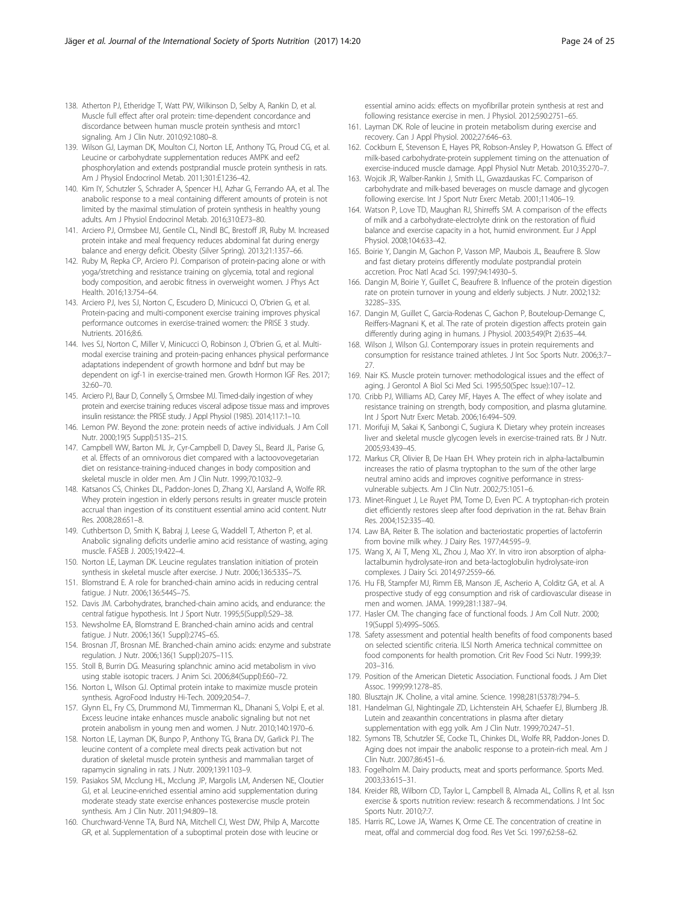138. Atherton PJ, Etheridge T, Watt PW, Wilkinson D, Selby A, Rankin D, et al. Muscle full effect after oral protein: time-dependent concordance and discordance between human muscle protein synthesis and mtorc1 signaling. Am J Clin Nutr. 2010;92:1080–8.
139. Wilson GJ, Layman DK, Moulton CJ, Norton LE, Anthony TG, Proud CG, et al. Leucine or carbohydrate supplementation reduces AMPK and eef2 phosphorylation and extends postprandial muscle protein synthesis in rats. Am J Physiol Endocrinol Metab. 2011;301:E1236–42.
140. Kim IY, Schutzler S, Schrader A, Spencer HJ, Azhar G, Ferrando AA, et al. The anabolic response to a meal containing different amounts of protein is not limited by the maximal stimulation of protein synthesis in healthy young adults. Am J Physiol Endocrinol Metab. 2016;310:E73–80.
141. Arciero PJ, Ormsbee MJ, Gentile CL, Nindl BC, Brestoff JR, Ruby M. Increased protein intake and meal frequency reduces abdominal fat during energy balance and energy deficit. Obesity (Silver Spring). 2013;21:1357–66.
142. Ruby M, Repka CP, Arciero PJ. Comparison of protein-pacing alone or with yoga/stretching and resistance training on glycemia, total and regional body composition, and aerobic fitness in overweight women. J Phys Act Health. 2016;13:754–64.
143. Arciero PJ, Ives SJ, Norton C, Escudero D, Minicucci O, O'brien G, et al. Protein-pacing and multi-component exercise training improves physical performance outcomes in exercise-trained women: the PRISE 3 study. Nutrients. 2016;8:6.
144. Ives SJ, Norton C, Miller V, Minicucci O, Robinson J, O'brien G, et al. Multi-modal exercise training and protein-pacing enhances physical performance adaptations independent of growth hormone and bdnf but may be dependent on igf-1 in exercise-trained men. Growth Hormon IGF Res. 2017; 32:60–70.
145. Arciero PJ, Baur D, Connelly S, Ormsbee MJ. Timed-daily ingestion of whey protein and exercise training reduces visceral adipose tissue mass and improves insulin resistance: the PRISE study. J Appl Physiol (1985). 2014;117:1–10.
146. Lemon PW. Beyond the zone: protein needs of active individuals. J Am Coll Nutr. 2000;19(5 Suppl):513S–21S.
147. Campbell WW, Barton ML Jr, Cyr-Campbell D, Davey SL, Beard JL, Parise G, et al. Effects of an omnivorous diet compared with a lactoovovegetarian diet on resistance-training-induced changes in body composition and skeletal muscle in older men. Am J Clin Nutr. 1999;70:1032–9.
148. Katsanos CS, Chinkes DL, Paddon-Jones D, Zhang XJ, Aarsland A, Wolfe RR. Whey protein ingestion in elderly persons results in greater muscle protein accrual than ingestion of its constituent essential amino acid content. Nutr Res. 2008;28:651–8.
149. Cuthbertson D, Smith K, Babraj J, Leese G, Waddell T, Atherton P, et al. Anabolic signaling deficits underlie amino acid resistance of wasting, aging muscle. FASEB J. 2005;19:422–4.
150. Norton LE, Layman DK. Leucine regulates translation initiation of protein synthesis in skeletal muscle after exercise. J Nutr. 2006;136:533S–7S.
151. Blomstrand E. A role for branched-chain amino acids in reducing central fatigue. J Nutr. 2006;136:544S–7S.
152. Davis JM. Carbohydrates, branched-chain amino acids, and endurance: the central fatigue hypothesis. Int J Sport Nutr. 1995;5(Suppl):S29–38.
153. Newsholme EA, Blomstrand E. Branched-chain amino acids and central fatigue. J Nutr. 2006;136(1 Suppl):274S–6S.
154. Brosnan JT, Brosnan ME. Branched-chain amino acids: enzyme and substrate regulation. J Nutr. 2006;136(1 Suppl):207S–11S.
155. Stoll B, Burrin DG. Measuring splanchnic amino acid metabolism in vivo using stable isotopic tracers. J Anim Sci. 2006;84(Suppl):E60–72.
156. Norton L, Wilson GJ. Optimal protein intake to maximize muscle protein synthesis. AgroFood Industry Hi-Tech. 2009;20:54–7.
157. Glynn EL, Fry CS, Drummond MJ, Timmerman KL, Dhanani S, Volpi E, et al. Excess leucine intake enhances muscle anabolic signaling but not net protein anabolism in young men and women. J Nutr. 2010;140:1970–6.
158. Norton LE, Layman DK, Bunpo P, Anthony TG, Brana DV, Garlick PJ. The leucine content of a complete meal directs peak activation but not duration of skeletal muscle protein synthesis and mammalian target of rapamycin signaling in rats. J Nutr. 2009;139:1103–9.
159. Pasiakos SM, Mcclung HL, Mcclung JP, Margolis LM, Andersen NE, Cloutier GJ, et al. Leucine-enriched essential amino acid supplementation during moderate steady state exercise enhances postexercise muscle protein synthesis. Am J Clin Nutr. 2011;94:809–18.
160. Churchward-Venne TA, Burd NA, Mitchell CJ, West DW, Philp A, Marcotte GR, et al. Supplementation of a suboptimal protein dose with leucine or essential amino acids: effects on myofibrillar protein synthesis at rest and following resistance exercise in men. J Physiol. 2012;590:2751–65.
161. Layman DK. Role of leucine in protein metabolism during exercise and recovery. Can J Appl Physiol. 2002;27:646–63.
162. Cockburn E, Stevenson E, Hayes PR, Robson-Ansley P, Howatson G. Effect of milk-based carbohydrate-protein supplement timing on the attenuation of exercise-induced muscle damage. Appl Physiol Nutr Metab. 2010;35:270–7.
163. Wojcik JR, Walber-Rankin J, Smith LL, Gwazdauskas FC. Comparison of carbohydrate and milk-based beverages on muscle damage and glycogen following exercise. Int J Sport Nutr Exerc Metab. 2001;11:406–19.
164. Watson P, Love TD, Maughan RJ, Shirreffs SM. A comparison of the effects of milk and a carbohydrate-electrolyte drink on the restoration of fluid balance and exercise capacity in a hot, humid environment. Eur J Appl Physiol. 2008;104:633–42.
165. Boirie Y, Dangin M, Gachon P, Vasson MP, Maubois JL, Beaufrere B. Slow and fast dietary proteins differently modulate postprandial protein accretion. Proc Natl Acad Sci. 1997;94:14930–5.
166. Dangin M, Boirie Y, Guillet C, Beaufrere B. Influence of the protein digestion rate on protein turnover in young and elderly subjects. J Nutr. 2002;132: 3228S–33S.
167. Dangin M, Guillet C, Garcia-Rodenas C, Gachon P, Bouteloup-Demange C, Reiffers-Magnani K, et al. The rate of protein digestion affects protein gain differently during aging in humans. J Physiol. 2003;549(Pt 2):635–44.
168. Wilson J, Wilson GJ. Contemporary issues in protein requirements and consumption for resistance trained athletes. J Int Soc Sports Nutr. 2006;3:7–27.
169. Nair KS. Muscle protein turnover: methodological issues and the effect of aging. J Gerontol A Biol Sci Med Sci. 1995;50(Spec Issue):107–12.
170. Cribb PJ, Williams AD, Carey MF, Hayes A. The effect of whey isolate and resistance training on strength, body composition, and plasma glutamine. Int J Sport Nutr Exerc Metab. 2006;16:494–509.
171. Morifuji M, Sakai K, Sanbongi C, Sugiura K. Dietary whey protein increases liver and skeletal muscle glycogen levels in exercise-trained rats. Br J Nutr. 2005;93:439–45.
172. Markus CR, Olivier B, De Haan EH. Whey protein rich in alpha-lactalbumin increases the ratio of plasma tryptophan to the sum of the other large neutral amino acids and improves cognitive performance in stress-vulnerable subjects. Am J Clin Nutr. 2002;75:1051–6.
173. Minet-Ringuet J, Le Ruyet PM, Tome D, Even PC. A tryptophan-rich protein diet efficiently restores sleep after food deprivation in the rat. Behav Brain Res. 2004;152:335–40.
174. Law BA, Reiter B. The isolation and bacteriostatic properties of lactoferrin from bovine milk whey. J Dairy Res. 1977;44:595–9.
175. Wang X, Ai T, Meng XL, Zhou J, Mao XY. In vitro iron absorption of alpha-lactalbumin hydrolysate-iron and beta-lactoglobulin hydrolysate-iron complexes. J Dairy Sci. 2014;97:2559–66.
176. Hu FB, Stampfer MJ, Rimm EB, Manson JE, Ascherio A, Colditz GA, et al. A prospective study of egg consumption and risk of cardiovascular disease in men and women. JAMA. 1999;281:1387–94.
177. Hasler CM. The changing face of functional foods. J Am Coll Nutr. 2000; 19(Suppl 5):499S–506S.
178. Safety assessment and potential health benefits of food components based on selected scientific criteria. ILSI North America technical committee on food components for health promotion. Crit Rev Food Sci Nutr. 1999;39: 203–316.
179. Position of the American Dietetic Association. Functional foods. J Am Diet Assoc. 1999;99:1278–85.
180. Blusztajn JK. Choline, a vital amine. Science. 1998;281(5378):794–5.
181. Handelman GJ, Nightingale ZD, Lichtenstein AH, Schaefer EJ, Blumberg JB. Lutein and zeaxanthin concentrations in plasma after dietary supplementation with egg yolk. Am J Clin Nutr. 1999;70:247–51.
182. Symons TB, Schutzler SE, Cocke TL, Chinkes DL, Wolfe RR, Paddon-Jones D. Aging does not impair the anabolic response to a protein-rich meal. Am J Clin Nutr. 2007;86:451–6.
183. Fogelholm M. Dairy products, meat and sports performance. Sports Med. 2003;33:615–31.
184. Kreider RB, Wilborn CD, Taylor L, Campbell B, Almada AL, Collins R, et al. Issn exercise & sports nutrition review: research & recommendations. J Int Soc Sports Nutr. 2010;7:7.
185. Harris RC, Lowe JA, Warnes K, Orme CE. The concentration of creatine in meat, offal and commercial dog food. Res Vet Sci. 1997;62:58–62.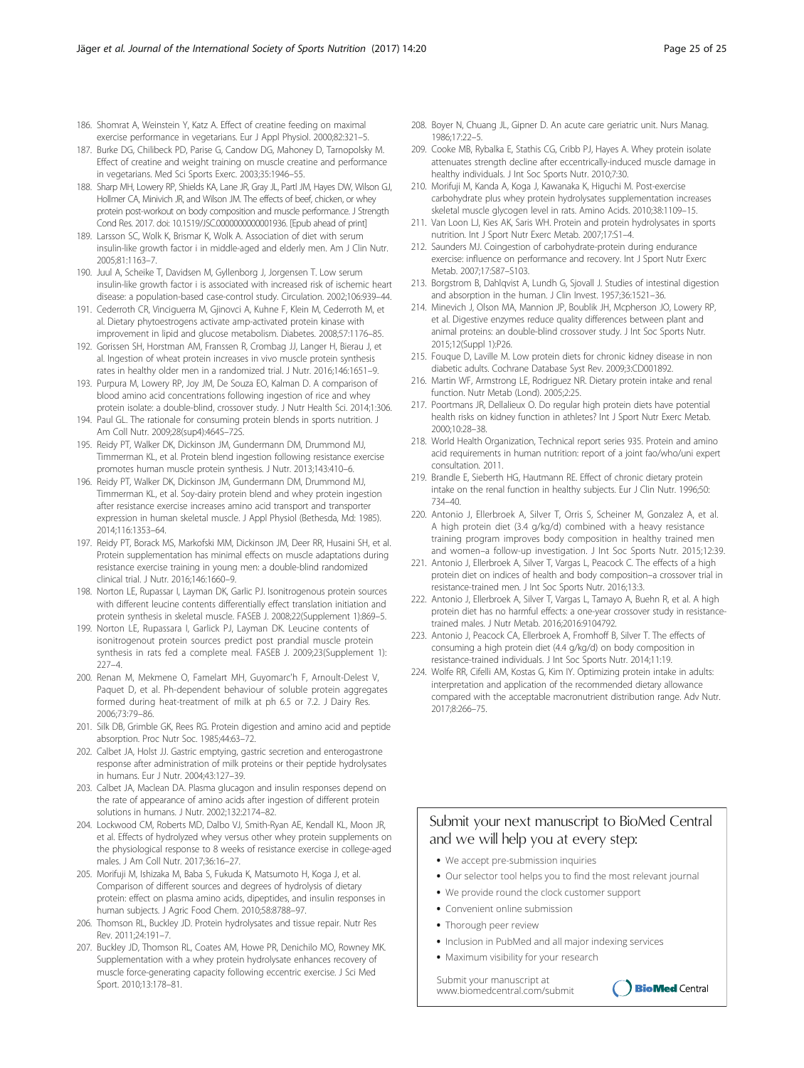186. Shomrat A, Weinstein Y, Katz A. Effect of creatine feeding on maximal exercise performance in vegetarians. Eur J Appl Physiol. 2000;82:321–5.
187. Burke DG, Chilibeck PD, Parise G, Candow DG, Mahoney D, Tarnopolsky M. Effect of creatine and weight training on muscle creatine and performance in vegetarians. Med Sci Sports Exerc. 2003;35:1946–55.
188. Sharp MH, Lowery RP, Shields KA, Lane JR, Gray JL, Partl JM, Hayes DW, Wilson GJ, Hollmer CA, Minivich JR, and Wilson JM. The effects of beef, chicken, or whey protein post-workout on body composition and muscle performance. J Strength Cond Res. 2017. doi: 10.1519/JSC.0000000000001936. [Epub ahead of print]
189. Larsson SC, Wolk K, Brismar K, Wolk A. Association of diet with serum insulin-like growth factor i in middle-aged and elderly men. Am J Clin Nutr. 2005;81:1163–7.
190. Juul A, Scheike T, Davidsen M, Gyllenborg J, Jorgensen T. Low serum insulin-like growth factor i is associated with increased risk of ischemic heart disease: a population-based case-control study. Circulation. 2002;106:939–44.
191. Cederroth CR, Vinciguerra M, Gjinovci A, Kuhne F, Klein M, Cederroth M, et al. Dietary phytoestrogens activate amp-activated protein kinase with improvement in lipid and glucose metabolism. Diabetes. 2008;57:1176–85.
192. Gorissen SH, Horstman AM, Franssen R, Crombag JJ, Langer H, Bierau J, et al. Ingestion of wheat protein increases in vivo muscle protein synthesis rates in healthy older men in a randomized trial. J Nutr. 2016;146:1651–9.
193. Purpura M, Lowery RP, Joy JM, De Souza EO, Kalman D. A comparison of blood amino acid concentrations following ingestion of rice and whey protein isolate: a double-blind, crossover study. J Nutr Health Sci. 2014;1:306.
194. Paul GL. The rationale for consuming protein blends in sports nutrition. J Am Coll Nutr. 2009;28(sup4):464S–72S.
195. Reidy PT, Walker DK, Dickinson JM, Gundermann DM, Drummond MJ, Timmerman KL, et al. Protein blend ingestion following resistance exercise promotes human muscle protein synthesis. J Nutr. 2013;143:410–6.
196. Reidy PT, Walker DK, Dickinson JM, Gundermann DM, Drummond MJ, Timmerman KL, et al. Soy-dairy protein blend and whey protein ingestion after resistance exercise increases amino acid transport and transporter expression in human skeletal muscle. J Appl Physiol (Bethesda, Md: 1985). 2014;116:1353–64.
197. Reidy PT, Borack MS, Markofski MM, Dickinson JM, Deer RR, Husaini SH, et al. Protein supplementation has minimal effects on muscle adaptations during resistance exercise training in young men: a double-blind randomized clinical trial. J Nutr. 2016;146:1660–9.
198. Norton LE, Rupassar I, Layman DK, Garlic PJ. Isonitrogenous protein sources with different leucine contents differentially effect translation initiation and protein synthesis in skeletal muscle. FASEB J. 2008;22(Supplement 1):869–5.
199. Norton LE, Rupassara I, Garlick PJ, Layman DK. Leucine contents of isonitrogenout protein sources predict post prandial muscle protein synthesis in rats fed a complete meal. FASEB J. 2009;23(Supplement 1): 227–4.
200. Renan M, Mekmene O, Famelart MH, Guyomarc'h F, Arnoult-Delest V, Paquet D, et al. Ph-dependent behaviour of soluble protein aggregates formed during heat-treatment of milk at ph 6.5 or 7.2. J Dairy Res. 2006;73:79–86.
201. Silk DB, Grimble GK, Rees RG. Protein digestion and amino acid and peptide absorption. Proc Nutr Soc. 1985;44:63–72.
202. Calbet JA, Holst JJ. Gastric emptying, gastric secretion and enterogastrone response after administration of milk proteins or their peptide hydrolysates in humans. Eur J Nutr. 2004;43:127–39.
203. Calbet JA, Maclean DA. Plasma glucagon and insulin responses depend on the rate of appearance of amino acids after ingestion of different protein solutions in humans. J Nutr. 2002;132:2174–82.
204. Lockwood CM, Roberts MD, Dalbo VJ, Smith-Ryan AE, Kendall KL, Moon JR, et al. Effects of hydrolyzed whey versus other whey protein supplements on the physiological response to 8 weeks of resistance exercise in college-aged males. J Am Coll Nutr. 2017;36:16–27.
205. Morifuji M, Ishizaka M, Baba S, Fukuda K, Matsumoto H, Koga J, et al. Comparison of different sources and degrees of hydrolysis of dietary protein: effect on plasma amino acids, dipeptides, and insulin responses in human subjects. J Agric Food Chem. 2010;58:8788–97.
206. Thomson RL, Buckley JD. Protein hydrolysates and tissue repair. Nutr Res Rev. 2011;24:191–7.
207. Buckley JD, Thomson RL, Coates AM, Howe PR, Denichilo MO, Rowney MK. Supplementation with a whey protein hydrolysate enhances recovery of muscle force-generating capacity following eccentric exercise. J Sci Med Sport. 2010;13:178–81.
208. Boyer N, Chuang JL, Gipner D. An acute care geriatric unit. Nurs Manag. 1986;17:22–5.
209. Cooke MB, Rybalka E, Stathis CG, Cribb PJ, Hayes A. Whey protein isolate attenuates strength decline after eccentrically-induced muscle damage in healthy individuals. J Int Soc Sports Nutr. 2010;7:30.
210. Morifuji M, Kanda A, Koga J, Kawanaka K, Higuchi M. Post-exercise carbohydrate plus whey protein hydrolysates supplementation increases skeletal muscle glycogen level in rats. Amino Acids. 2010;38:1109–15.
211. Van Loon LJ, Kies AK, Saris WH. Protein and protein hydrolysates in sports nutrition. Int J Sport Nutr Exerc Metab. 2007;17:S1–4.
212. Saunders MJ. Coingestion of carbohydrate-protein during endurance exercise: influence on performance and recovery. Int J Sport Nutr Exerc Metab. 2007;17:S87–S103.
213. Borgstrom B, Dahlqvist A, Lundh G, Sjovall J. Studies of intestinal digestion and absorption in the human. J Clin Invest. 1957;36:1521–36.
214. Minevich J, Olson MA, Mannion JP, Boublik JH, Mcpherson JO, Lowery RP, et al. Digestive enzymes reduce quality differences between plant and animal proteins: an double-blind crossover study. J Int Soc Sports Nutr. 2015;12(Suppl 1):P26.
215. Fouque D, Laville M. Low protein diets for chronic kidney disease in non diabetic adults. Cochrane Database Syst Rev. 2009;3:CD001892.
216. Martin WF, Armstrong LE, Rodriguez NR. Dietary protein intake and renal function. Nutr Metab (Lond). 2005;2:25.
217. Poortmans JR, Dellalieux O. Do regular high protein diets have potential health risks on kidney function in athletes? Int J Sport Nutr Exerc Metab. 2000;10:28–38.
218. World Health Organization, Technical report series 935. Protein and amino acid requirements in human nutrition: report of a joint fao/who/uni expert consultation. 2011.
219. Brandle E, Sieberth HG, Hautmann RE. Effect of chronic dietary protein intake on the renal function in healthy subjects. Eur J Clin Nutr. 1996;50: 734–40.
220. Antonio J, Ellerbroek A, Silver T, Orris S, Scheiner M, Gonzalez A, et al. A high protein diet (3.4 g/kg/d) combined with a heavy resistance training program improves body composition in healthy trained men and women–a follow-up investigation. J Int Soc Sports Nutr. 2015;12:39.
221. Antonio J, Ellerbroek A, Silver T, Vargas L, Peacock C. The effects of a high protein diet on indices of health and body composition–a crossover trial in resistance-trained men. J Int Soc Sports Nutr. 2016;13:3.
222. Antonio J, Ellerbroek A, Silver T, Vargas L, Tamayo A, Buehn R, et al. A high protein diet has no harmful effects: a one-year crossover study in resistance-trained males. J Nutr Metab. 2016;2016:9104792.
223. Antonio J, Peacock CA, Ellerbroek A, Fromhoff B, Silver T. The effects of consuming a high protein diet (4.4 g/kg/d) on body composition in resistance-trained individuals. J Int Soc Sports Nutr. 2014;11:19.
224. Wolfe RR, Cifelli AM, Kostas G, Kim IY. Optimizing protein intake in adults: interpretation and application of the recommended dietary allowance compared with the acceptable macronutrient distribution range. Adv Nutr. 2017;8:266–75.

Submit your next manuscript to BioMed Central and we will help you at every step:

- We accept pre-submission inquiries
- Our selector tool helps you to find the most relevant journal
- We provide round the clock customer support
- Convenient online submission
- Thorough peer review
- Inclusion in PubMed and all major indexing services
- Maximum visibility for your research

Submit your manuscript at www.biomedcentral.com/submit

BioMed Central